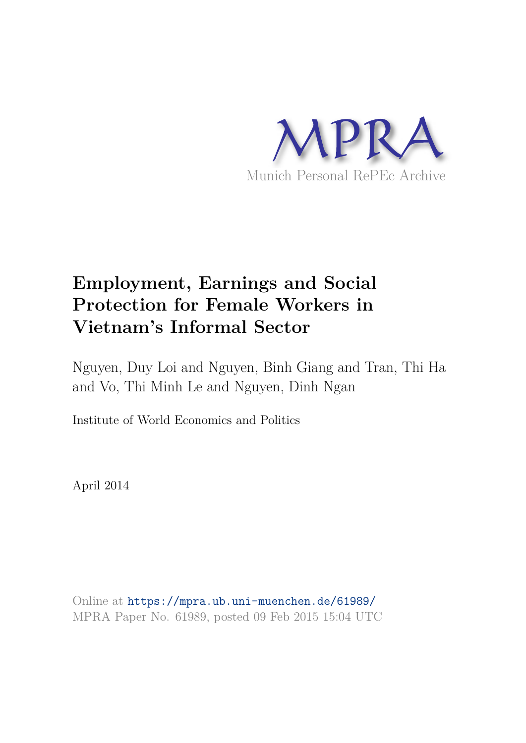MPRA

Munich Personal RePEc Archive

# Employment, Earnings and Social Protection for Female Workers in Vietnam's Informal Sector

Nguyen, Duy Loi and Nguyen, Binh Giang and Tran, Thi Ha and Vo, Thi Minh Le and Nguyen, Dinh Ngan

Institute of World Economics and Politics

April 2014

Online at https://mpra.ub.uni-muenchen.de/61989/
MPRA Paper No. 61989, posted 09 Feb 2015 15:04 UTC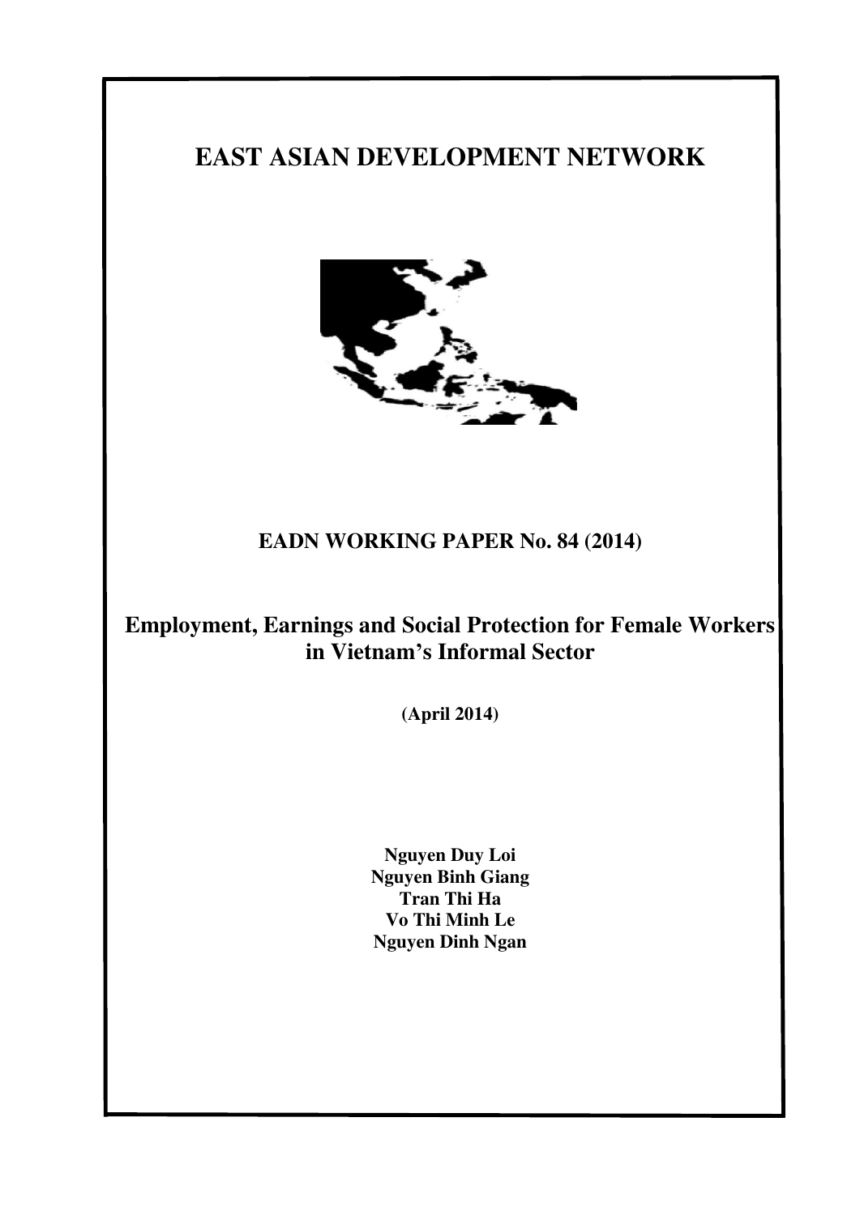# EAST ASIAN DEVELOPMENT NETWORK

**EADN WORKING PAPER No. 84 (2014)**

## Employment, Earnings and Social Protection for Female Workers in Vietnam's Informal Sector

**(April 2014)**

**Nguyen Duy Loi**
**Nguyen Binh Giang**
**Tran Thi Ha**
**Vo Thi Minh Le**
**Nguyen Dinh Ngan**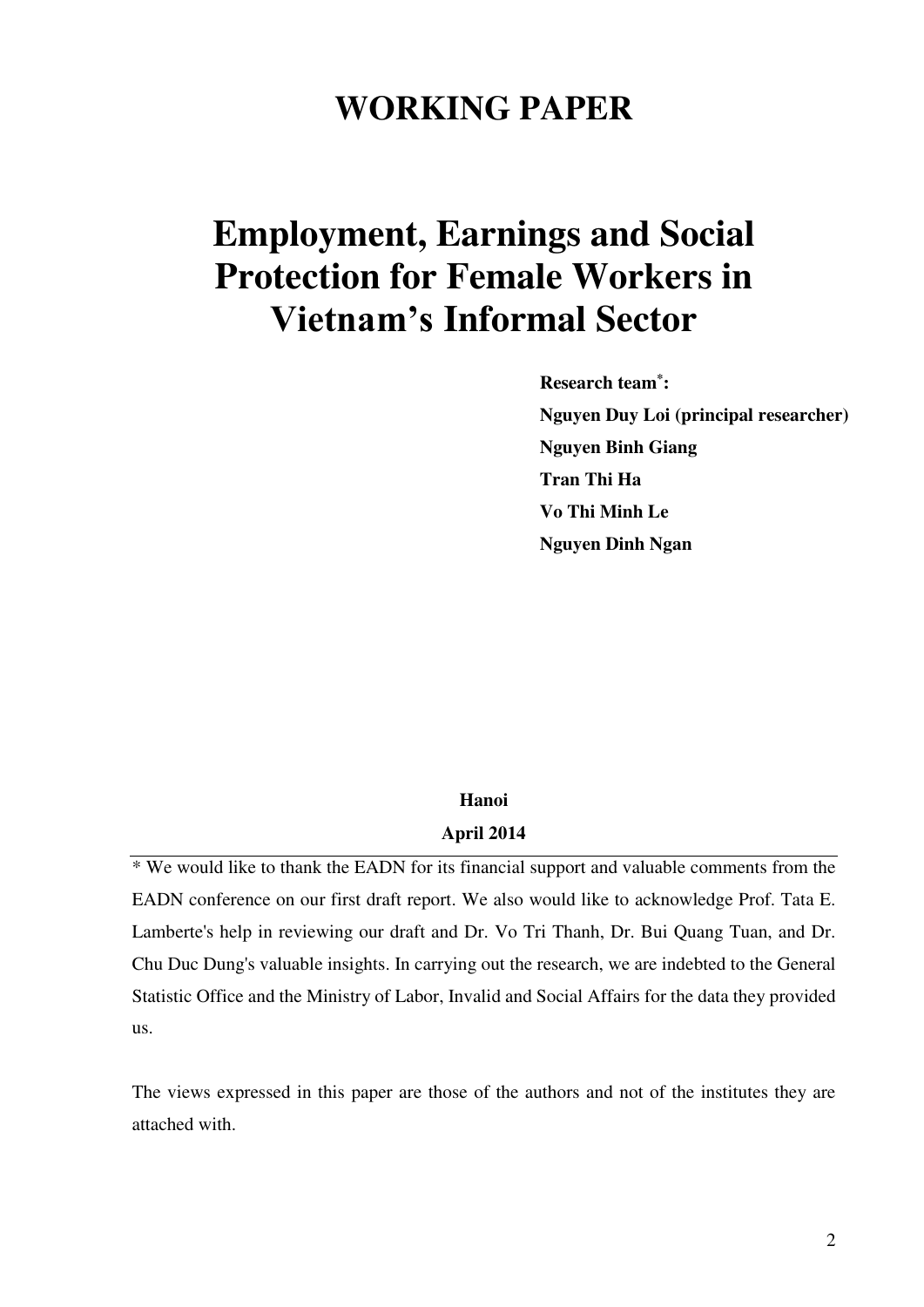# WORKING PAPER

# Employment, Earnings and Social Protection for Female Workers in Vietnam's Informal Sector

**Research team\*:**

**Nguyen Duy Loi (principal researcher)**

**Nguyen Binh Giang**

**Tran Thi Ha**

**Vo Thi Minh Le**

**Nguyen Dinh Ngan**

**Hanoi**

**April 2014**

---

\* We would like to thank the EADN for its financial support and valuable comments from the EADN conference on our first draft report. We also would like to acknowledge Prof. Tata E. Lamberte's help in reviewing our draft and Dr. Vo Tri Thanh, Dr. Bui Quang Tuan, and Dr. Chu Duc Dung's valuable insights. In carrying out the research, we are indebted to the General Statistic Office and the Ministry of Labor, Invalid and Social Affairs for the data they provided us.

The views expressed in this paper are those of the authors and not of the institutes they are attached with.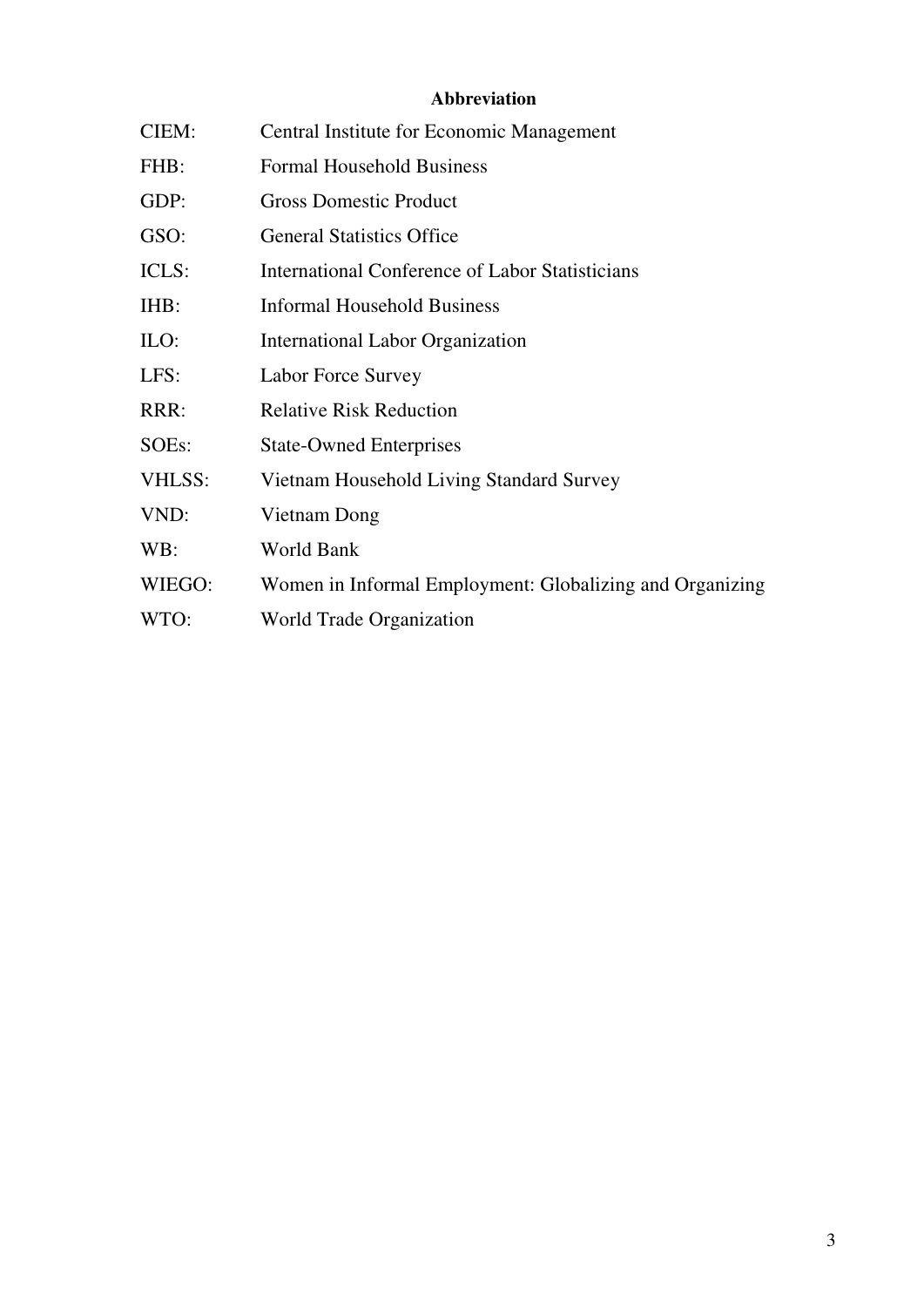# Abbreviation

| | |
|---|---|
| CIEM: | Central Institute for Economic Management |
| FHB: | Formal Household Business |
| GDP: | Gross Domestic Product |
| GSO: | General Statistics Office |
| ICLS: | International Conference of Labor Statisticians |
| IHB: | Informal Household Business |
| ILO: | International Labor Organization |
| LFS: | Labor Force Survey |
| RRR: | Relative Risk Reduction |
| SOEs: | State-Owned Enterprises |
| VHLSS: | Vietnam Household Living Standard Survey |
| VND: | Vietnam Dong |
| WB: | World Bank |
| WIEGO: | Women in Informal Employment: Globalizing and Organizing |
| WTO: | World Trade Organization |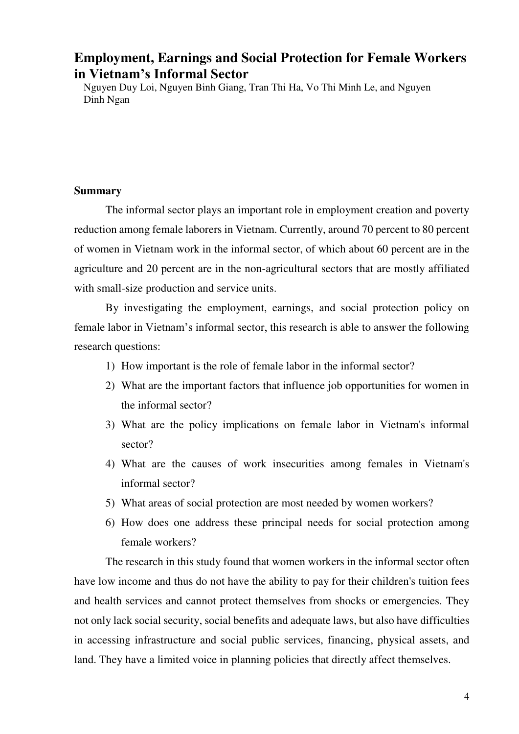# Employment, Earnings and Social Protection for Female Workers in Vietnam's Informal Sector

Nguyen Duy Loi, Nguyen Binh Giang, Tran Thi Ha, Vo Thi Minh Le, and Nguyen Dinh Ngan

**Summary**

The informal sector plays an important role in employment creation and poverty reduction among female laborers in Vietnam. Currently, around 70 percent to 80 percent of women in Vietnam work in the informal sector, of which about 60 percent are in the agriculture and 20 percent are in the non-agricultural sectors that are mostly affiliated with small-size production and service units.

By investigating the employment, earnings, and social protection policy on female labor in Vietnam's informal sector, this research is able to answer the following research questions:

1) How important is the role of female labor in the informal sector?
2) What are the important factors that influence job opportunities for women in the informal sector?
3) What are the policy implications on female labor in Vietnam's informal sector?
4) What are the causes of work insecurities among females in Vietnam's informal sector?
5) What areas of social protection are most needed by women workers?
6) How does one address these principal needs for social protection among female workers?

The research in this study found that women workers in the informal sector often have low income and thus do not have the ability to pay for their children's tuition fees and health services and cannot protect themselves from shocks or emergencies. They not only lack social security, social benefits and adequate laws, but also have difficulties in accessing infrastructure and social public services, financing, physical assets, and land. They have a limited voice in planning policies that directly affect themselves.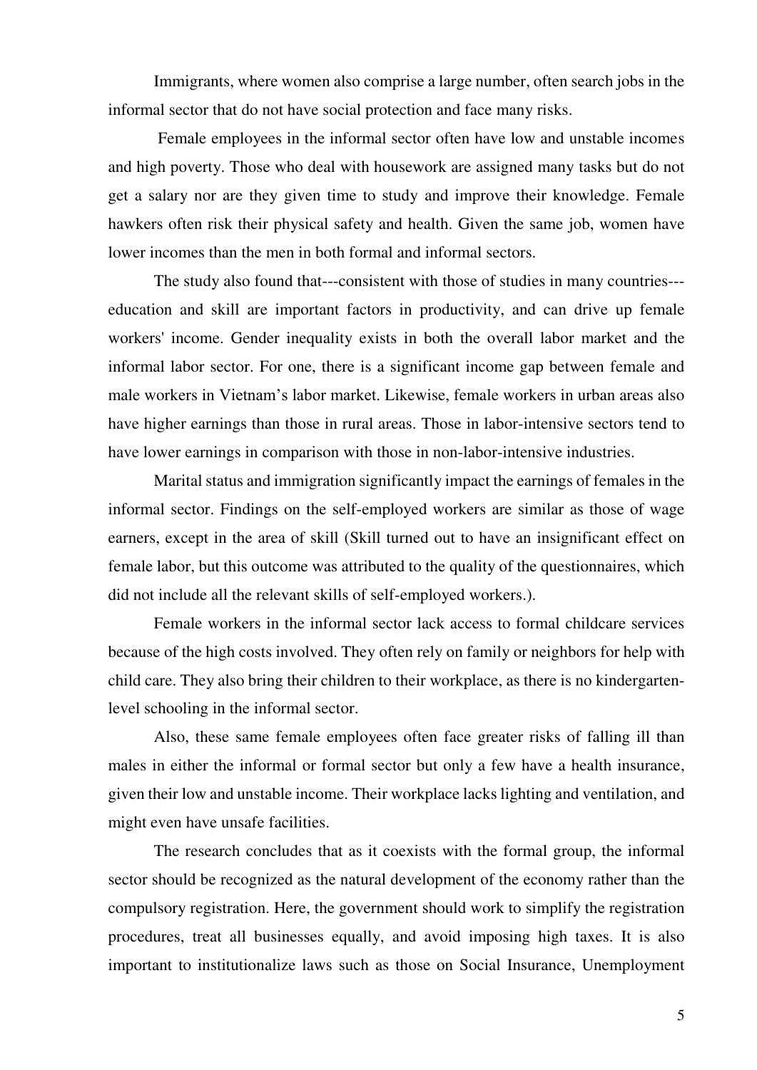Immigrants, where women also comprise a large number, often search jobs in the informal sector that do not have social protection and face many risks.

Female employees in the informal sector often have low and unstable incomes and high poverty. Those who deal with housework are assigned many tasks but do not get a salary nor are they given time to study and improve their knowledge. Female hawkers often risk their physical safety and health. Given the same job, women have lower incomes than the men in both formal and informal sectors.

The study also found that---consistent with those of studies in many countries---education and skill are important factors in productivity, and can drive up female workers' income. Gender inequality exists in both the overall labor market and the informal labor sector. For one, there is a significant income gap between female and male workers in Vietnam's labor market. Likewise, female workers in urban areas also have higher earnings than those in rural areas. Those in labor-intensive sectors tend to have lower earnings in comparison with those in non-labor-intensive industries.

Marital status and immigration significantly impact the earnings of females in the informal sector. Findings on the self-employed workers are similar as those of wage earners, except in the area of skill (Skill turned out to have an insignificant effect on female labor, but this outcome was attributed to the quality of the questionnaires, which did not include all the relevant skills of self-employed workers.).

Female workers in the informal sector lack access to formal childcare services because of the high costs involved. They often rely on family or neighbors for help with child care. They also bring their children to their workplace, as there is no kindergarten-level schooling in the informal sector.

Also, these same female employees often face greater risks of falling ill than males in either the informal or formal sector but only a few have a health insurance, given their low and unstable income. Their workplace lacks lighting and ventilation, and might even have unsafe facilities.

The research concludes that as it coexists with the formal group, the informal sector should be recognized as the natural development of the economy rather than the compulsory registration. Here, the government should work to simplify the registration procedures, treat all businesses equally, and avoid imposing high taxes. It is also important to institutionalize laws such as those on Social Insurance, Unemployment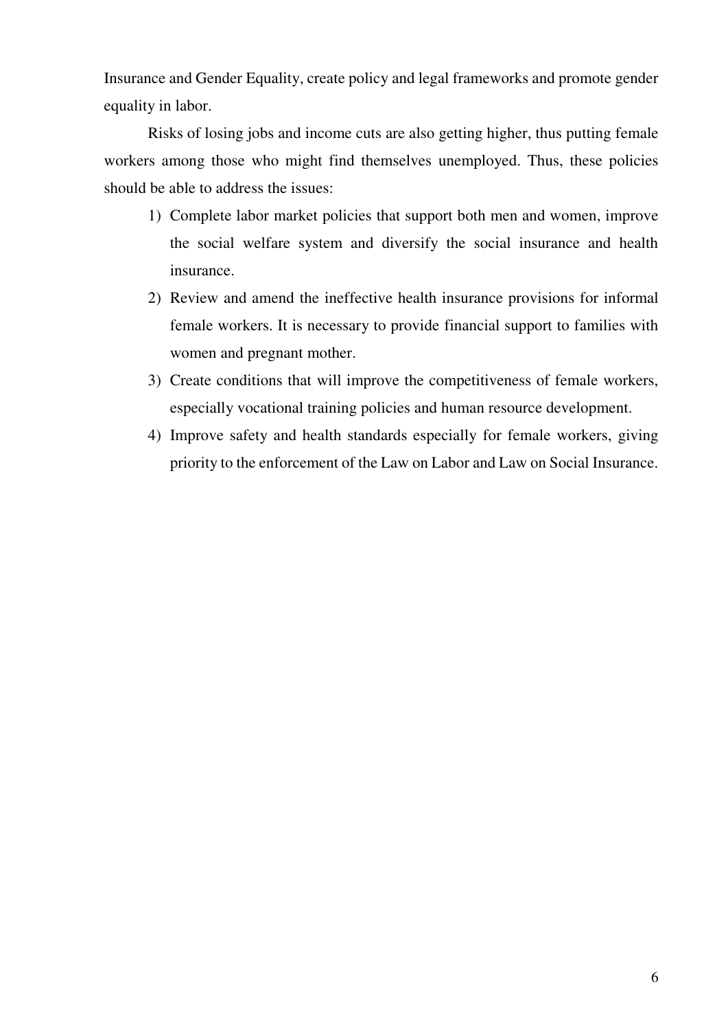Insurance and Gender Equality, create policy and legal frameworks and promote gender equality in labor.

Risks of losing jobs and income cuts are also getting higher, thus putting female workers among those who might find themselves unemployed. Thus, these policies should be able to address the issues:

1) Complete labor market policies that support both men and women, improve the social welfare system and diversify the social insurance and health insurance.
2) Review and amend the ineffective health insurance provisions for informal female workers. It is necessary to provide financial support to families with women and pregnant mother.
3) Create conditions that will improve the competitiveness of female workers, especially vocational training policies and human resource development.
4) Improve safety and health standards especially for female workers, giving priority to the enforcement of the Law on Labor and Law on Social Insurance.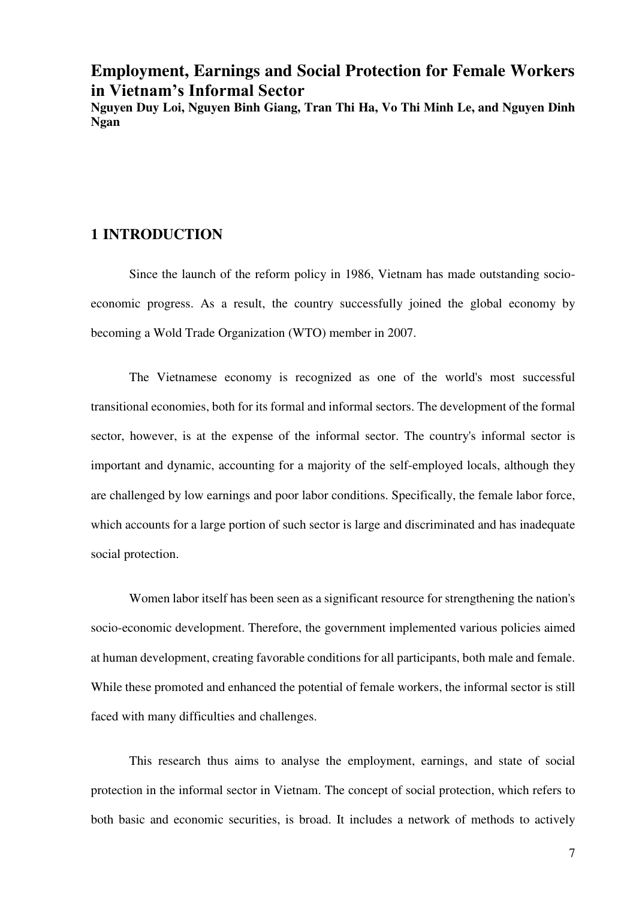# Employment, Earnings and Social Protection for Female Workers in Vietnam's Informal Sector

**Nguyen Duy Loi, Nguyen Binh Giang, Tran Thi Ha, Vo Thi Minh Le, and Nguyen Dinh Ngan**

## 1 INTRODUCTION

Since the launch of the reform policy in 1986, Vietnam has made outstanding socio-economic progress. As a result, the country successfully joined the global economy by becoming a Wold Trade Organization (WTO) member in 2007.

The Vietnamese economy is recognized as one of the world's most successful transitional economies, both for its formal and informal sectors. The development of the formal sector, however, is at the expense of the informal sector. The country's informal sector is important and dynamic, accounting for a majority of the self-employed locals, although they are challenged by low earnings and poor labor conditions. Specifically, the female labor force, which accounts for a large portion of such sector is large and discriminated and has inadequate social protection.

Women labor itself has been seen as a significant resource for strengthening the nation's socio-economic development. Therefore, the government implemented various policies aimed at human development, creating favorable conditions for all participants, both male and female. While these promoted and enhanced the potential of female workers, the informal sector is still faced with many difficulties and challenges.

This research thus aims to analyse the employment, earnings, and state of social protection in the informal sector in Vietnam. The concept of social protection, which refers to both basic and economic securities, is broad. It includes a network of methods to actively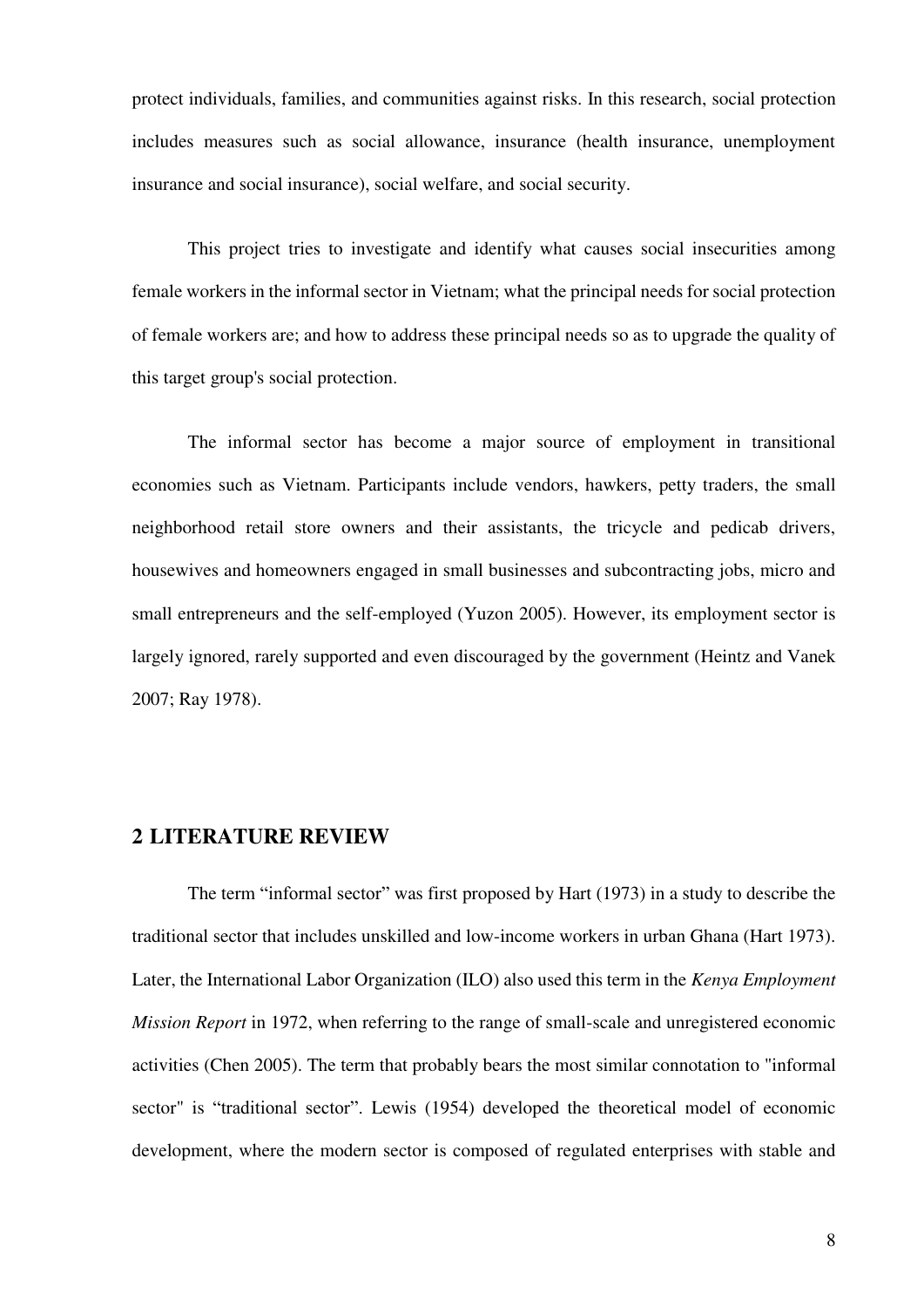protect individuals, families, and communities against risks. In this research, social protection includes measures such as social allowance, insurance (health insurance, unemployment insurance and social insurance), social welfare, and social security.

This project tries to investigate and identify what causes social insecurities among female workers in the informal sector in Vietnam; what the principal needs for social protection of female workers are; and how to address these principal needs so as to upgrade the quality of this target group's social protection.

The informal sector has become a major source of employment in transitional economies such as Vietnam. Participants include vendors, hawkers, petty traders, the small neighborhood retail store owners and their assistants, the tricycle and pedicab drivers, housewives and homeowners engaged in small businesses and subcontracting jobs, micro and small entrepreneurs and the self-employed (Yuzon 2005). However, its employment sector is largely ignored, rarely supported and even discouraged by the government (Heintz and Vanek 2007; Ray 1978).

## 2 LITERATURE REVIEW

The term "informal sector" was first proposed by Hart (1973) in a study to describe the traditional sector that includes unskilled and low-income workers in urban Ghana (Hart 1973). Later, the International Labor Organization (ILO) also used this term in the *Kenya Employment Mission Report* in 1972, when referring to the range of small-scale and unregistered economic activities (Chen 2005). The term that probably bears the most similar connotation to "informal sector" is "traditional sector". Lewis (1954) developed the theoretical model of economic development, where the modern sector is composed of regulated enterprises with stable and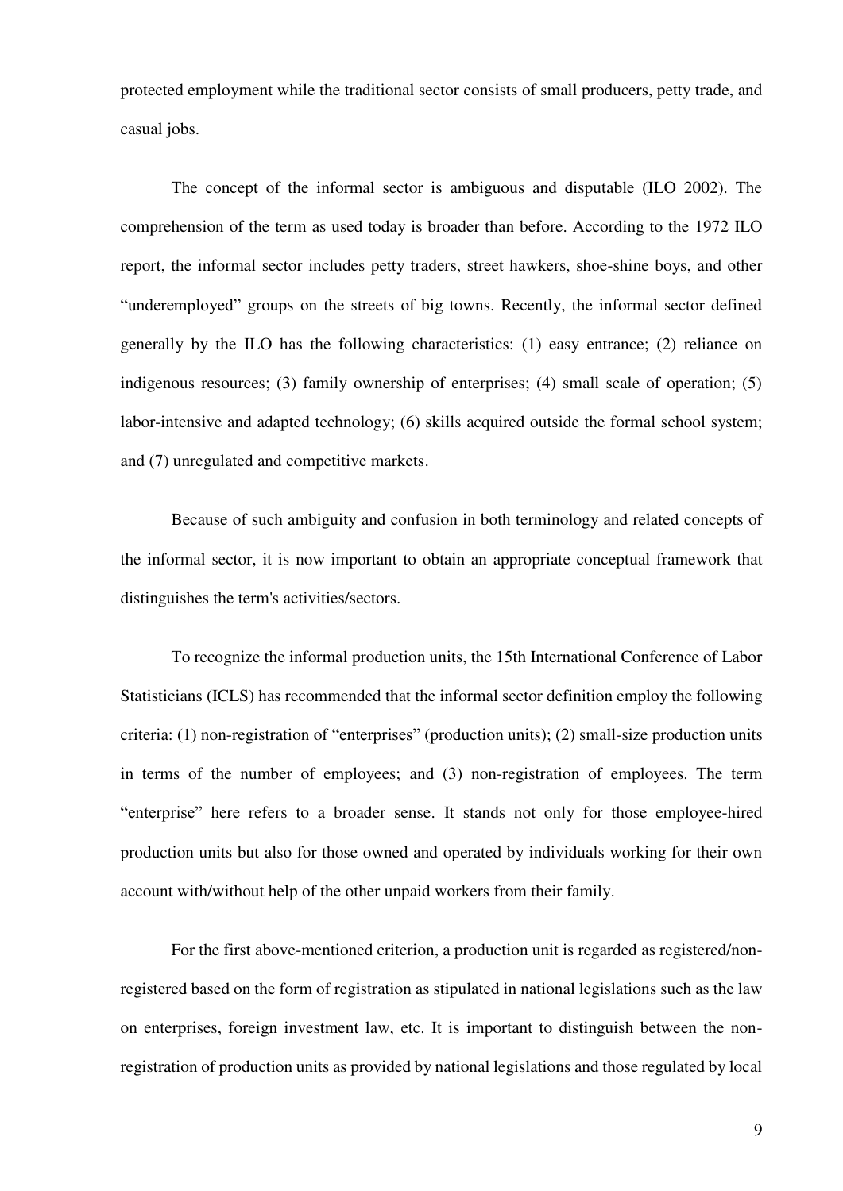protected employment while the traditional sector consists of small producers, petty trade, and casual jobs.

The concept of the informal sector is ambiguous and disputable (ILO 2002). The comprehension of the term as used today is broader than before. According to the 1972 ILO report, the informal sector includes petty traders, street hawkers, shoe-shine boys, and other "underemployed" groups on the streets of big towns. Recently, the informal sector defined generally by the ILO has the following characteristics: (1) easy entrance; (2) reliance on indigenous resources; (3) family ownership of enterprises; (4) small scale of operation; (5) labor-intensive and adapted technology; (6) skills acquired outside the formal school system; and (7) unregulated and competitive markets.

Because of such ambiguity and confusion in both terminology and related concepts of the informal sector, it is now important to obtain an appropriate conceptual framework that distinguishes the term's activities/sectors.

To recognize the informal production units, the 15th International Conference of Labor Statisticians (ICLS) has recommended that the informal sector definition employ the following criteria: (1) non-registration of "enterprises" (production units); (2) small-size production units in terms of the number of employees; and (3) non-registration of employees. The term "enterprise" here refers to a broader sense. It stands not only for those employee-hired production units but also for those owned and operated by individuals working for their own account with/without help of the other unpaid workers from their family.

For the first above-mentioned criterion, a production unit is regarded as registered/non-registered based on the form of registration as stipulated in national legislations such as the law on enterprises, foreign investment law, etc. It is important to distinguish between the non-registration of production units as provided by national legislations and those regulated by local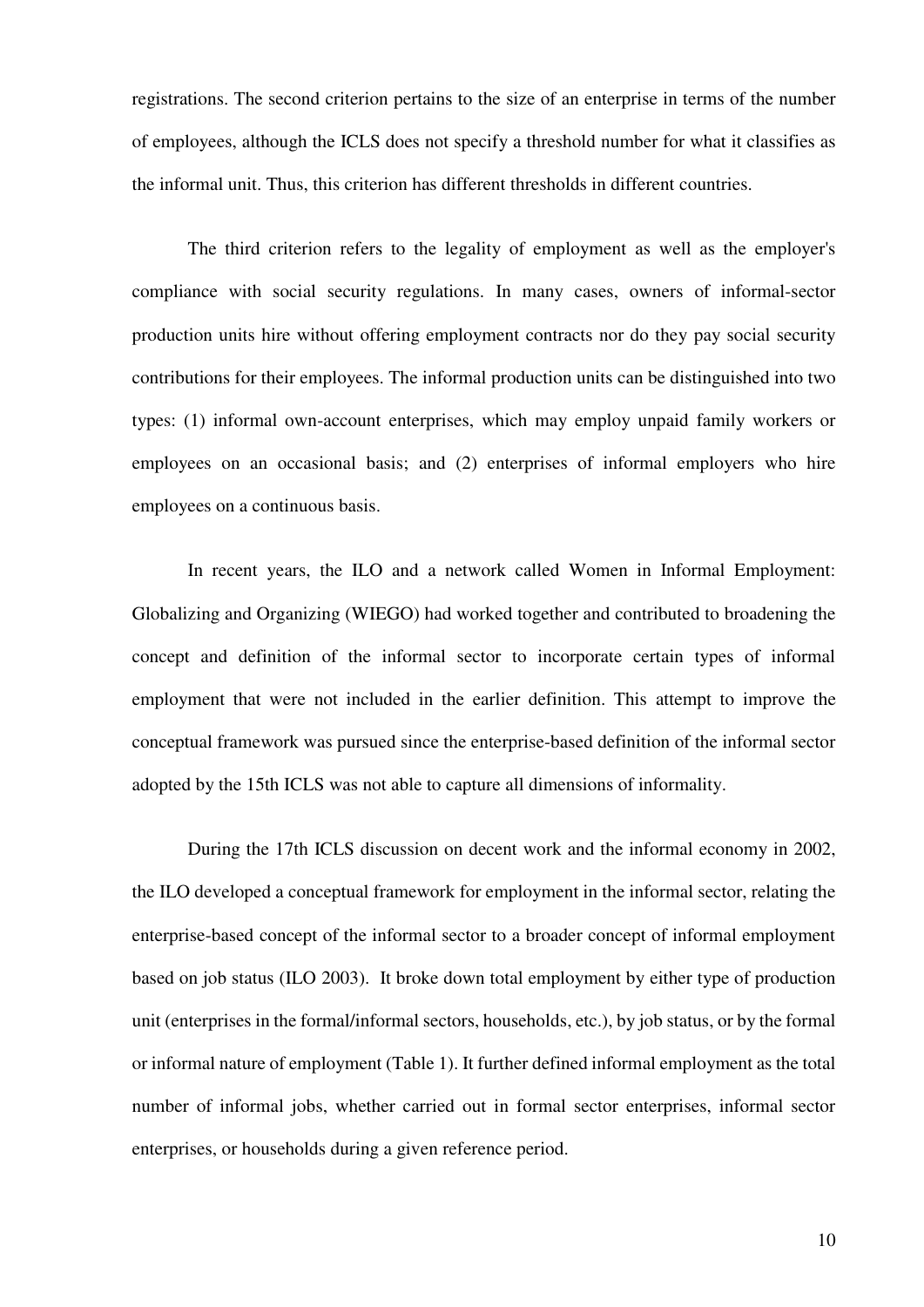registrations. The second criterion pertains to the size of an enterprise in terms of the number of employees, although the ICLS does not specify a threshold number for what it classifies as the informal unit. Thus, this criterion has different thresholds in different countries.

The third criterion refers to the legality of employment as well as the employer's compliance with social security regulations. In many cases, owners of informal-sector production units hire without offering employment contracts nor do they pay social security contributions for their employees. The informal production units can be distinguished into two types: (1) informal own-account enterprises, which may employ unpaid family workers or employees on an occasional basis; and (2) enterprises of informal employers who hire employees on a continuous basis.

In recent years, the ILO and a network called Women in Informal Employment: Globalizing and Organizing (WIEGO) had worked together and contributed to broadening the concept and definition of the informal sector to incorporate certain types of informal employment that were not included in the earlier definition. This attempt to improve the conceptual framework was pursued since the enterprise-based definition of the informal sector adopted by the 15th ICLS was not able to capture all dimensions of informality.

During the 17th ICLS discussion on decent work and the informal economy in 2002, the ILO developed a conceptual framework for employment in the informal sector, relating the enterprise-based concept of the informal sector to a broader concept of informal employment based on job status (ILO 2003). It broke down total employment by either type of production unit (enterprises in the formal/informal sectors, households, etc.), by job status, or by the formal or informal nature of employment (Table 1). It further defined informal employment as the total number of informal jobs, whether carried out in formal sector enterprises, informal sector enterprises, or households during a given reference period.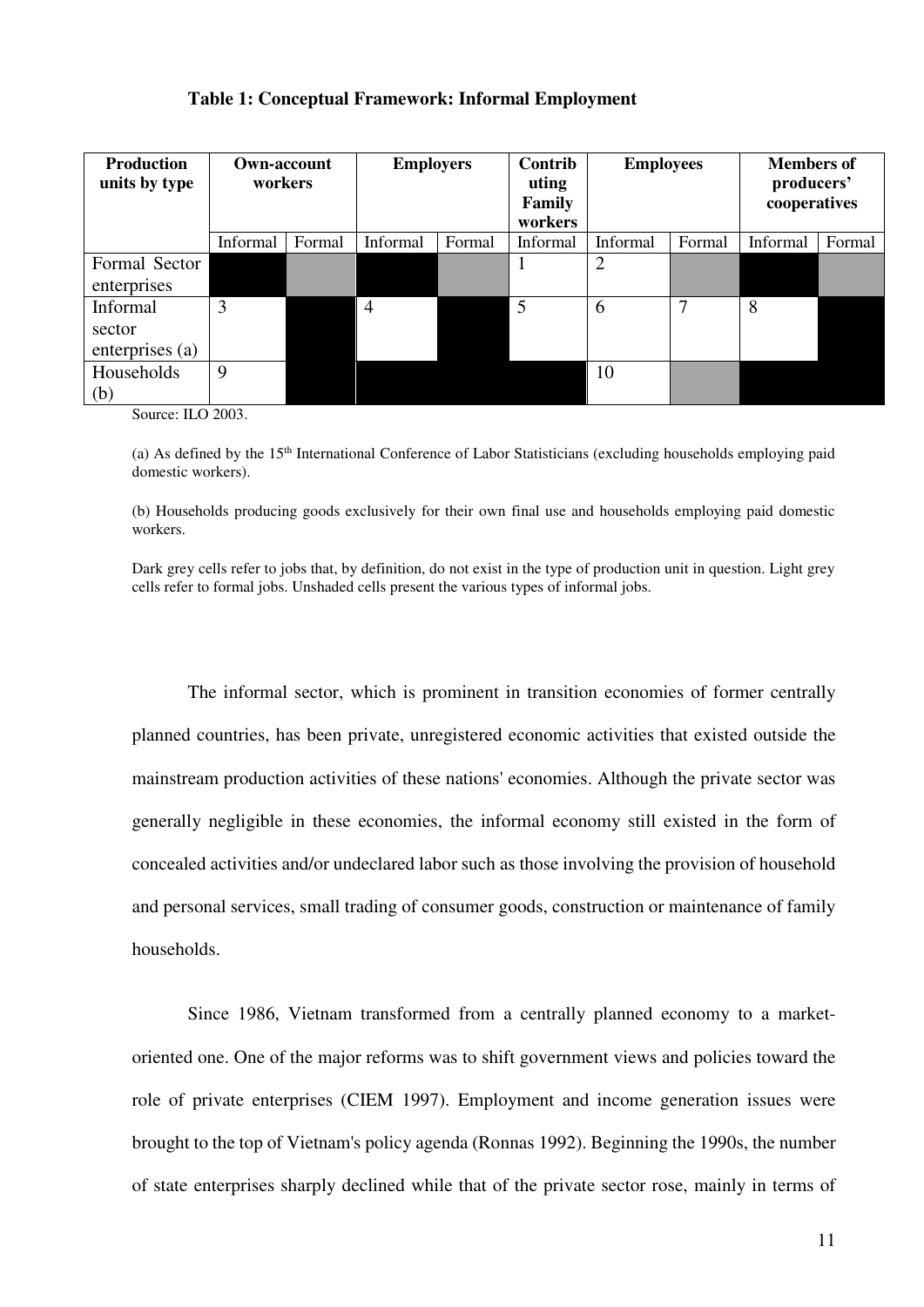**Table 1: Conceptual Framework: Informal Employment**

| Production units by type | Own-account workers | | Employers | | Contributing Family workers | Employees | | Members of producers' cooperatives | |
|---|---|---|---|---|---|---|---|---|---|
| | Informal | Formal | Informal | Formal | Informal | Informal | Formal | Informal | Formal |
| Formal Sector enterprises | | | | | 1 | 2 | | | |
| Informal sector enterprises (a) | 3 | | 4 | | 5 | 6 | 7 | 8 | |
| Households (b) | 9 | | | | | 10 | | | |

Source: ILO 2003.

(a) As defined by the 15th International Conference of Labor Statisticians (excluding households employing paid domestic workers).

(b) Households producing goods exclusively for their own final use and households employing paid domestic workers.

Dark grey cells refer to jobs that, by definition, do not exist in the type of production unit in question. Light grey cells refer to formal jobs. Unshaded cells present the various types of informal jobs.

The informal sector, which is prominent in transition economies of former centrally planned countries, has been private, unregistered economic activities that existed outside the mainstream production activities of these nations' economies. Although the private sector was generally negligible in these economies, the informal economy still existed in the form of concealed activities and/or undeclared labor such as those involving the provision of household and personal services, small trading of consumer goods, construction or maintenance of family households.

Since 1986, Vietnam transformed from a centrally planned economy to a market-oriented one. One of the major reforms was to shift government views and policies toward the role of private enterprises (CIEM 1997). Employment and income generation issues were brought to the top of Vietnam's policy agenda (Ronnas 1992). Beginning the 1990s, the number of state enterprises sharply declined while that of the private sector rose, mainly in terms of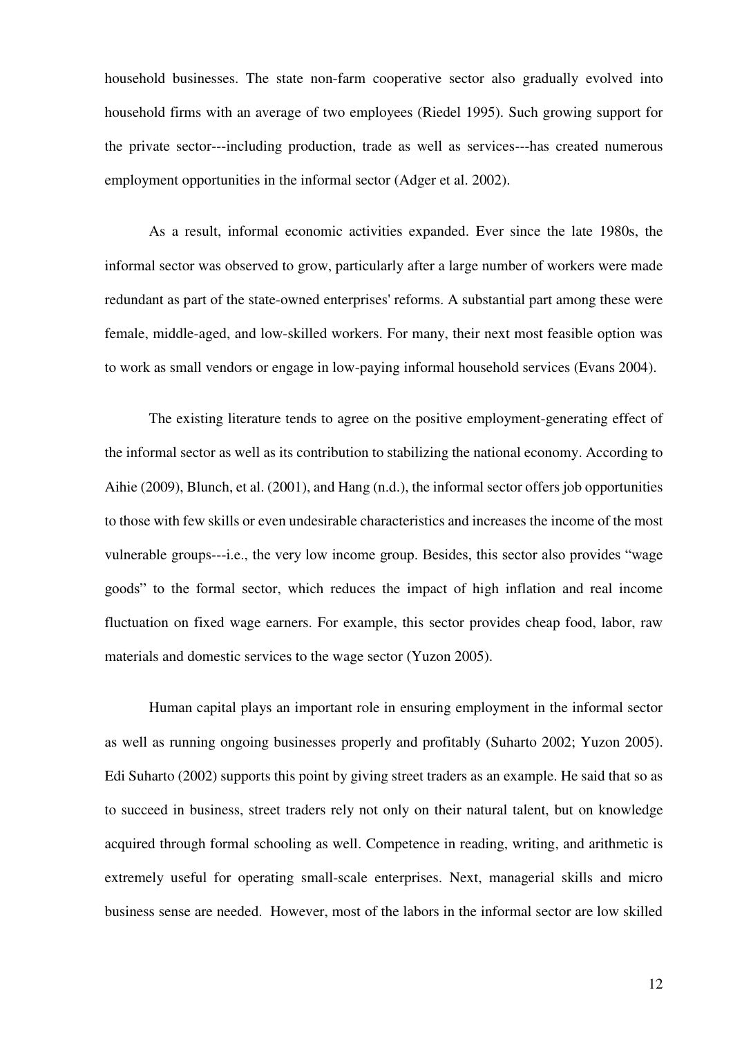household businesses. The state non-farm cooperative sector also gradually evolved into household firms with an average of two employees (Riedel 1995). Such growing support for the private sector---including production, trade as well as services---has created numerous employment opportunities in the informal sector (Adger et al. 2002).

As a result, informal economic activities expanded. Ever since the late 1980s, the informal sector was observed to grow, particularly after a large number of workers were made redundant as part of the state-owned enterprises' reforms. A substantial part among these were female, middle-aged, and low-skilled workers. For many, their next most feasible option was to work as small vendors or engage in low-paying informal household services (Evans 2004).

The existing literature tends to agree on the positive employment-generating effect of the informal sector as well as its contribution to stabilizing the national economy. According to Aihie (2009), Blunch, et al. (2001), and Hang (n.d.), the informal sector offers job opportunities to those with few skills or even undesirable characteristics and increases the income of the most vulnerable groups---i.e., the very low income group. Besides, this sector also provides "wage goods" to the formal sector, which reduces the impact of high inflation and real income fluctuation on fixed wage earners. For example, this sector provides cheap food, labor, raw materials and domestic services to the wage sector (Yuzon 2005).

Human capital plays an important role in ensuring employment in the informal sector as well as running ongoing businesses properly and profitably (Suharto 2002; Yuzon 2005). Edi Suharto (2002) supports this point by giving street traders as an example. He said that so as to succeed in business, street traders rely not only on their natural talent, but on knowledge acquired through formal schooling as well. Competence in reading, writing, and arithmetic is extremely useful for operating small-scale enterprises. Next, managerial skills and micro business sense are needed. However, most of the labors in the informal sector are low skilled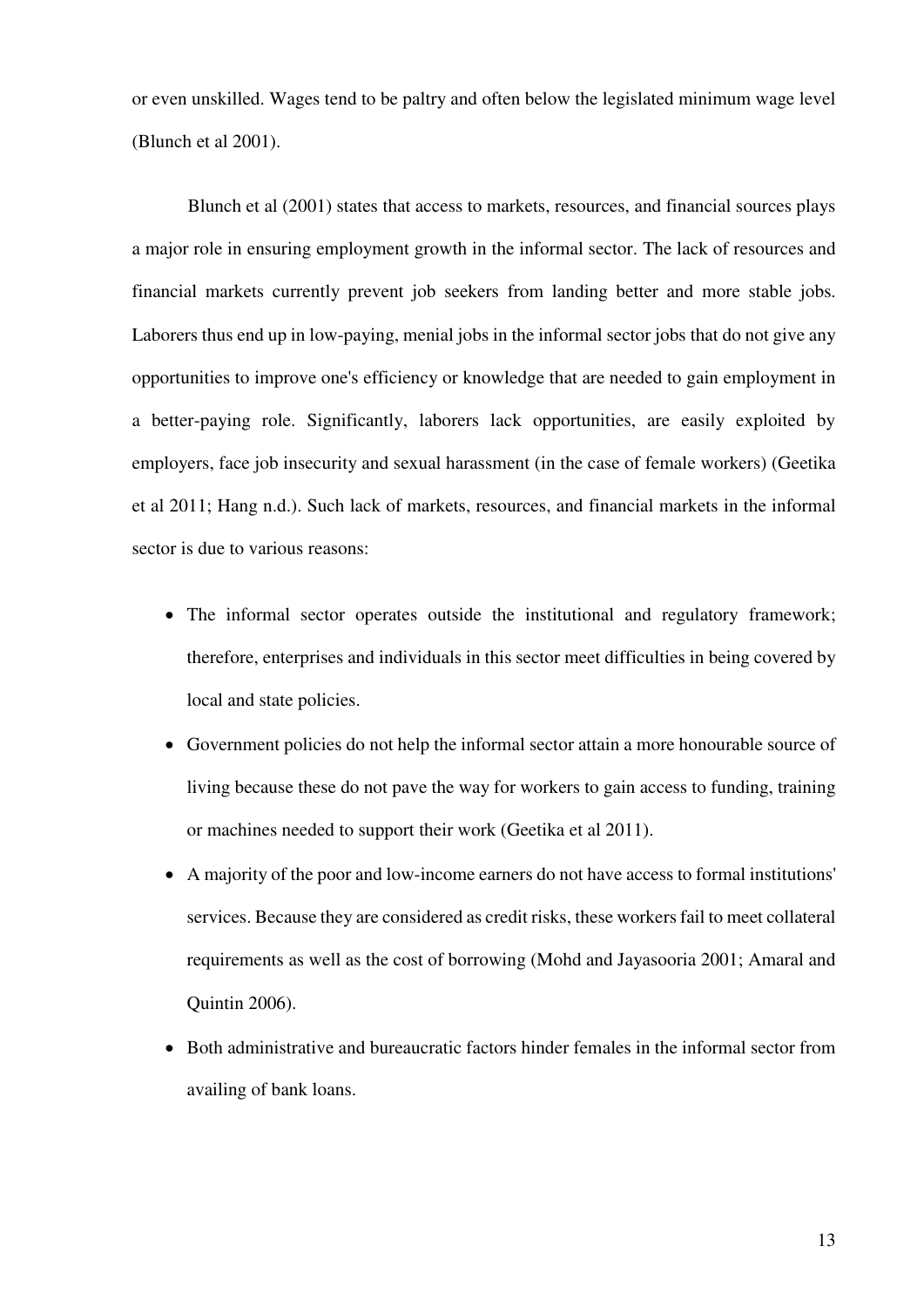or even unskilled. Wages tend to be paltry and often below the legislated minimum wage level (Blunch et al 2001).

Blunch et al (2001) states that access to markets, resources, and financial sources plays a major role in ensuring employment growth in the informal sector. The lack of resources and financial markets currently prevent job seekers from landing better and more stable jobs. Laborers thus end up in low-paying, menial jobs in the informal sector jobs that do not give any opportunities to improve one's efficiency or knowledge that are needed to gain employment in a better-paying role. Significantly, laborers lack opportunities, are easily exploited by employers, face job insecurity and sexual harassment (in the case of female workers) (Geetika et al 2011; Hang n.d.). Such lack of markets, resources, and financial markets in the informal sector is due to various reasons:

- The informal sector operates outside the institutional and regulatory framework; therefore, enterprises and individuals in this sector meet difficulties in being covered by local and state policies.
- Government policies do not help the informal sector attain a more honourable source of living because these do not pave the way for workers to gain access to funding, training or machines needed to support their work (Geetika et al 2011).
- A majority of the poor and low-income earners do not have access to formal institutions' services. Because they are considered as credit risks, these workers fail to meet collateral requirements as well as the cost of borrowing (Mohd and Jayasooria 2001; Amaral and Quintin 2006).
- Both administrative and bureaucratic factors hinder females in the informal sector from availing of bank loans.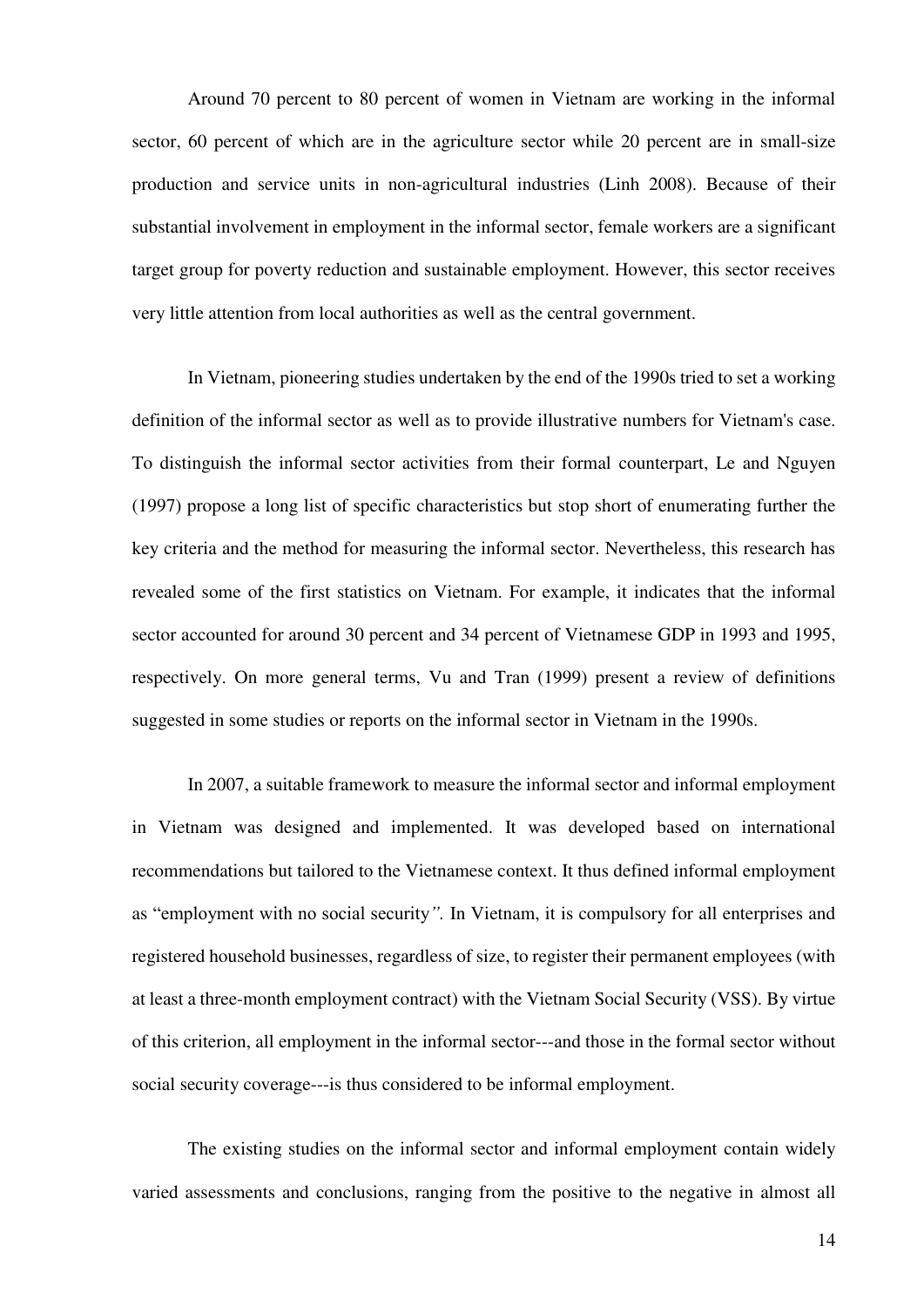Around 70 percent to 80 percent of women in Vietnam are working in the informal sector, 60 percent of which are in the agriculture sector while 20 percent are in small-size production and service units in non-agricultural industries (Linh 2008). Because of their substantial involvement in employment in the informal sector, female workers are a significant target group for poverty reduction and sustainable employment. However, this sector receives very little attention from local authorities as well as the central government.

In Vietnam, pioneering studies undertaken by the end of the 1990s tried to set a working definition of the informal sector as well as to provide illustrative numbers for Vietnam's case. To distinguish the informal sector activities from their formal counterpart, Le and Nguyen (1997) propose a long list of specific characteristics but stop short of enumerating further the key criteria and the method for measuring the informal sector. Nevertheless, this research has revealed some of the first statistics on Vietnam. For example, it indicates that the informal sector accounted for around 30 percent and 34 percent of Vietnamese GDP in 1993 and 1995, respectively. On more general terms, Vu and Tran (1999) present a review of definitions suggested in some studies or reports on the informal sector in Vietnam in the 1990s.

In 2007, a suitable framework to measure the informal sector and informal employment in Vietnam was designed and implemented. It was developed based on international recommendations but tailored to the Vietnamese context. It thus defined informal employment as "employment with no social security*".* In Vietnam, it is compulsory for all enterprises and registered household businesses, regardless of size, to register their permanent employees (with at least a three-month employment contract) with the Vietnam Social Security (VSS). By virtue of this criterion, all employment in the informal sector---and those in the formal sector without social security coverage---is thus considered to be informal employment.

The existing studies on the informal sector and informal employment contain widely varied assessments and conclusions, ranging from the positive to the negative in almost all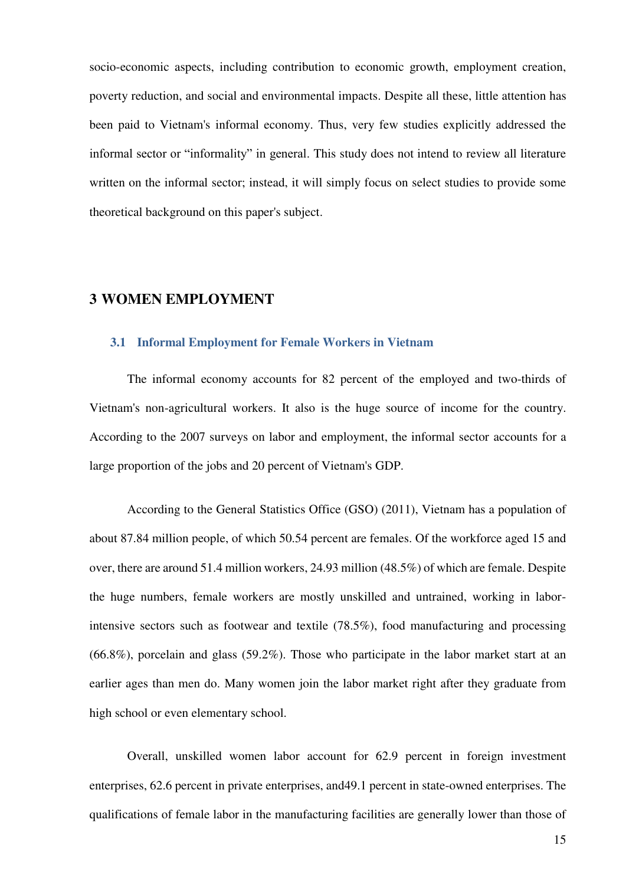socio-economic aspects, including contribution to economic growth, employment creation, poverty reduction, and social and environmental impacts. Despite all these, little attention has been paid to Vietnam's informal economy. Thus, very few studies explicitly addressed the informal sector or "informality" in general. This study does not intend to review all literature written on the informal sector; instead, it will simply focus on select studies to provide some theoretical background on this paper's subject.

# 3 WOMEN EMPLOYMENT

## 3.1 Informal Employment for Female Workers in Vietnam

The informal economy accounts for 82 percent of the employed and two-thirds of Vietnam's non-agricultural workers. It also is the huge source of income for the country. According to the 2007 surveys on labor and employment, the informal sector accounts for a large proportion of the jobs and 20 percent of Vietnam's GDP.

According to the General Statistics Office (GSO) (2011), Vietnam has a population of about 87.84 million people, of which 50.54 percent are females. Of the workforce aged 15 and over, there are around 51.4 million workers, 24.93 million (48.5%) of which are female. Despite the huge numbers, female workers are mostly unskilled and untrained, working in labor-intensive sectors such as footwear and textile (78.5%), food manufacturing and processing (66.8%), porcelain and glass (59.2%). Those who participate in the labor market start at an earlier ages than men do. Many women join the labor market right after they graduate from high school or even elementary school.

Overall, unskilled women labor account for 62.9 percent in foreign investment enterprises, 62.6 percent in private enterprises, and49.1 percent in state-owned enterprises. The qualifications of female labor in the manufacturing facilities are generally lower than those of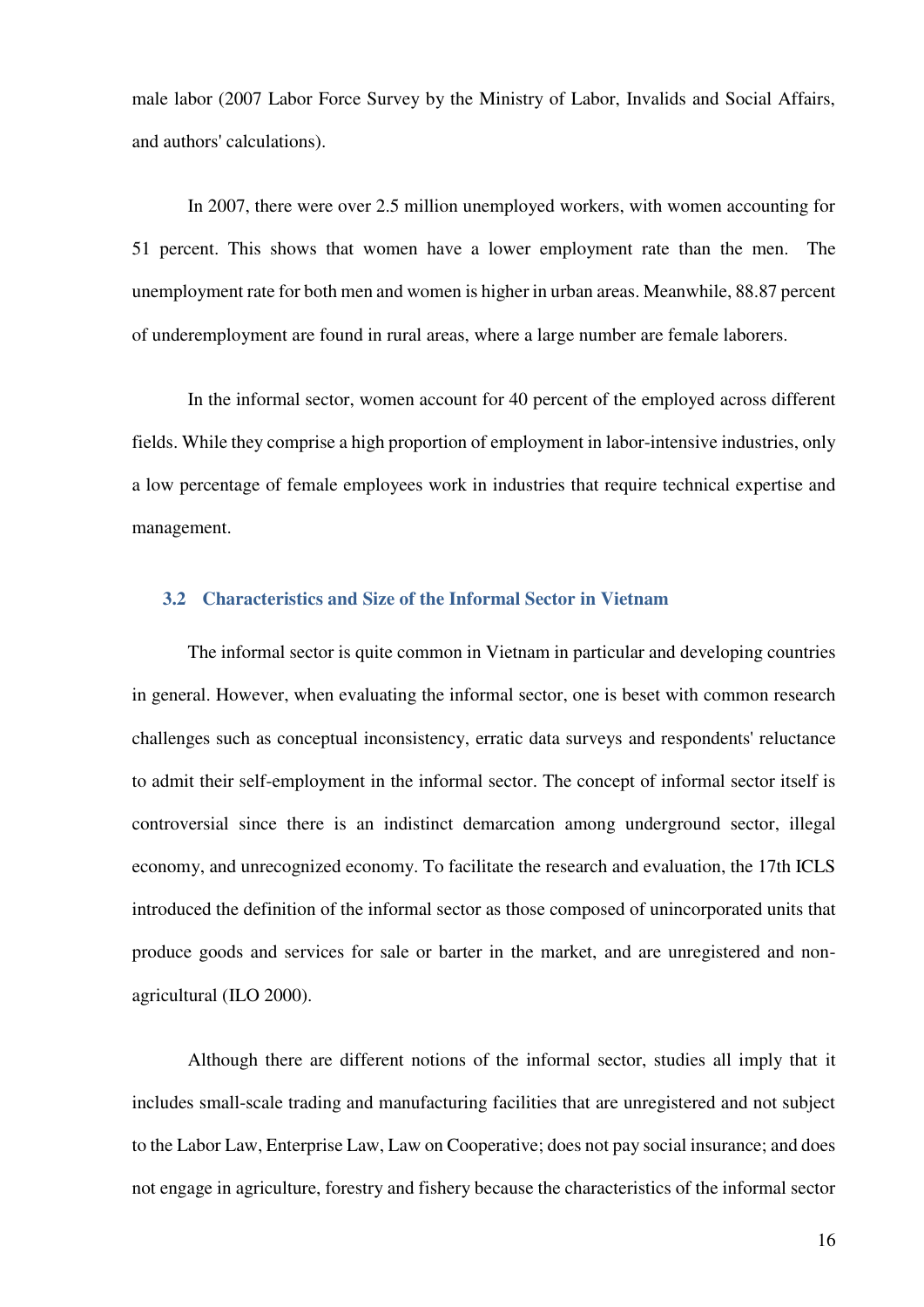male labor (2007 Labor Force Survey by the Ministry of Labor, Invalids and Social Affairs, and authors' calculations).

In 2007, there were over 2.5 million unemployed workers, with women accounting for 51 percent. This shows that women have a lower employment rate than the men. The unemployment rate for both men and women is higher in urban areas. Meanwhile, 88.87 percent of underemployment are found in rural areas, where a large number are female laborers.

In the informal sector, women account for 40 percent of the employed across different fields. While they comprise a high proportion of employment in labor-intensive industries, only a low percentage of female employees work in industries that require technical expertise and management.

### 3.2 Characteristics and Size of the Informal Sector in Vietnam

The informal sector is quite common in Vietnam in particular and developing countries in general. However, when evaluating the informal sector, one is beset with common research challenges such as conceptual inconsistency, erratic data surveys and respondents' reluctance to admit their self-employment in the informal sector. The concept of informal sector itself is controversial since there is an indistinct demarcation among underground sector, illegal economy, and unrecognized economy. To facilitate the research and evaluation, the 17th ICLS introduced the definition of the informal sector as those composed of unincorporated units that produce goods and services for sale or barter in the market, and are unregistered and non-agricultural (ILO 2000).

Although there are different notions of the informal sector, studies all imply that it includes small-scale trading and manufacturing facilities that are unregistered and not subject to the Labor Law, Enterprise Law, Law on Cooperative; does not pay social insurance; and does not engage in agriculture, forestry and fishery because the characteristics of the informal sector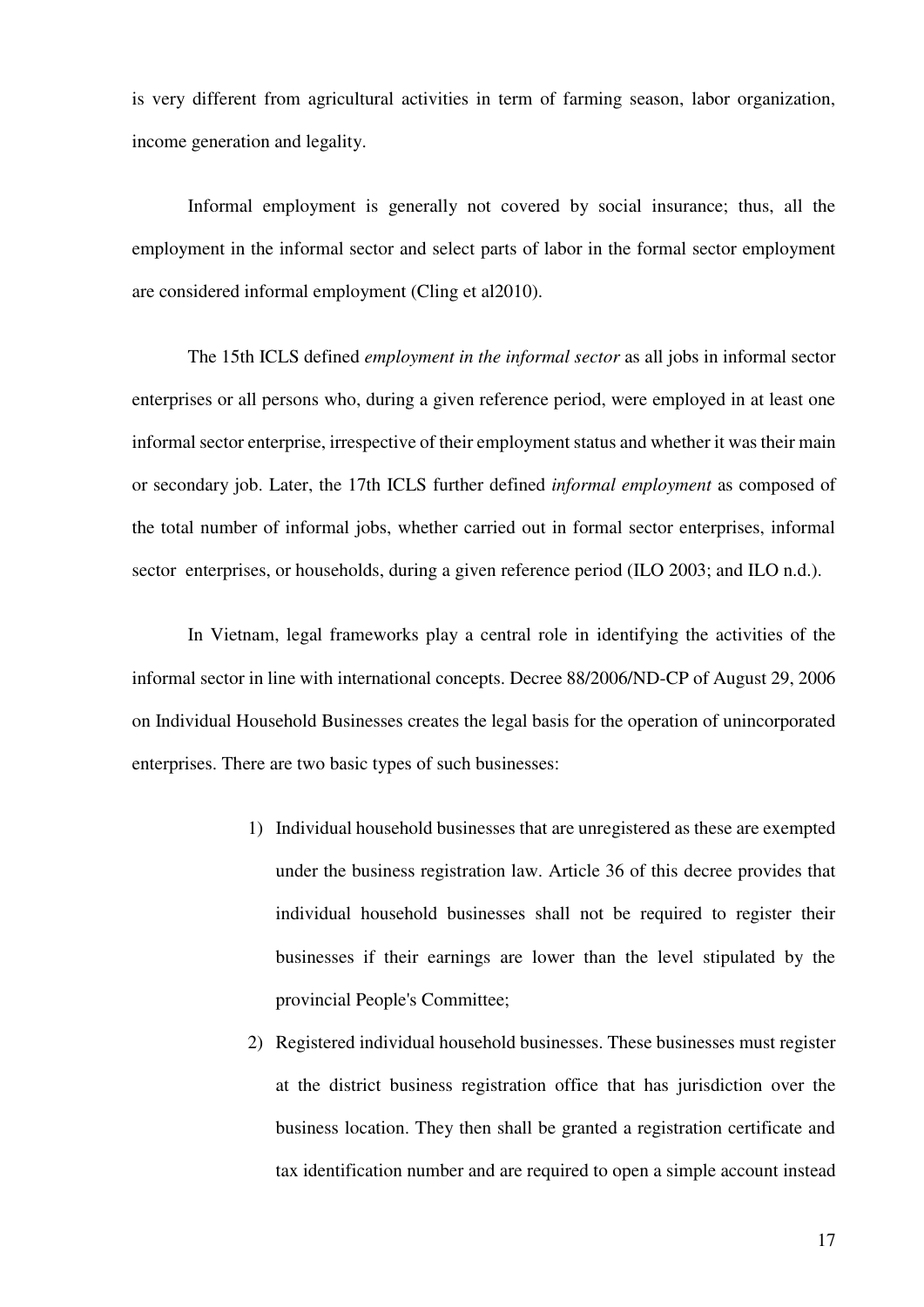is very different from agricultural activities in term of farming season, labor organization, income generation and legality.

Informal employment is generally not covered by social insurance; thus, all the employment in the informal sector and select parts of labor in the formal sector employment are considered informal employment (Cling et al2010).

The 15th ICLS defined *employment in the informal sector* as all jobs in informal sector enterprises or all persons who, during a given reference period, were employed in at least one informal sector enterprise, irrespective of their employment status and whether it was their main or secondary job. Later, the 17th ICLS further defined *informal employment* as composed of the total number of informal jobs, whether carried out in formal sector enterprises, informal sector enterprises, or households, during a given reference period (ILO 2003; and ILO n.d.).

In Vietnam, legal frameworks play a central role in identifying the activities of the informal sector in line with international concepts. Decree 88/2006/ND-CP of August 29, 2006 on Individual Household Businesses creates the legal basis for the operation of unincorporated enterprises. There are two basic types of such businesses:

1) Individual household businesses that are unregistered as these are exempted under the business registration law. Article 36 of this decree provides that individual household businesses shall not be required to register their businesses if their earnings are lower than the level stipulated by the provincial People's Committee;
2) Registered individual household businesses. These businesses must register at the district business registration office that has jurisdiction over the business location. They then shall be granted a registration certificate and tax identification number and are required to open a simple account instead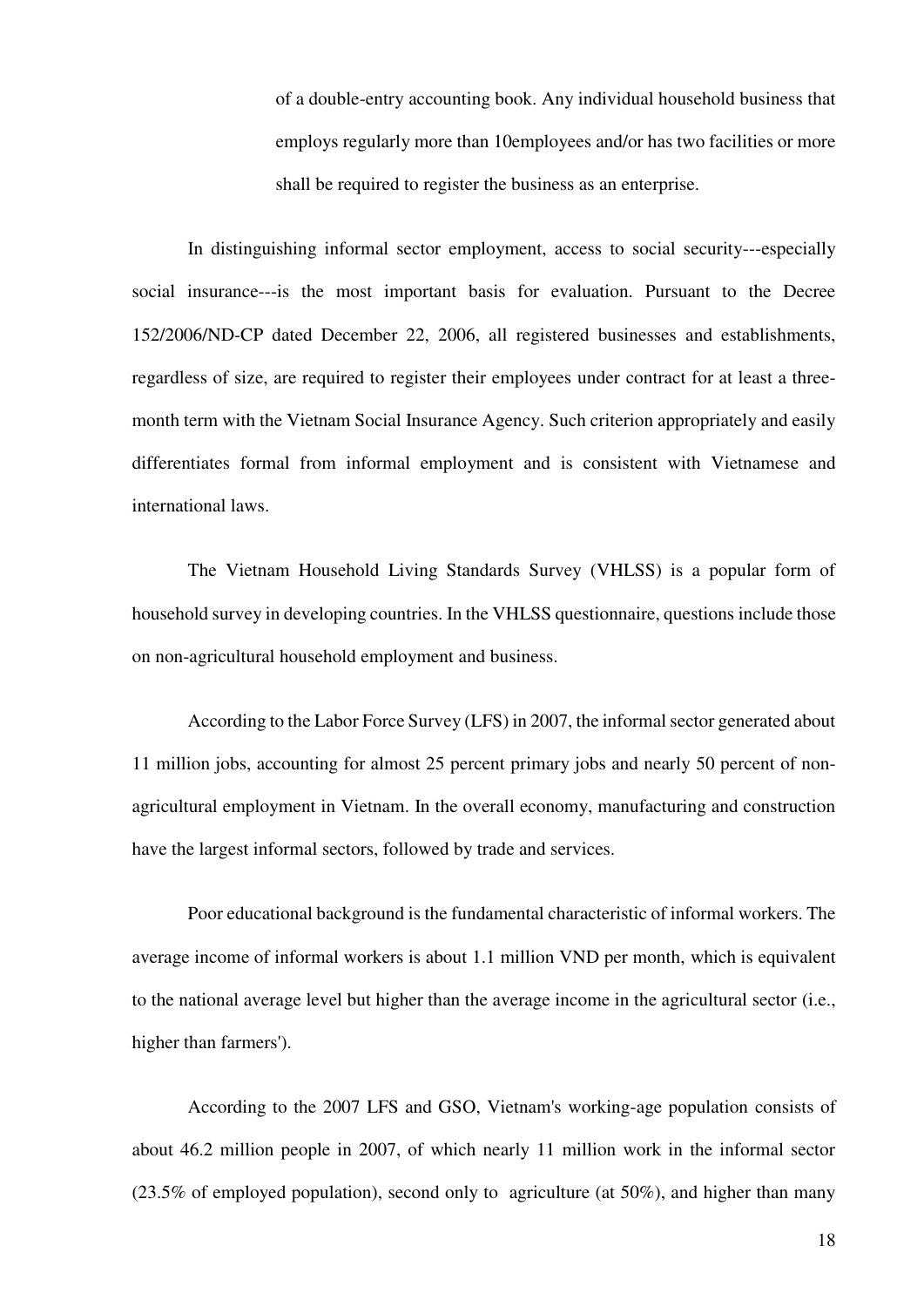of a double-entry accounting book. Any individual household business that employs regularly more than 10employees and/or has two facilities or more shall be required to register the business as an enterprise.

In distinguishing informal sector employment, access to social security---especially social insurance---is the most important basis for evaluation. Pursuant to the Decree 152/2006/ND-CP dated December 22, 2006, all registered businesses and establishments, regardless of size, are required to register their employees under contract for at least a three-month term with the Vietnam Social Insurance Agency. Such criterion appropriately and easily differentiates formal from informal employment and is consistent with Vietnamese and international laws.

The Vietnam Household Living Standards Survey (VHLSS) is a popular form of household survey in developing countries. In the VHLSS questionnaire, questions include those on non-agricultural household employment and business.

According to the Labor Force Survey (LFS) in 2007, the informal sector generated about 11 million jobs, accounting for almost 25 percent primary jobs and nearly 50 percent of non-agricultural employment in Vietnam. In the overall economy, manufacturing and construction have the largest informal sectors, followed by trade and services.

Poor educational background is the fundamental characteristic of informal workers. The average income of informal workers is about 1.1 million VND per month, which is equivalent to the national average level but higher than the average income in the agricultural sector (i.e., higher than farmers').

According to the 2007 LFS and GSO, Vietnam's working-age population consists of about 46.2 million people in 2007, of which nearly 11 million work in the informal sector (23.5% of employed population), second only to agriculture (at 50%), and higher than many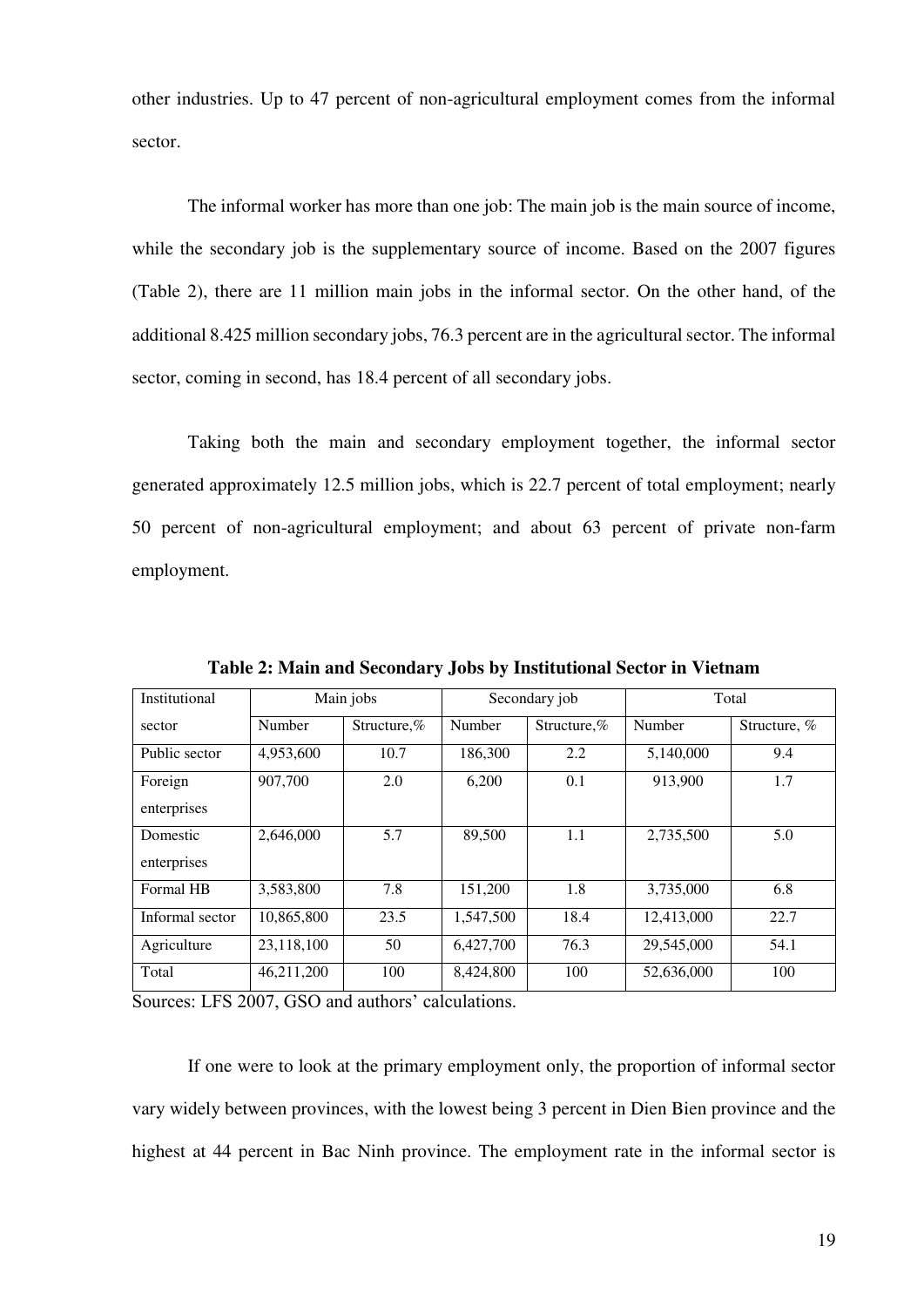other industries. Up to 47 percent of non-agricultural employment comes from the informal sector.

The informal worker has more than one job: The main job is the main source of income, while the secondary job is the supplementary source of income. Based on the 2007 figures (Table 2), there are 11 million main jobs in the informal sector. On the other hand, of the additional 8.425 million secondary jobs, 76.3 percent are in the agricultural sector. The informal sector, coming in second, has 18.4 percent of all secondary jobs.

Taking both the main and secondary employment together, the informal sector generated approximately 12.5 million jobs, which is 22.7 percent of total employment; nearly 50 percent of non-agricultural employment; and about 63 percent of private non-farm employment.

**Table 2: Main and Secondary Jobs by Institutional Sector in Vietnam**

| Institutional sector | Main jobs | | Secondary job | | Total | |
|---|---|---|---|---|---|---|
| | Number | Structure,% | Number | Structure,% | Number | Structure, % |
| Public sector | 4,953,600 | 10.7 | 186,300 | 2.2 | 5,140,000 | 9.4 |
| Foreign enterprises | 907,700 | 2.0 | 6,200 | 0.1 | 913,900 | 1.7 |
| Domestic enterprises | 2,646,000 | 5.7 | 89,500 | 1.1 | 2,735,500 | 5.0 |
| Formal HB | 3,583,800 | 7.8 | 151,200 | 1.8 | 3,735,000 | 6.8 |
| Informal sector | 10,865,800 | 23.5 | 1,547,500 | 18.4 | 12,413,000 | 22.7 |
| Agriculture | 23,118,100 | 50 | 6,427,700 | 76.3 | 29,545,000 | 54.1 |
| Total | 46,211,200 | 100 | 8,424,800 | 100 | 52,636,000 | 100 |

Sources: LFS 2007, GSO and authors' calculations.

If one were to look at the primary employment only, the proportion of informal sector vary widely between provinces, with the lowest being 3 percent in Dien Bien province and the highest at 44 percent in Bac Ninh province. The employment rate in the informal sector is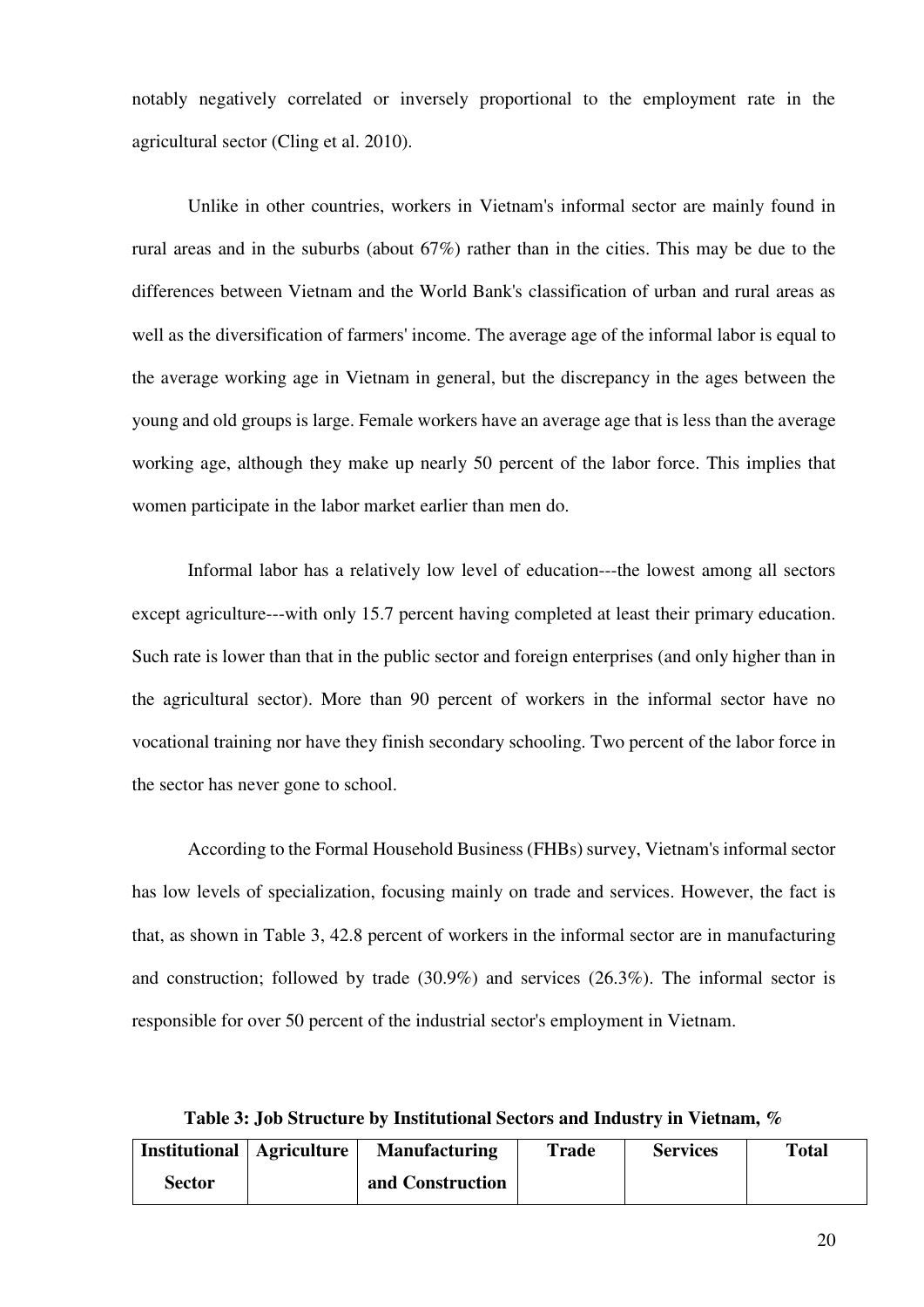notably negatively correlated or inversely proportional to the employment rate in the agricultural sector (Cling et al. 2010).

Unlike in other countries, workers in Vietnam's informal sector are mainly found in rural areas and in the suburbs (about 67%) rather than in the cities. This may be due to the differences between Vietnam and the World Bank's classification of urban and rural areas as well as the diversification of farmers' income. The average age of the informal labor is equal to the average working age in Vietnam in general, but the discrepancy in the ages between the young and old groups is large. Female workers have an average age that is less than the average working age, although they make up nearly 50 percent of the labor force. This implies that women participate in the labor market earlier than men do.

Informal labor has a relatively low level of education---the lowest among all sectors except agriculture---with only 15.7 percent having completed at least their primary education. Such rate is lower than that in the public sector and foreign enterprises (and only higher than in the agricultural sector). More than 90 percent of workers in the informal sector have no vocational training nor have they finish secondary schooling. Two percent of the labor force in the sector has never gone to school.

According to the Formal Household Business (FHBs) survey, Vietnam's informal sector has low levels of specialization, focusing mainly on trade and services. However, the fact is that, as shown in Table 3, 42.8 percent of workers in the informal sector are in manufacturing and construction; followed by trade (30.9%) and services (26.3%). The informal sector is responsible for over 50 percent of the industrial sector's employment in Vietnam.

**Table 3: Job Structure by Institutional Sectors and Industry in Vietnam, %**

| Institutional Sector | Agriculture | Manufacturing and Construction | Trade | Services | Total |
|---|---|---|---|---|---|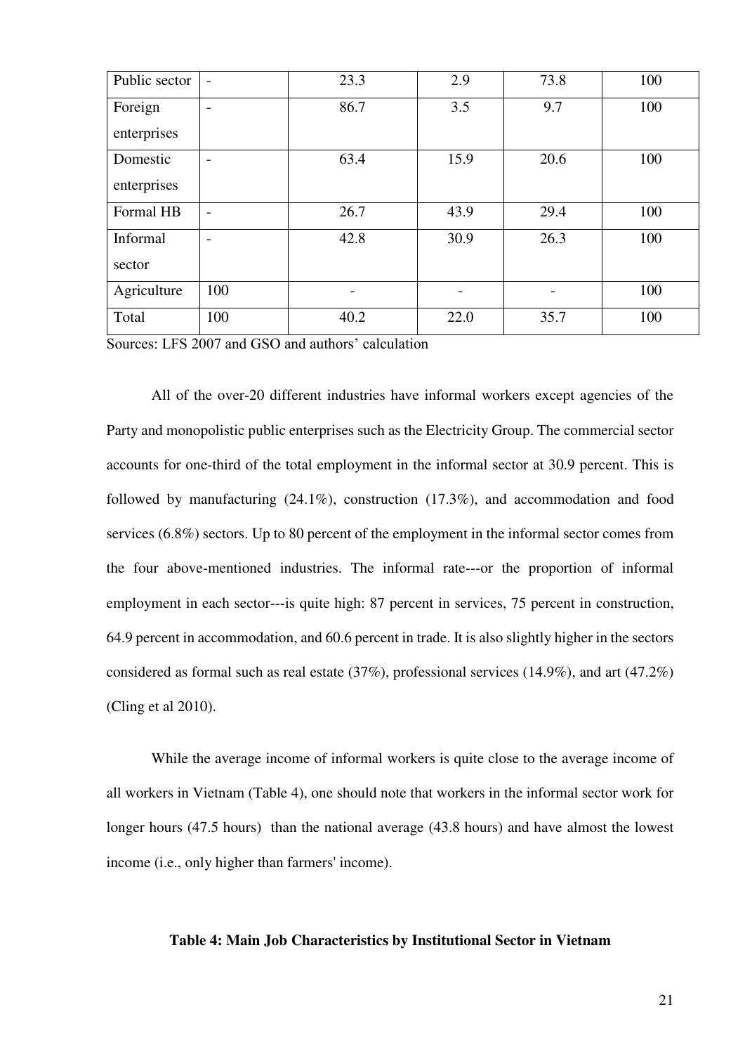| Public sector | - | 23.3 | 2.9 | 73.8 | 100 |
|---|---|---|---|---|---|
| Foreign enterprises | - | 86.7 | 3.5 | 9.7 | 100 |
| Domestic enterprises | - | 63.4 | 15.9 | 20.6 | 100 |
| Formal HB | - | 26.7 | 43.9 | 29.4 | 100 |
| Informal sector | - | 42.8 | 30.9 | 26.3 | 100 |
| Agriculture | 100 | - | - | - | 100 |
| Total | 100 | 40.2 | 22.0 | 35.7 | 100 |

Sources: LFS 2007 and GSO and authors' calculation

All of the over-20 different industries have informal workers except agencies of the Party and monopolistic public enterprises such as the Electricity Group. The commercial sector accounts for one-third of the total employment in the informal sector at 30.9 percent. This is followed by manufacturing (24.1%), construction (17.3%), and accommodation and food services (6.8%) sectors. Up to 80 percent of the employment in the informal sector comes from the four above-mentioned industries. The informal rate---or the proportion of informal employment in each sector---is quite high: 87 percent in services, 75 percent in construction, 64.9 percent in accommodation, and 60.6 percent in trade. It is also slightly higher in the sectors considered as formal such as real estate (37%), professional services (14.9%), and art (47.2%) (Cling et al 2010).

While the average income of informal workers is quite close to the average income of all workers in Vietnam (Table 4), one should note that workers in the informal sector work for longer hours (47.5 hours) than the national average (43.8 hours) and have almost the lowest income (i.e., only higher than farmers' income).

**Table 4: Main Job Characteristics by Institutional Sector in Vietnam**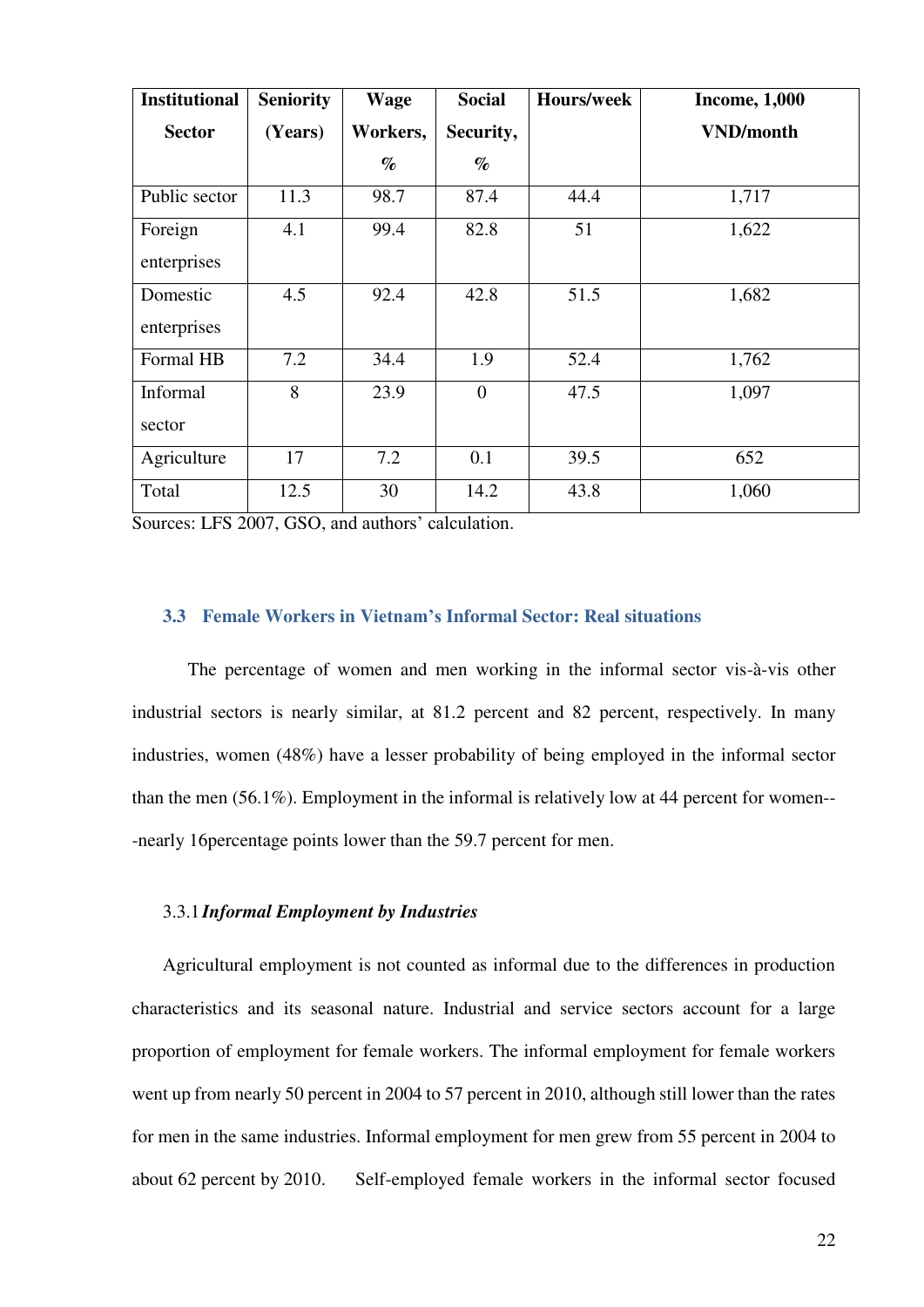| Institutional Sector | Seniority (Years) | Wage Workers, % | Social Security, % | Hours/week | Income, 1,000 VND/month |
|---|---|---|---|---|---|
| Public sector | 11.3 | 98.7 | 87.4 | 44.4 | 1,717 |
| Foreign enterprises | 4.1 | 99.4 | 82.8 | 51 | 1,622 |
| Domestic enterprises | 4.5 | 92.4 | 42.8 | 51.5 | 1,682 |
| Formal HB | 7.2 | 34.4 | 1.9 | 52.4 | 1,762 |
| Informal sector | 8 | 23.9 | 0 | 47.5 | 1,097 |
| Agriculture | 17 | 7.2 | 0.1 | 39.5 | 652 |
| Total | 12.5 | 30 | 14.2 | 43.8 | 1,060 |

Sources: LFS 2007, GSO, and authors' calculation.

### 3.3 Female Workers in Vietnam's Informal Sector: Real situations

The percentage of women and men working in the informal sector vis-à-vis other industrial sectors is nearly similar, at 81.2 percent and 82 percent, respectively. In many industries, women (48%) have a lesser probability of being employed in the informal sector than the men (56.1%). Employment in the informal is relatively low at 44 percent for women---nearly 16percentage points lower than the 59.7 percent for men.

#### 3.3.1 *Informal Employment by Industries*

Agricultural employment is not counted as informal due to the differences in production characteristics and its seasonal nature. Industrial and service sectors account for a large proportion of employment for female workers. The informal employment for female workers went up from nearly 50 percent in 2004 to 57 percent in 2010, although still lower than the rates for men in the same industries. Informal employment for men grew from 55 percent in 2004 to about 62 percent by 2010. Self-employed female workers in the informal sector focused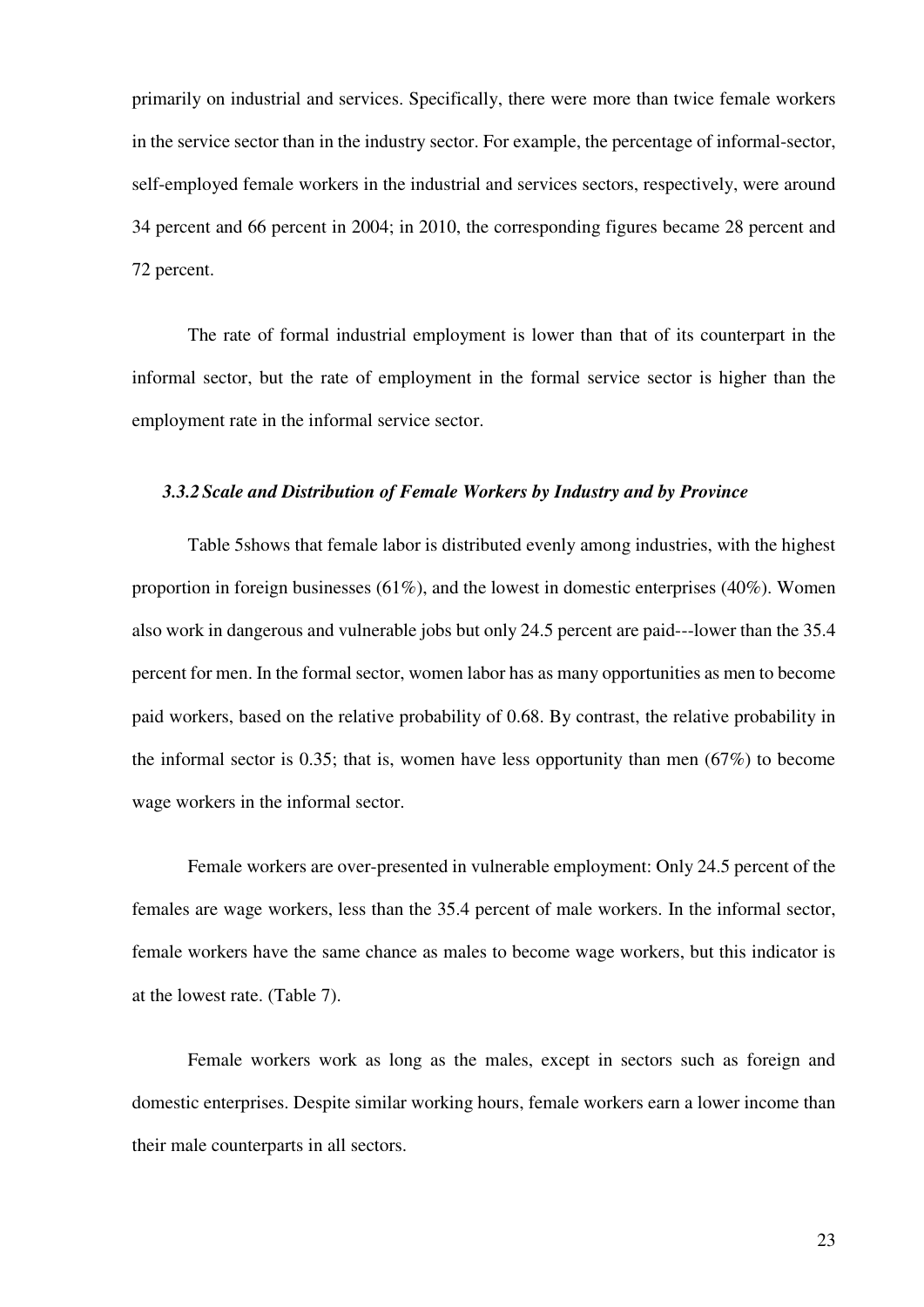primarily on industrial and services. Specifically, there were more than twice female workers in the service sector than in the industry sector. For example, the percentage of informal-sector, self-employed female workers in the industrial and services sectors, respectively, were around 34 percent and 66 percent in 2004; in 2010, the corresponding figures became 28 percent and 72 percent.

The rate of formal industrial employment is lower than that of its counterpart in the informal sector, but the rate of employment in the formal service sector is higher than the employment rate in the informal service sector.

### *3.3.2 Scale and Distribution of Female Workers by Industry and by Province*

Table 5shows that female labor is distributed evenly among industries, with the highest proportion in foreign businesses (61%), and the lowest in domestic enterprises (40%). Women also work in dangerous and vulnerable jobs but only 24.5 percent are paid---lower than the 35.4 percent for men. In the formal sector, women labor has as many opportunities as men to become paid workers, based on the relative probability of 0.68. By contrast, the relative probability in the informal sector is 0.35; that is, women have less opportunity than men (67%) to become wage workers in the informal sector.

Female workers are over-presented in vulnerable employment: Only 24.5 percent of the females are wage workers, less than the 35.4 percent of male workers. In the informal sector, female workers have the same chance as males to become wage workers, but this indicator is at the lowest rate. (Table 7).

Female workers work as long as the males, except in sectors such as foreign and domestic enterprises. Despite similar working hours, female workers earn a lower income than their male counterparts in all sectors.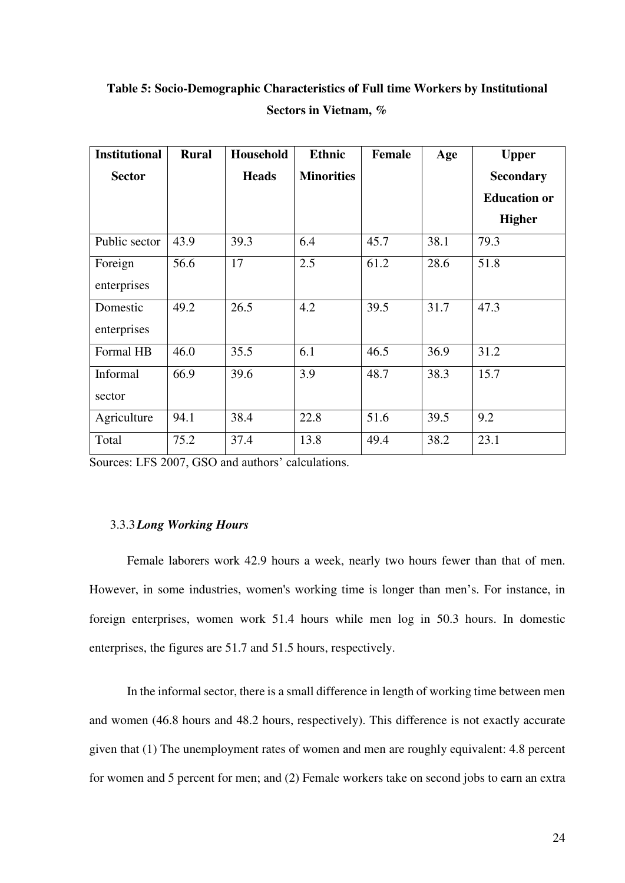**Table 5: Socio-Demographic Characteristics of Full time Workers by Institutional Sectors in Vietnam, %**

| Institutional Sector | Rural | Household Heads | Ethnic Minorities | Female | Age | Upper Secondary Education or Higher |
|---|---|---|---|---|---|---|
| Public sector | 43.9 | 39.3 | 6.4 | 45.7 | 38.1 | 79.3 |
| Foreign enterprises | 56.6 | 17 | 2.5 | 61.2 | 28.6 | 51.8 |
| Domestic enterprises | 49.2 | 26.5 | 4.2 | 39.5 | 31.7 | 47.3 |
| Formal HB | 46.0 | 35.5 | 6.1 | 46.5 | 36.9 | 31.2 |
| Informal sector | 66.9 | 39.6 | 3.9 | 48.7 | 38.3 | 15.7 |
| Agriculture | 94.1 | 38.4 | 22.8 | 51.6 | 39.5 | 9.2 |
| Total | 75.2 | 37.4 | 13.8 | 49.4 | 38.2 | 23.1 |

Sources: LFS 2007, GSO and authors' calculations.

### 3.3.3 *Long Working Hours*

Female laborers work 42.9 hours a week, nearly two hours fewer than that of men. However, in some industries, women's working time is longer than men's. For instance, in foreign enterprises, women work 51.4 hours while men log in 50.3 hours. In domestic enterprises, the figures are 51.7 and 51.5 hours, respectively.

In the informal sector, there is a small difference in length of working time between men and women (46.8 hours and 48.2 hours, respectively). This difference is not exactly accurate given that (1) The unemployment rates of women and men are roughly equivalent: 4.8 percent for women and 5 percent for men; and (2) Female workers take on second jobs to earn an extra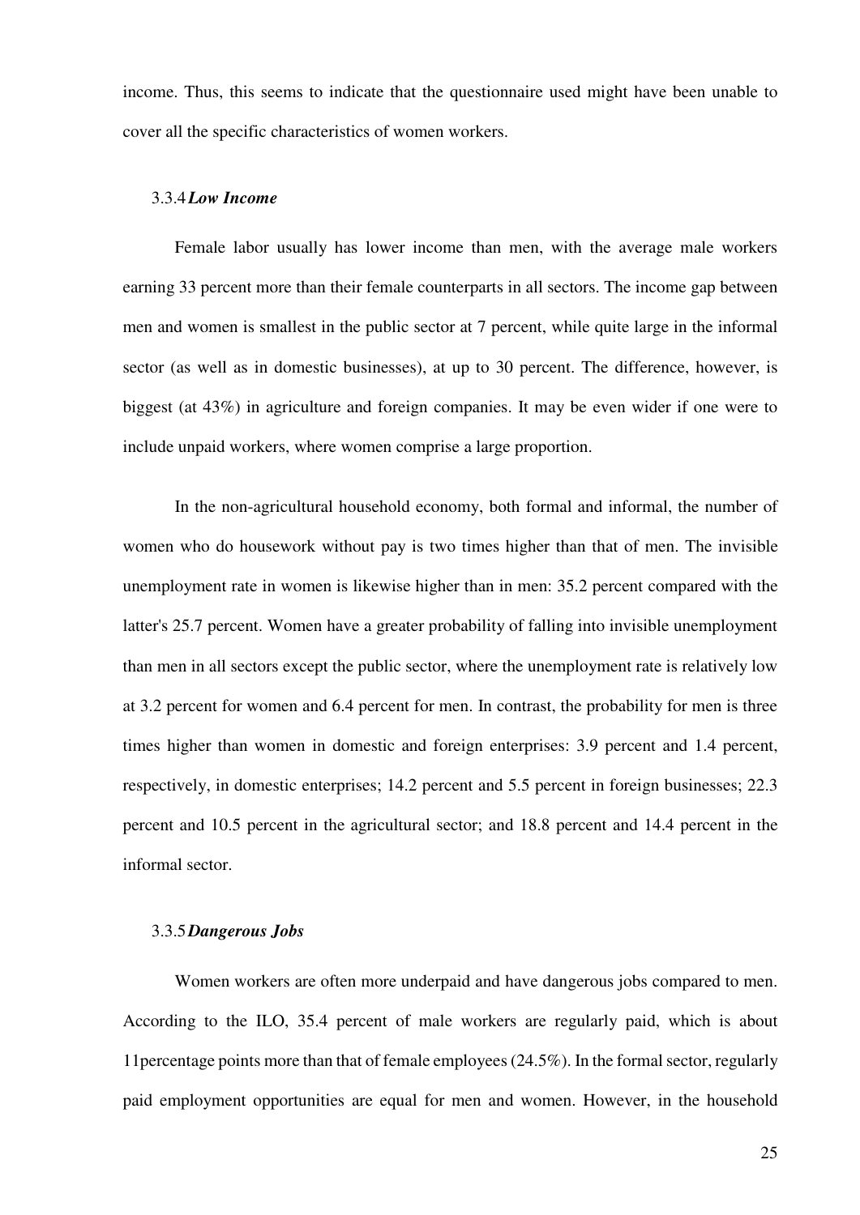income. Thus, this seems to indicate that the questionnaire used might have been unable to cover all the specific characteristics of women workers.

#### 3.3.4 *Low Income*

Female labor usually has lower income than men, with the average male workers earning 33 percent more than their female counterparts in all sectors. The income gap between men and women is smallest in the public sector at 7 percent, while quite large in the informal sector (as well as in domestic businesses), at up to 30 percent. The difference, however, is biggest (at 43%) in agriculture and foreign companies. It may be even wider if one were to include unpaid workers, where women comprise a large proportion.

In the non-agricultural household economy, both formal and informal, the number of women who do housework without pay is two times higher than that of men. The invisible unemployment rate in women is likewise higher than in men: 35.2 percent compared with the latter's 25.7 percent. Women have a greater probability of falling into invisible unemployment than men in all sectors except the public sector, where the unemployment rate is relatively low at 3.2 percent for women and 6.4 percent for men. In contrast, the probability for men is three times higher than women in domestic and foreign enterprises: 3.9 percent and 1.4 percent, respectively, in domestic enterprises; 14.2 percent and 5.5 percent in foreign businesses; 22.3 percent and 10.5 percent in the agricultural sector; and 18.8 percent and 14.4 percent in the informal sector.

#### 3.3.5 *Dangerous Jobs*

Women workers are often more underpaid and have dangerous jobs compared to men. According to the ILO, 35.4 percent of male workers are regularly paid, which is about 11percentage points more than that of female employees (24.5%). In the formal sector, regularly paid employment opportunities are equal for men and women. However, in the household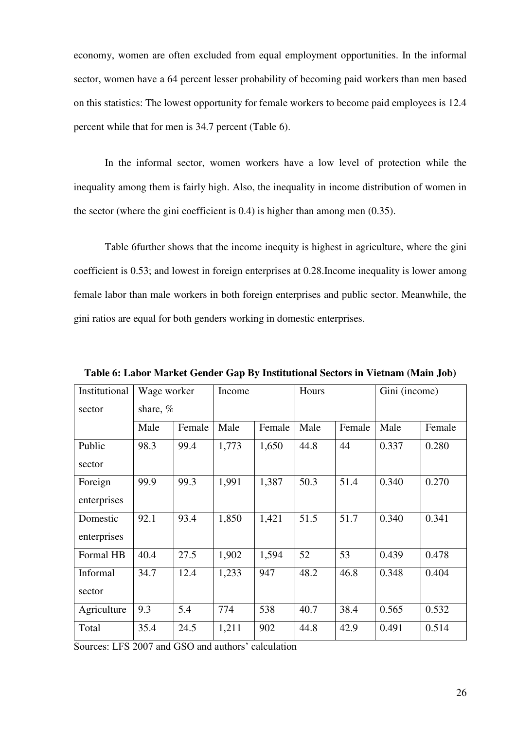economy, women are often excluded from equal employment opportunities. In the informal sector, women have a 64 percent lesser probability of becoming paid workers than men based on this statistics: The lowest opportunity for female workers to become paid employees is 12.4 percent while that for men is 34.7 percent (Table 6).

In the informal sector, women workers have a low level of protection while the inequality among them is fairly high. Also, the inequality in income distribution of women in the sector (where the gini coefficient is 0.4) is higher than among men (0.35).

Table 6further shows that the income inequity is highest in agriculture, where the gini coefficient is 0.53; and lowest in foreign enterprises at 0.28.Income inequality is lower among female labor than male workers in both foreign enterprises and public sector. Meanwhile, the gini ratios are equal for both genders working in domestic enterprises.

**Table 6: Labor Market Gender Gap By Institutional Sectors in Vietnam (Main Job)**

| Institutional sector | Wage worker share, % | | Income | | Hours | | Gini (income) | |
|---|---|---|---|---|---|---|---|---|
| | Male | Female | Male | Female | Male | Female | Male | Female |
| Public sector | 98.3 | 99.4 | 1,773 | 1,650 | 44.8 | 44 | 0.337 | 0.280 |
| Foreign enterprises | 99.9 | 99.3 | 1,991 | 1,387 | 50.3 | 51.4 | 0.340 | 0.270 |
| Domestic enterprises | 92.1 | 93.4 | 1,850 | 1,421 | 51.5 | 51.7 | 0.340 | 0.341 |
| Formal HB | 40.4 | 27.5 | 1,902 | 1,594 | 52 | 53 | 0.439 | 0.478 |
| Informal sector | 34.7 | 12.4 | 1,233 | 947 | 48.2 | 46.8 | 0.348 | 0.404 |
| Agriculture | 9.3 | 5.4 | 774 | 538 | 40.7 | 38.4 | 0.565 | 0.532 |
| Total | 35.4 | 24.5 | 1,211 | 902 | 44.8 | 42.9 | 0.491 | 0.514 |

Sources: LFS 2007 and GSO and authors' calculation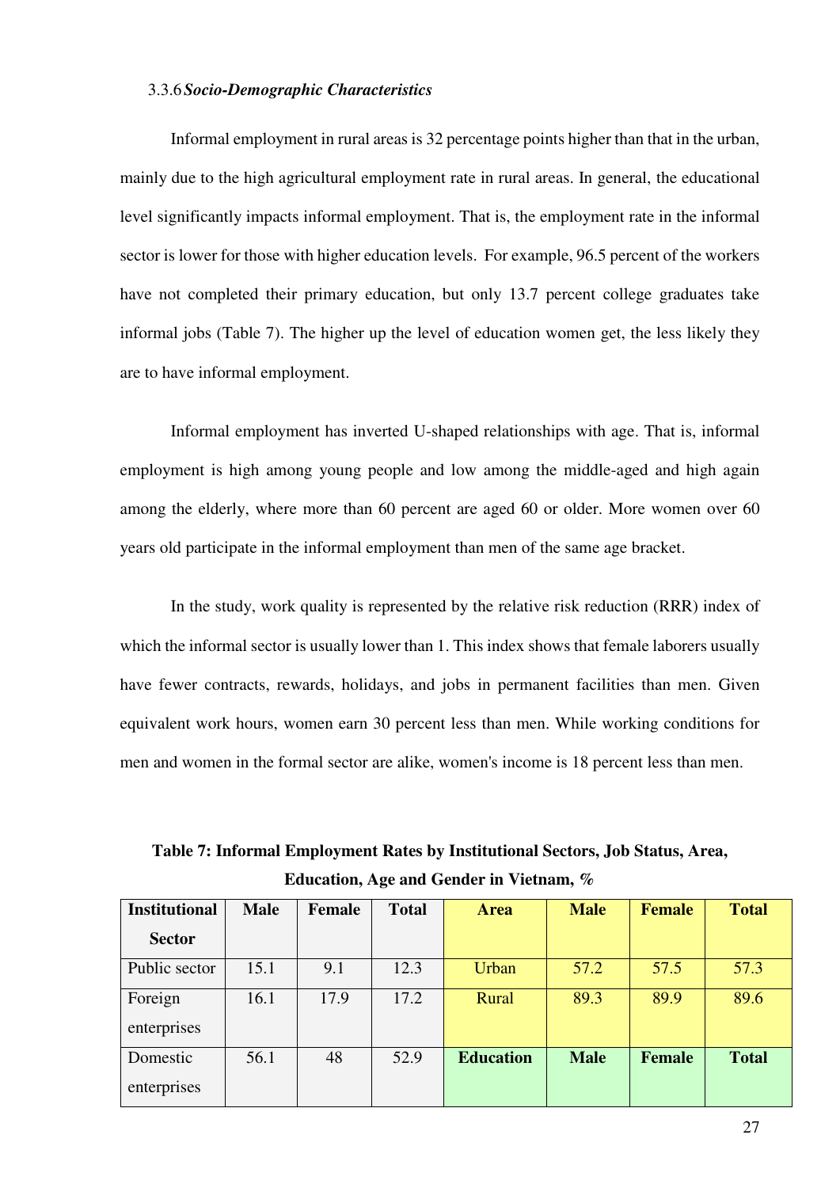### 3.3.6 *Socio-Demographic Characteristics*

Informal employment in rural areas is 32 percentage points higher than that in the urban, mainly due to the high agricultural employment rate in rural areas. In general, the educational level significantly impacts informal employment. That is, the employment rate in the informal sector is lower for those with higher education levels. For example, 96.5 percent of the workers have not completed their primary education, but only 13.7 percent college graduates take informal jobs (Table 7). The higher up the level of education women get, the less likely they are to have informal employment.

Informal employment has inverted U-shaped relationships with age. That is, informal employment is high among young people and low among the middle-aged and high again among the elderly, where more than 60 percent are aged 60 or older. More women over 60 years old participate in the informal employment than men of the same age bracket.

In the study, work quality is represented by the relative risk reduction (RRR) index of which the informal sector is usually lower than 1. This index shows that female laborers usually have fewer contracts, rewards, holidays, and jobs in permanent facilities than men. Given equivalent work hours, women earn 30 percent less than men. While working conditions for men and women in the formal sector are alike, women's income is 18 percent less than men.

**Table 7: Informal Employment Rates by Institutional Sectors, Job Status, Area, Education, Age and Gender in Vietnam, %**

| Institutional Sector | Male | Female | Total | Area | Male | Female | Total |
|---|---|---|---|---|---|---|---|
| Public sector | 15.1 | 9.1 | 12.3 | Urban | 57.2 | 57.5 | 57.3 |
| Foreign enterprises | 16.1 | 17.9 | 17.2 | Rural | 89.3 | 89.9 | 89.6 |
| Domestic enterprises | 56.1 | 48 | 52.9 | **Education** | **Male** | **Female** | **Total** |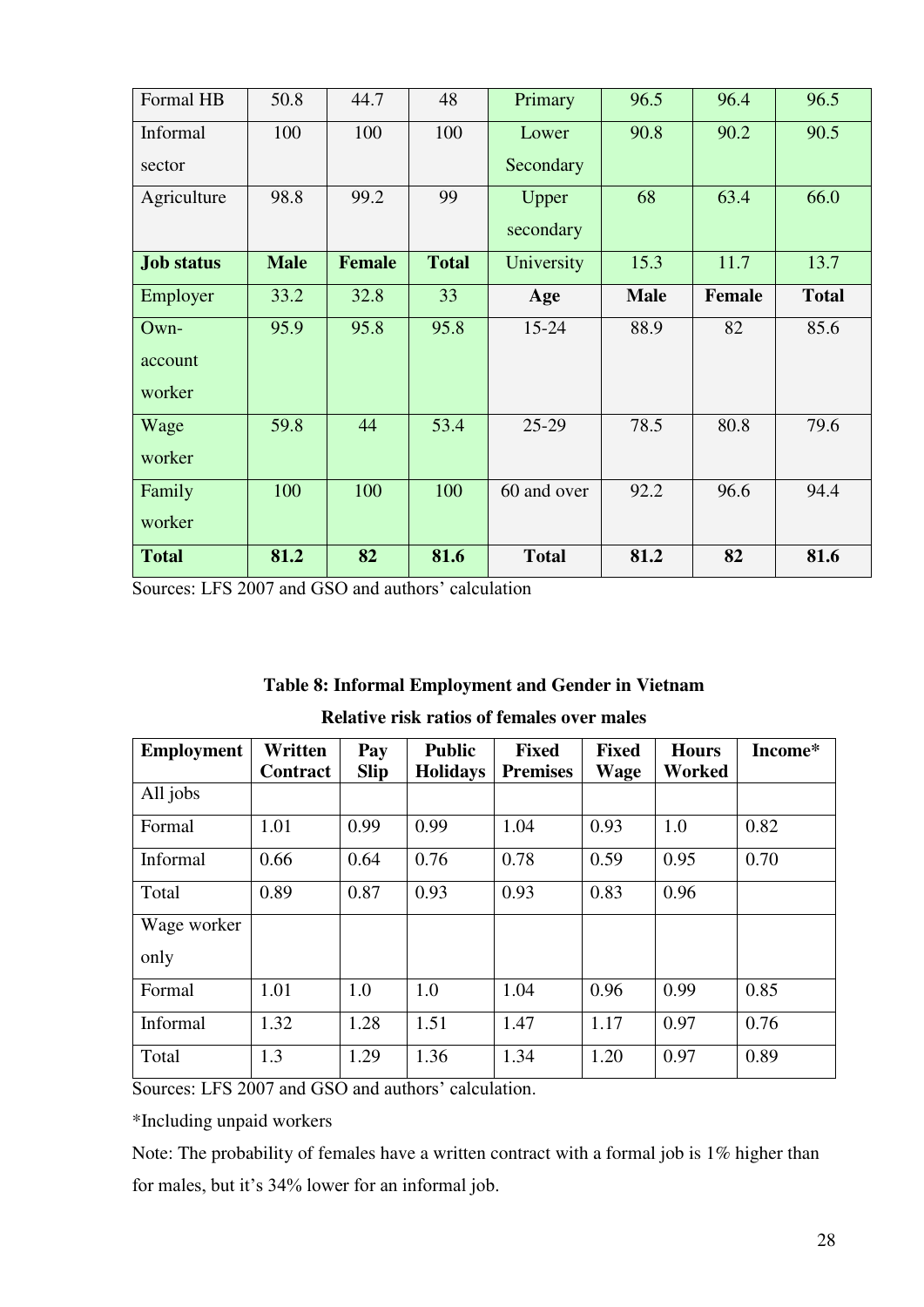| Formal HB | 50.8 | 44.7 | 48 | Primary | 96.5 | 96.4 | 96.5 |
|---|---|---|---|---|---|---|---|
| Informal sector | 100 | 100 | 100 | Lower Secondary | 90.8 | 90.2 | 90.5 |
| Agriculture | 98.8 | 99.2 | 99 | Upper secondary | 68 | 63.4 | 66.0 |
| **Job status** | **Male** | **Female** | **Total** | University | 15.3 | 11.7 | 13.7 |
| Employer | 33.2 | 32.8 | 33 | **Age** | **Male** | **Female** | **Total** |
| Own-account worker | 95.9 | 95.8 | 95.8 | 15-24 | 88.9 | 82 | 85.6 |
| Wage worker | 59.8 | 44 | 53.4 | 25-29 | 78.5 | 80.8 | 79.6 |
| Family worker | 100 | 100 | 100 | 60 and over | 92.2 | 96.6 | 94.4 |
| **Total** | **81.2** | **82** | **81.6** | **Total** | **81.2** | **82** | **81.6** |

Sources: LFS 2007 and GSO and authors' calculation

**Table 8: Informal Employment and Gender in Vietnam**

**Relative risk ratios of females over males**

| Employment | Written Contract | Pay Slip | Public Holidays | Fixed Premises | Fixed Wage | Hours Worked | Income* |
|---|---|---|---|---|---|---|---|
| All jobs | | | | | | | |
| Formal | 1.01 | 0.99 | 0.99 | 1.04 | 0.93 | 1.0 | 0.82 |
| Informal | 0.66 | 0.64 | 0.76 | 0.78 | 0.59 | 0.95 | 0.70 |
| Total | 0.89 | 0.87 | 0.93 | 0.93 | 0.83 | 0.96 | |
| Wage worker only | | | | | | | |
| Formal | 1.01 | 1.0 | 1.0 | 1.04 | 0.96 | 0.99 | 0.85 |
| Informal | 1.32 | 1.28 | 1.51 | 1.47 | 1.17 | 0.97 | 0.76 |
| Total | 1.3 | 1.29 | 1.36 | 1.34 | 1.20 | 0.97 | 0.89 |

Sources: LFS 2007 and GSO and authors' calculation.

*Including unpaid workers

Note: The probability of females have a written contract with a formal job is 1% higher than for males, but it's 34% lower for an informal job.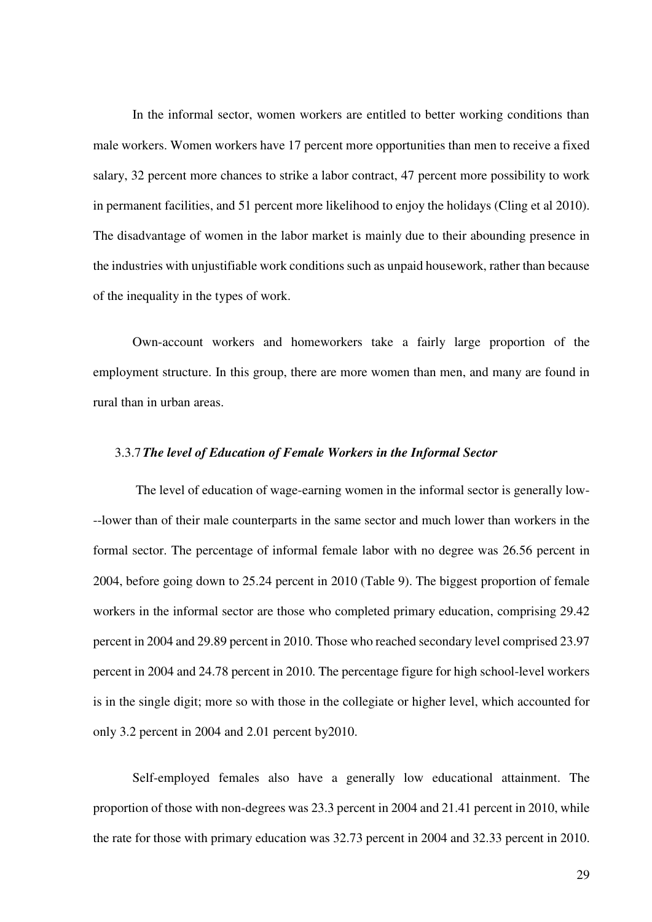In the informal sector, women workers are entitled to better working conditions than male workers. Women workers have 17 percent more opportunities than men to receive a fixed salary, 32 percent more chances to strike a labor contract, 47 percent more possibility to work in permanent facilities, and 51 percent more likelihood to enjoy the holidays (Cling et al 2010). The disadvantage of women in the labor market is mainly due to their abounding presence in the industries with unjustifiable work conditions such as unpaid housework, rather than because of the inequality in the types of work.

Own-account workers and homeworkers take a fairly large proportion of the employment structure. In this group, there are more women than men, and many are found in rural than in urban areas.

### 3.3.7 *The level of Education of Female Workers in the Informal Sector*

The level of education of wage-earning women in the informal sector is generally low---lower than of their male counterparts in the same sector and much lower than workers in the formal sector. The percentage of informal female labor with no degree was 26.56 percent in 2004, before going down to 25.24 percent in 2010 (Table 9). The biggest proportion of female workers in the informal sector are those who completed primary education, comprising 29.42 percent in 2004 and 29.89 percent in 2010. Those who reached secondary level comprised 23.97 percent in 2004 and 24.78 percent in 2010. The percentage figure for high school-level workers is in the single digit; more so with those in the collegiate or higher level, which accounted for only 3.2 percent in 2004 and 2.01 percent by2010.

Self-employed females also have a generally low educational attainment. The proportion of those with non-degrees was 23.3 percent in 2004 and 21.41 percent in 2010, while the rate for those with primary education was 32.73 percent in 2004 and 32.33 percent in 2010.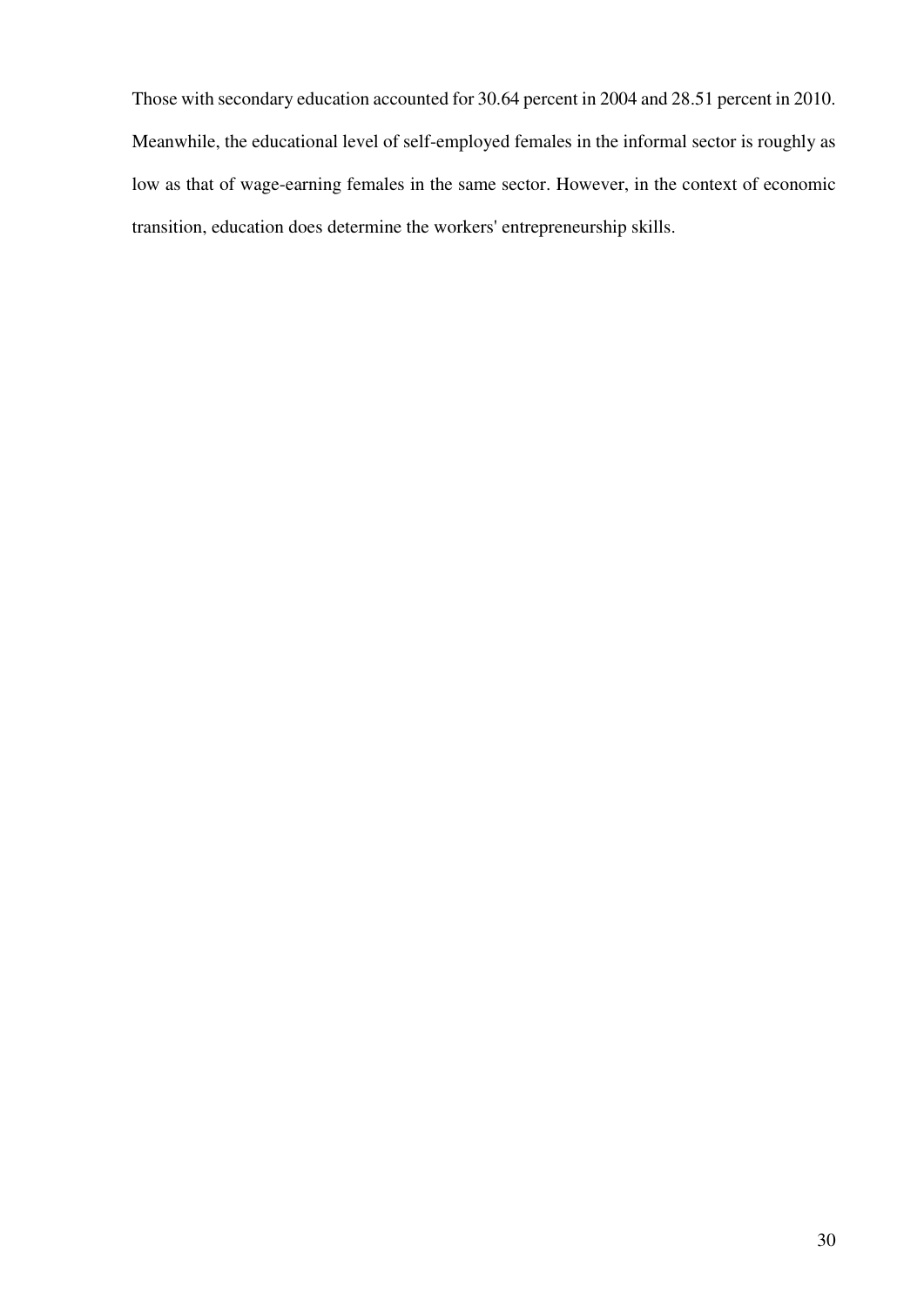Those with secondary education accounted for 30.64 percent in 2004 and 28.51 percent in 2010. Meanwhile, the educational level of self-employed females in the informal sector is roughly as low as that of wage-earning females in the same sector. However, in the context of economic transition, education does determine the workers' entrepreneurship skills.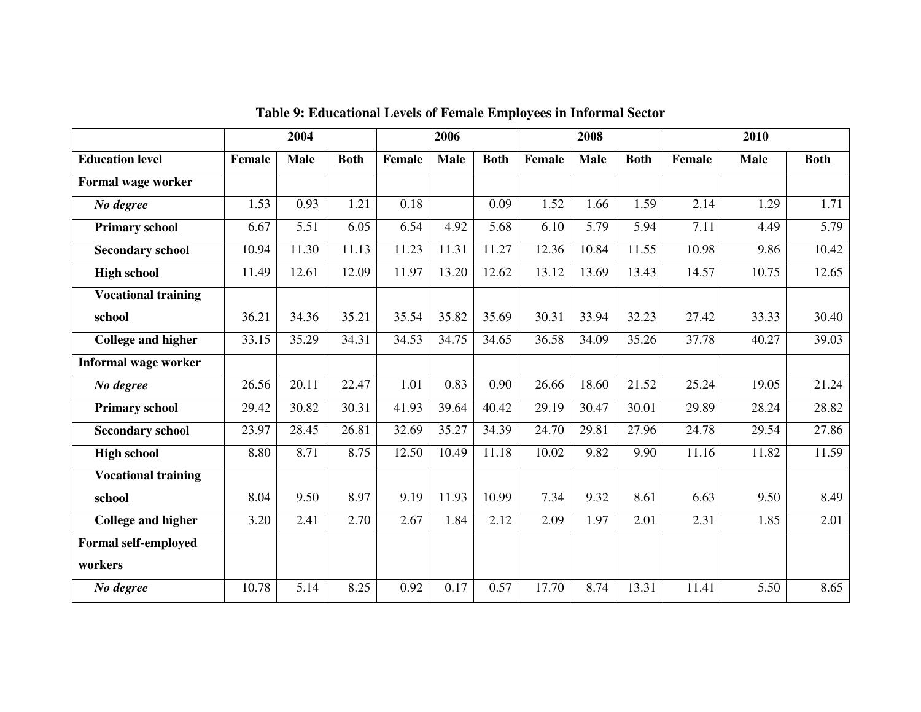**Table 9: Educational Levels of Female Employees in Informal Sector**

| | 2004 | | | 2006 | | | 2008 | | | 2010 | | |
|---|---|---|---|---|---|---|---|---|---|---|---|---|
| **Education level** | **Female** | **Male** | **Both** | **Female** | **Male** | **Both** | **Female** | **Male** | **Both** | **Female** | **Male** | **Both** |
| **Formal wage worker** | | | | | | | | | | | | |
| ***No degree*** | 1.53 | 0.93 | 1.21 | 0.18 | | 0.09 | 1.52 | 1.66 | 1.59 | 2.14 | 1.29 | 1.71 |
| **Primary school** | 6.67 | 5.51 | 6.05 | 6.54 | 4.92 | 5.68 | 6.10 | 5.79 | 5.94 | 7.11 | 4.49 | 5.79 |
| **Secondary school** | 10.94 | 11.30 | 11.13 | 11.23 | 11.31 | 11.27 | 12.36 | 10.84 | 11.55 | 10.98 | 9.86 | 10.42 |
| **High school** | 11.49 | 12.61 | 12.09 | 11.97 | 13.20 | 12.62 | 13.12 | 13.69 | 13.43 | 14.57 | 10.75 | 12.65 |
| **Vocational training school** | 36.21 | 34.36 | 35.21 | 35.54 | 35.82 | 35.69 | 30.31 | 33.94 | 32.23 | 27.42 | 33.33 | 30.40 |
| **College and higher** | 33.15 | 35.29 | 34.31 | 34.53 | 34.75 | 34.65 | 36.58 | 34.09 | 35.26 | 37.78 | 40.27 | 39.03 |
| **Informal wage worker** | | | | | | | | | | | | |
| ***No degree*** | 26.56 | 20.11 | 22.47 | 1.01 | 0.83 | 0.90 | 26.66 | 18.60 | 21.52 | 25.24 | 19.05 | 21.24 |
| **Primary school** | 29.42 | 30.82 | 30.31 | 41.93 | 39.64 | 40.42 | 29.19 | 30.47 | 30.01 | 29.89 | 28.24 | 28.82 |
| **Secondary school** | 23.97 | 28.45 | 26.81 | 32.69 | 35.27 | 34.39 | 24.70 | 29.81 | 27.96 | 24.78 | 29.54 | 27.86 |
| **High school** | 8.80 | 8.71 | 8.75 | 12.50 | 10.49 | 11.18 | 10.02 | 9.82 | 9.90 | 11.16 | 11.82 | 11.59 |
| **Vocational training school** | 8.04 | 9.50 | 8.97 | 9.19 | 11.93 | 10.99 | 7.34 | 9.32 | 8.61 | 6.63 | 9.50 | 8.49 |
| **College and higher** | 3.20 | 2.41 | 2.70 | 2.67 | 1.84 | 2.12 | 2.09 | 1.97 | 2.01 | 2.31 | 1.85 | 2.01 |
| **Formal self-employed workers** | | | | | | | | | | | | |
| ***No degree*** | 10.78 | 5.14 | 8.25 | 0.92 | 0.17 | 0.57 | 17.70 | 8.74 | 13.31 | 11.41 | 5.50 | 8.65 |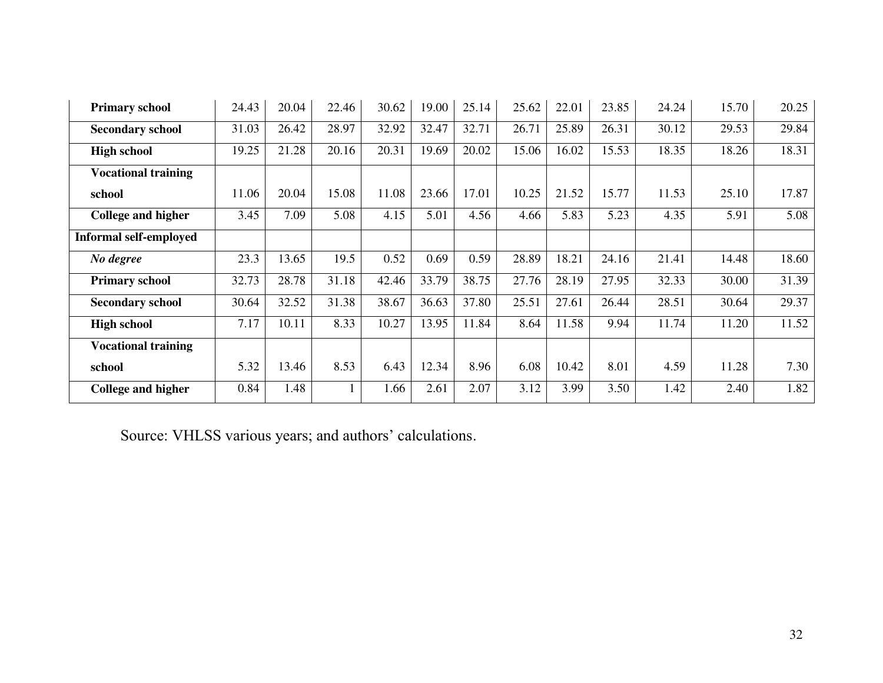| | | | | | | | | | | | | |
|---|---|---|---|---|---|---|---|---|---|---|---|---|
| **Primary school** | 24.43 | 20.04 | 22.46 | 30.62 | 19.00 | 25.14 | 25.62 | 22.01 | 23.85 | 24.24 | 15.70 | 20.25 |
| **Secondary school** | 31.03 | 26.42 | 28.97 | 32.92 | 32.47 | 32.71 | 26.71 | 25.89 | 26.31 | 30.12 | 29.53 | 29.84 |
| **High school** | 19.25 | 21.28 | 20.16 | 20.31 | 19.69 | 20.02 | 15.06 | 16.02 | 15.53 | 18.35 | 18.26 | 18.31 |
| **Vocational training school** | 11.06 | 20.04 | 15.08 | 11.08 | 23.66 | 17.01 | 10.25 | 21.52 | 15.77 | 11.53 | 25.10 | 17.87 |
| **College and higher** | 3.45 | 7.09 | 5.08 | 4.15 | 5.01 | 4.56 | 4.66 | 5.83 | 5.23 | 4.35 | 5.91 | 5.08 |
| **Informal self-employed** | | | | | | | | | | | | |
| ***No degree*** | 23.3 | 13.65 | 19.5 | 0.52 | 0.69 | 0.59 | 28.89 | 18.21 | 24.16 | 21.41 | 14.48 | 18.60 |
| **Primary school** | 32.73 | 28.78 | 31.18 | 42.46 | 33.79 | 38.75 | 27.76 | 28.19 | 27.95 | 32.33 | 30.00 | 31.39 |
| **Secondary school** | 30.64 | 32.52 | 31.38 | 38.67 | 36.63 | 37.80 | 25.51 | 27.61 | 26.44 | 28.51 | 30.64 | 29.37 |
| **High school** | 7.17 | 10.11 | 8.33 | 10.27 | 13.95 | 11.84 | 8.64 | 11.58 | 9.94 | 11.74 | 11.20 | 11.52 |
| **Vocational training school** | 5.32 | 13.46 | 8.53 | 6.43 | 12.34 | 8.96 | 6.08 | 10.42 | 8.01 | 4.59 | 11.28 | 7.30 |
| **College and higher** | 0.84 | 1.48 | 1 | 1.66 | 2.61 | 2.07 | 3.12 | 3.99 | 3.50 | 1.42 | 2.40 | 1.82 |

Source: VHLSS various years; and authors' calculations.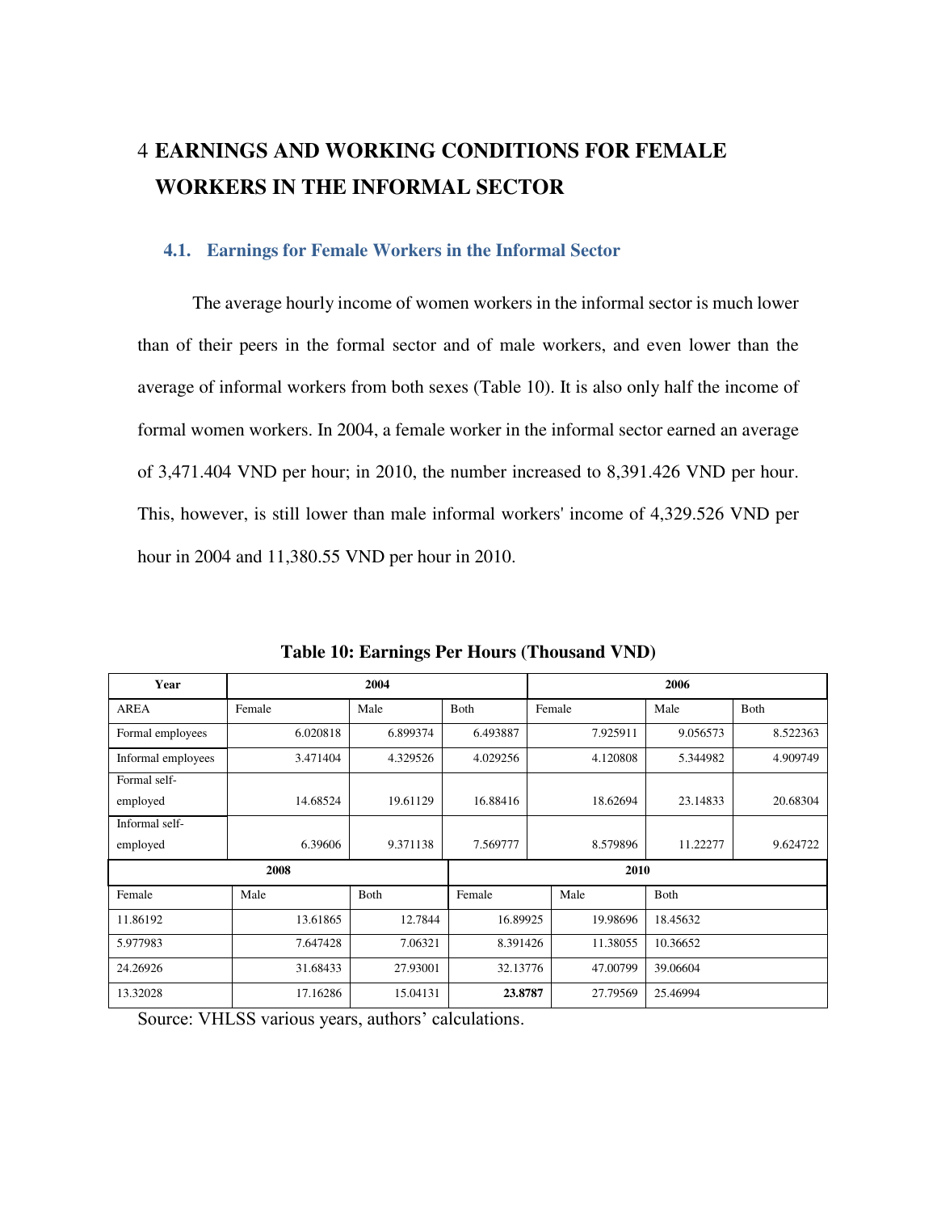// Example 1 : 
# 4 EARNINGS AND WORKING CONDITIONS FOR FEMALE WORKERS IN THE INFORMAL SECTOR

## 4.1. Earnings for Female Workers in the Informal Sector

The average hourly income of women workers in the informal sector is much lower than of their peers in the formal sector and of male workers, and even lower than the average of informal workers from both sexes (Table 10). It is also only half the income of formal women workers. In 2004, a female worker in the informal sector earned an average of 3,471.404 VND per hour; in 2010, the number increased to 8,391.426 VND per hour. This, however, is still lower than male informal workers' income of 4,329.526 VND per hour in 2004 and 11,380.55 VND per hour in 2010.

**Table 10: Earnings Per Hours (Thousand VND)**

| Year | 2004 | | | 2006 | | |
|---|---|---|---|---|---|---|
| AREA | Female | Male | Both | Female | Male | Both |
| Formal employees | 6.020818 | 6.899374 | 6.493887 | 7.925911 | 9.056573 | 8.522363 |
| Informal employees | 3.471404 | 4.329526 | 4.029256 | 4.120808 | 5.344982 | 4.909749 |
| Formal self-employed | 14.68524 | 19.61129 | 16.88416 | 18.62694 | 23.14833 | 20.68304 |
| Informal self-employed | 6.39606 | 9.371138 | 7.569777 | 8.579896 | 11.22277 | 9.624722 |

| 2008 | | | 2010 | | |
|---|---|---|---|---|---|
| Female | Male | Both | Female | Male | Both |
| 11.86192 | 13.61865 | 12.7844 | 16.89925 | 19.98696 | 18.45632 |
| 5.977983 | 7.647428 | 7.06321 | 8.391426 | 11.38055 | 10.36652 |
| 24.26926 | 31.68433 | 27.93001 | 32.13776 | 47.00799 | 39.06604 |
| 13.32028 | 17.16286 | 15.04131 | **23.8787** | 27.79569 | 25.46994 |

Source: VHLSS various years, authors' calculations.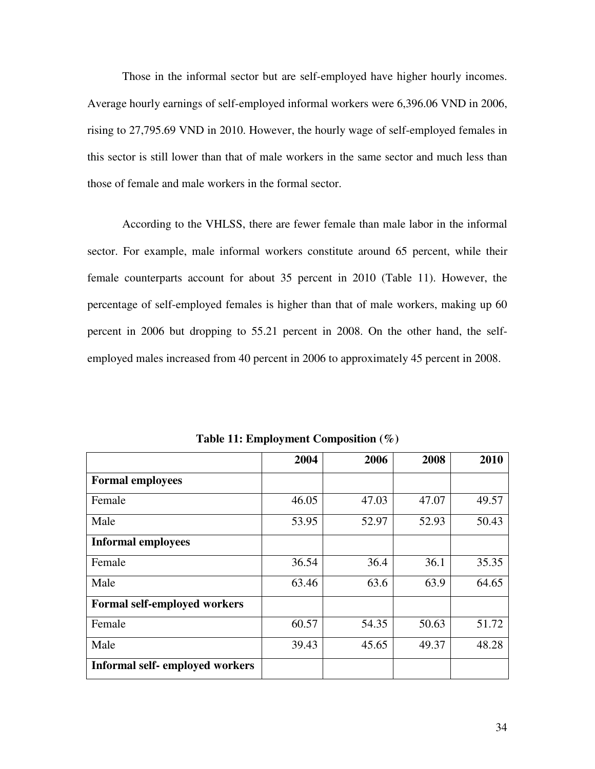Those in the informal sector but are self-employed have higher hourly incomes. Average hourly earnings of self-employed informal workers were 6,396.06 VND in 2006, rising to 27,795.69 VND in 2010. However, the hourly wage of self-employed females in this sector is still lower than that of male workers in the same sector and much less than those of female and male workers in the formal sector.

According to the VHLSS, there are fewer female than male labor in the informal sector. For example, male informal workers constitute around 65 percent, while their female counterparts account for about 35 percent in 2010 (Table 11). However, the percentage of self-employed females is higher than that of male workers, making up 60 percent in 2006 but dropping to 55.21 percent in 2008. On the other hand, the self-employed males increased from 40 percent in 2006 to approximately 45 percent in 2008.

**Table 11: Employment Composition (%)**

| | 2004 | 2006 | 2008 | 2010 |
|---|---|---|---|---|
| **Formal employees** | | | | |
| Female | 46.05 | 47.03 | 47.07 | 49.57 |
| Male | 53.95 | 52.97 | 52.93 | 50.43 |
| **Informal employees** | | | | |
| Female | 36.54 | 36.4 | 36.1 | 35.35 |
| Male | 63.46 | 63.6 | 63.9 | 64.65 |
| **Formal self-employed workers** | | | | |
| Female | 60.57 | 54.35 | 50.63 | 51.72 |
| Male | 39.43 | 45.65 | 49.37 | 48.28 |
| **Informal self- employed workers** | | | | |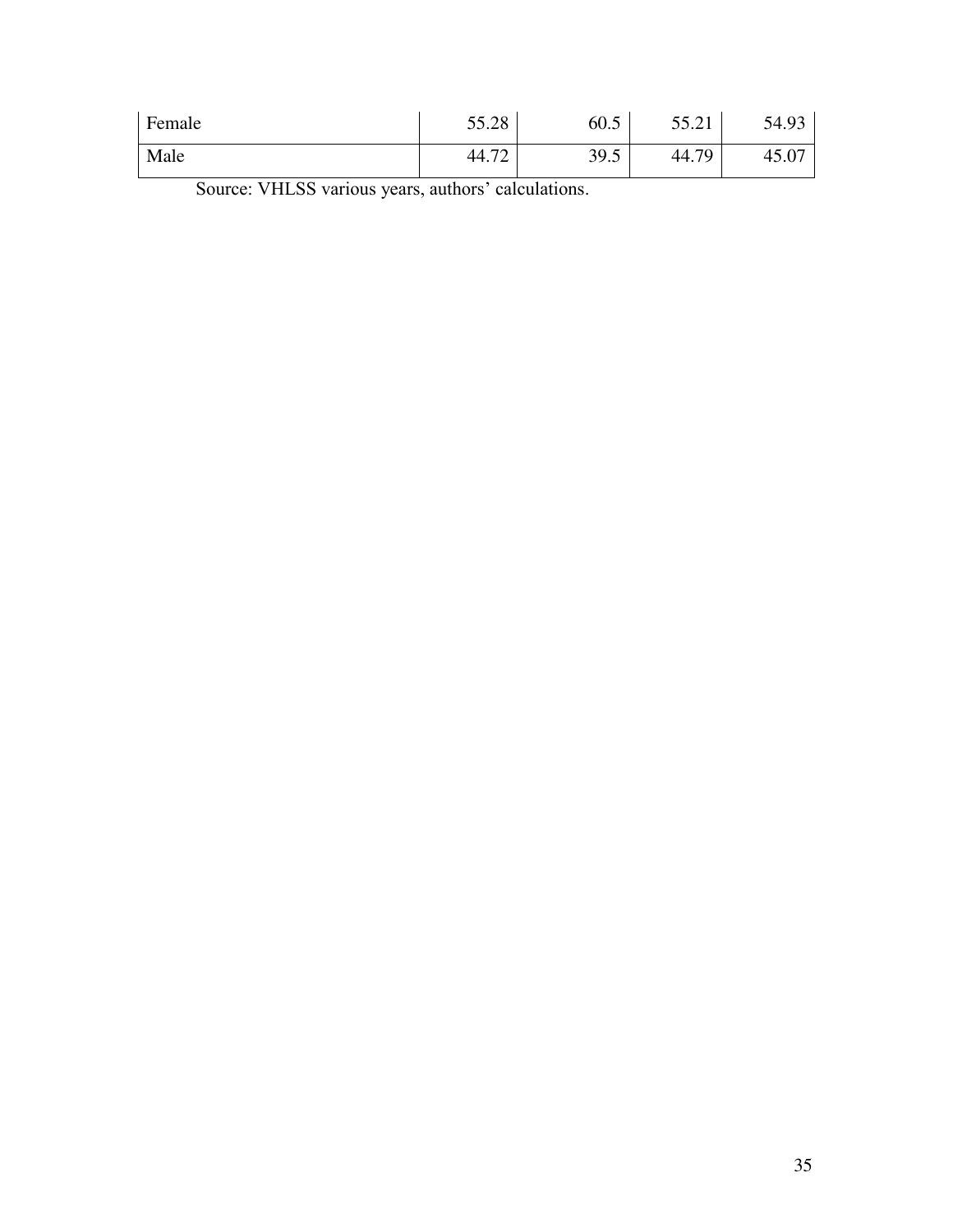| | | | | |
|---|---|---|---|---|
| Female | 55.28 | 60.5 | 55.21 | 54.93 |
| Male | 44.72 | 39.5 | 44.79 | 45.07 |

Source: VHLSS various years, authors' calculations.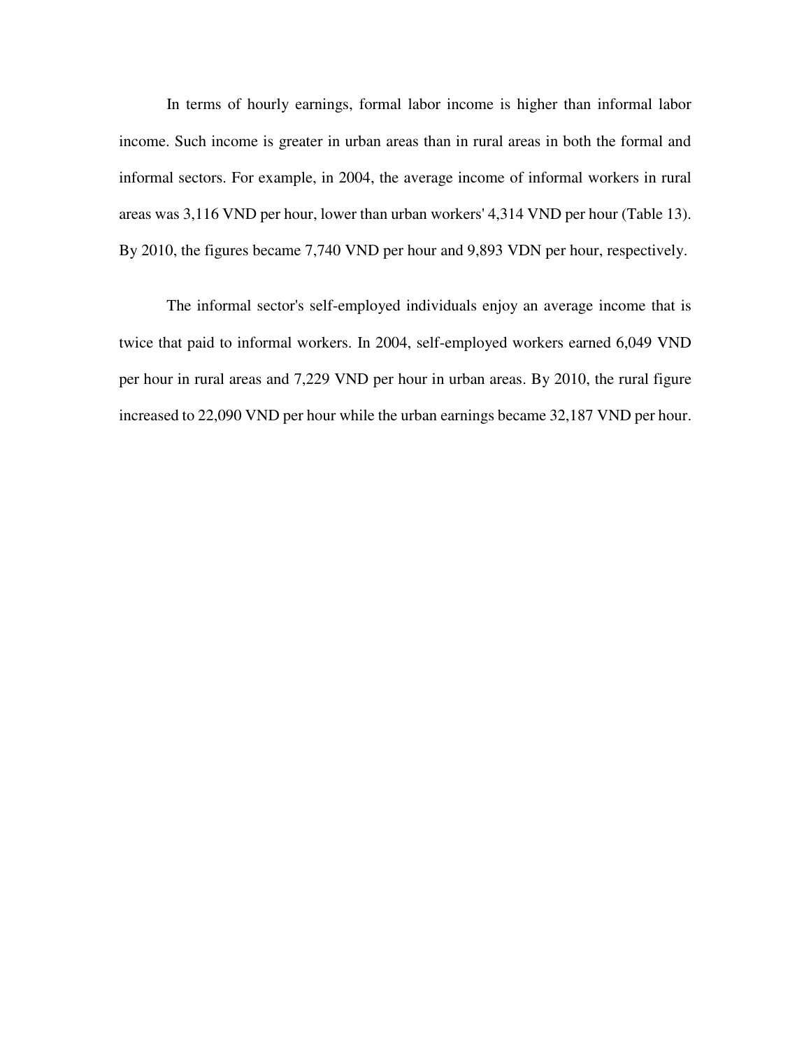In terms of hourly earnings, formal labor income is higher than informal labor income. Such income is greater in urban areas than in rural areas in both the formal and informal sectors. For example, in 2004, the average income of informal workers in rural areas was 3,116 VND per hour, lower than urban workers' 4,314 VND per hour (Table 13). By 2010, the figures became 7,740 VND per hour and 9,893 VDN per hour, respectively.

The informal sector's self-employed individuals enjoy an average income that is twice that paid to informal workers. In 2004, self-employed workers earned 6,049 VND per hour in rural areas and 7,229 VND per hour in urban areas. By 2010, the rural figure increased to 22,090 VND per hour while the urban earnings became 32,187 VND per hour.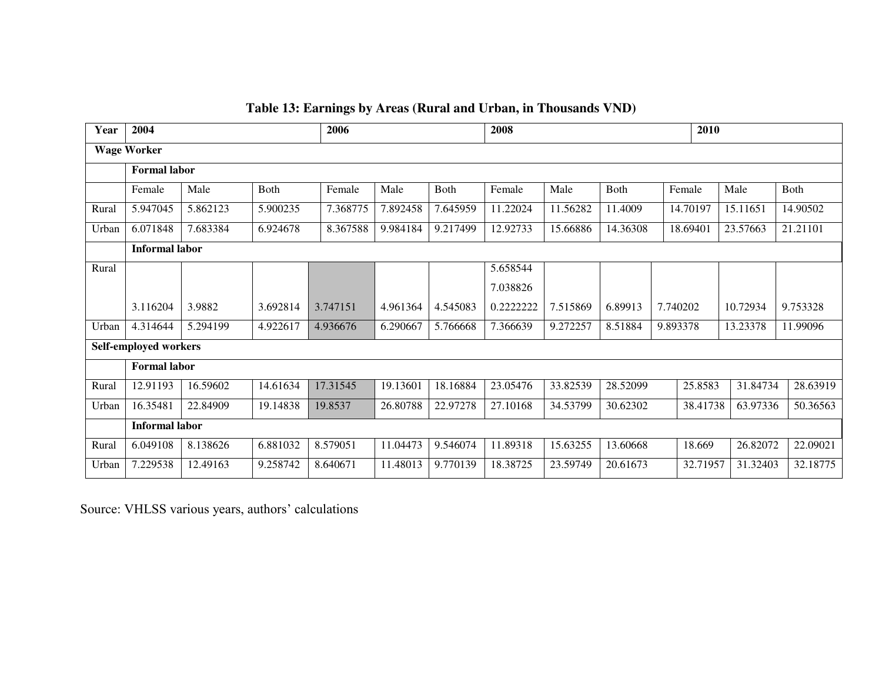**Table 13: Earnings by Areas (Rural and Urban, in Thousands VND)**

| Year | 2004 | | | 2006 | | | 2008 | | | 2010 | | |
|---|---|---|---|---|---|---|---|---|---|---|---|---|
| **Wage Worker** | | | | | | | | | | | | |
| | **Formal labor** | | | | | | | | | | | |
| | Female | Male | Both | Female | Male | Both | Female | Male | Both | Female | Male | Both |
| Rural | 5.947045 | 5.862123 | 5.900235 | 7.368775 | 7.892458 | 7.645959 | 11.22024 | 11.56282 | 11.4009 | 14.70197 | 15.11651 | 14.90502 |
| Urban | 6.071848 | 7.683384 | 6.924678 | 8.367588 | 9.984184 | 9.217499 | 12.92733 | 15.66886 | 14.36308 | 18.69401 | 23.57663 | 21.21101 |
| | **Informal labor** | | | | | | | | | | | |
| Rural | 3.116204 | 3.9882 | 3.692814 | 3.747151 | 4.961364 | 4.545083 | 5.658544 7.038826 0.2222222 | 7.515869 | 6.89913 | 7.740202 | 10.72934 | 9.753328 |
| Urban | 4.314644 | 5.294199 | 4.922617 | 4.936676 | 6.290667 | 5.766668 | 7.366639 | 9.272257 | 8.51884 | 9.893378 | 13.23378 | 11.99096 |
| **Self-employed workers** | | | | | | | | | | | | |
| | **Formal labor** | | | | | | | | | | | |
| Rural | 12.91193 | 16.59602 | 14.61634 | 17.31545 | 19.13601 | 18.16884 | 23.05476 | 33.82539 | 28.52099 | 25.8583 | 31.84734 | 28.63919 |
| Urban | 16.35481 | 22.84909 | 19.14838 | 19.8537 | 26.80788 | 22.97278 | 27.10168 | 34.53799 | 30.62302 | 38.41738 | 63.97336 | 50.36563 |
| | **Informal labor** | | | | | | | | | | | |
| Rural | 6.049108 | 8.138626 | 6.881032 | 8.579051 | 11.04473 | 9.546074 | 11.89318 | 15.63255 | 13.60668 | 18.669 | 26.82072 | 22.09021 |
| Urban | 7.229538 | 12.49163 | 9.258742 | 8.640671 | 11.48013 | 9.770139 | 18.38725 | 23.59749 | 20.61673 | 32.71957 | 31.32403 | 32.18775 |

Source: VHLSS various years, authors' calculations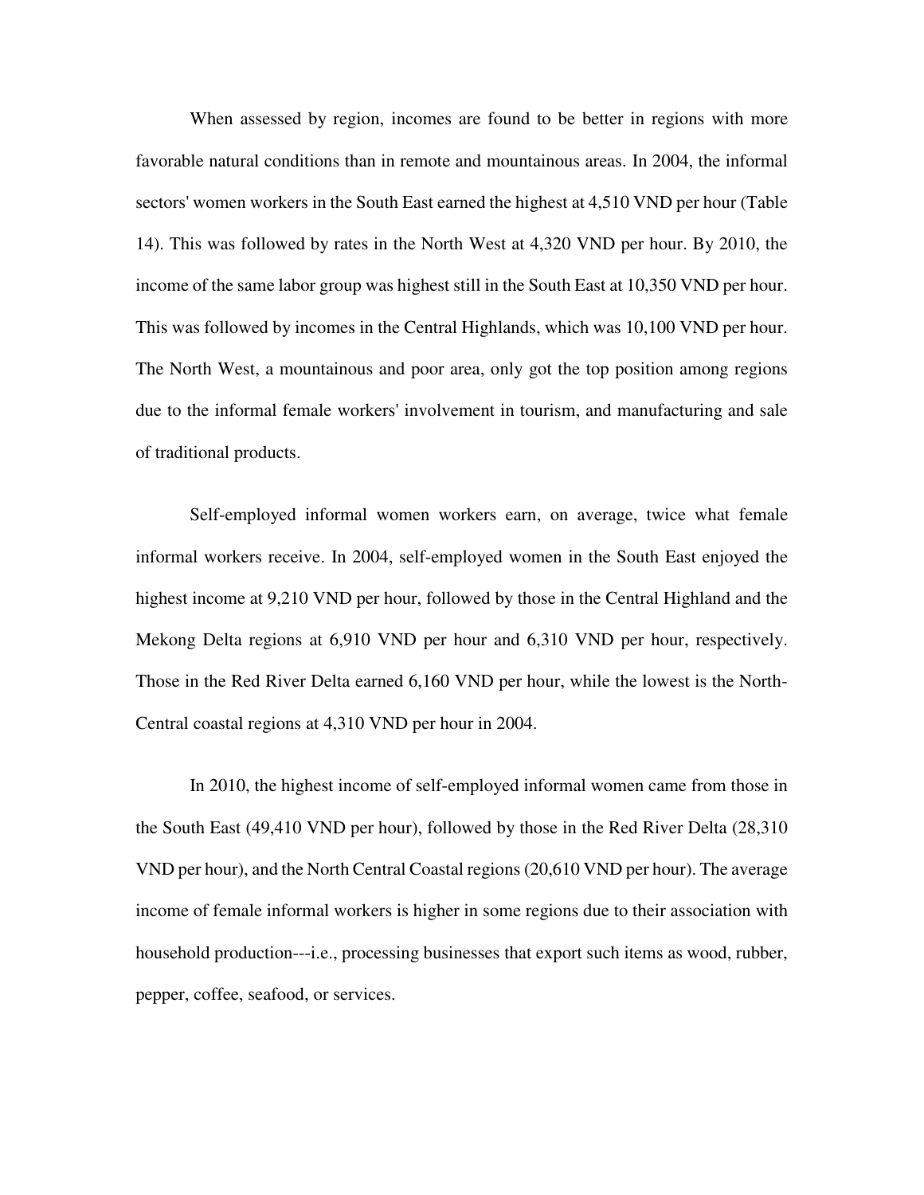When assessed by region, incomes are found to be better in regions with more favorable natural conditions than in remote and mountainous areas. In 2004, the informal sectors' women workers in the South East earned the highest at 4,510 VND per hour (Table 14). This was followed by rates in the North West at 4,320 VND per hour. By 2010, the income of the same labor group was highest still in the South East at 10,350 VND per hour. This was followed by incomes in the Central Highlands, which was 10,100 VND per hour. The North West, a mountainous and poor area, only got the top position among regions due to the informal female workers' involvement in tourism, and manufacturing and sale of traditional products.

Self-employed informal women workers earn, on average, twice what female informal workers receive. In 2004, self-employed women in the South East enjoyed the highest income at 9,210 VND per hour, followed by those in the Central Highland and the Mekong Delta regions at 6,910 VND per hour and 6,310 VND per hour, respectively. Those in the Red River Delta earned 6,160 VND per hour, while the lowest is the North-Central coastal regions at 4,310 VND per hour in 2004.

In 2010, the highest income of self-employed informal women came from those in the South East (49,410 VND per hour), followed by those in the Red River Delta (28,310 VND per hour), and the North Central Coastal regions (20,610 VND per hour). The average income of female informal workers is higher in some regions due to their association with household production---i.e., processing businesses that export such items as wood, rubber, pepper, coffee, seafood, or services.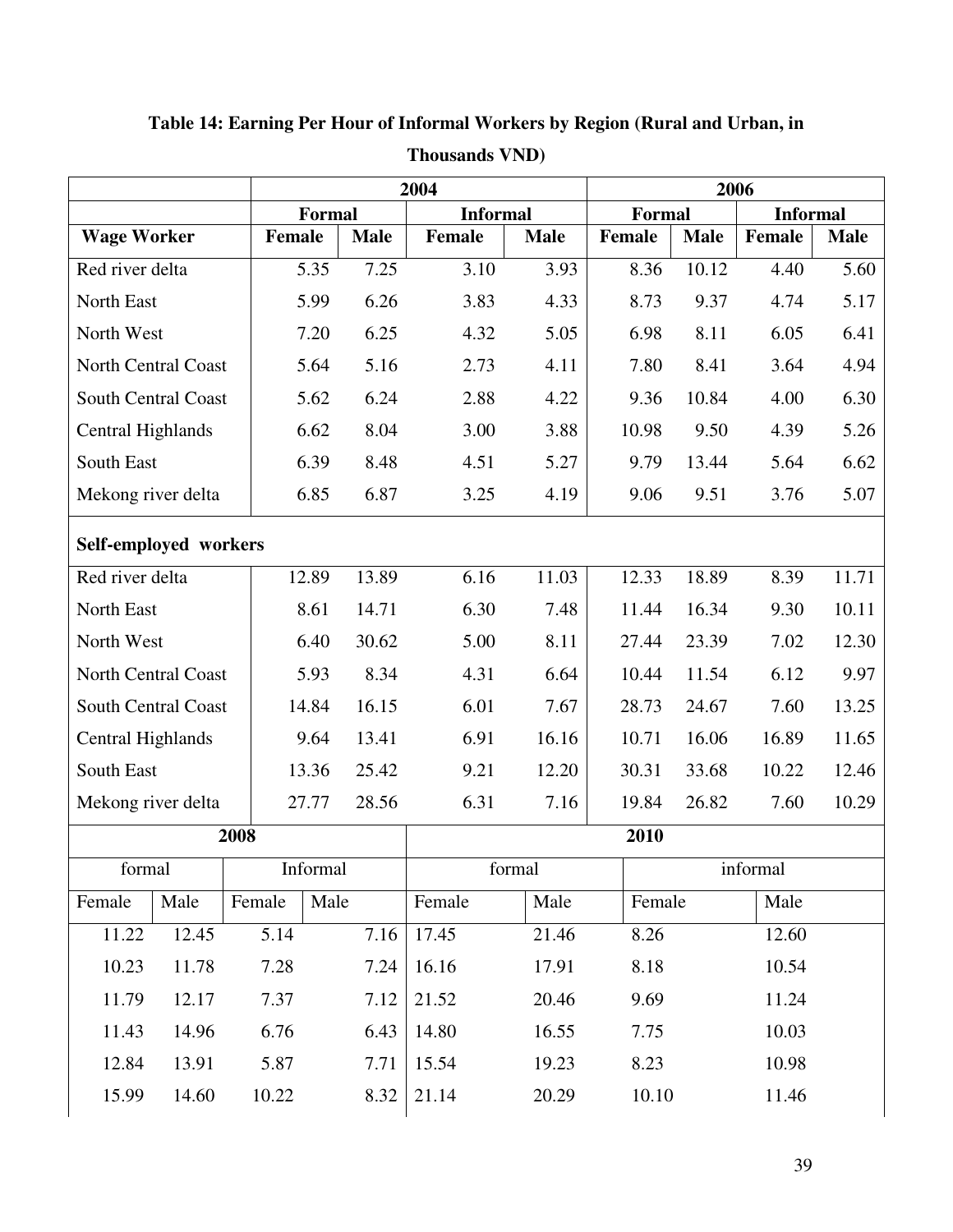**Table 14: Earning Per Hour of Informal Workers by Region (Rural and Urban, in Thousands VND)**

| | 2004 | | | | 2006 | | | |
|---|---|---|---|---|---|---|---|---|
| | Formal | | Informal | | Formal | | Informal | |
| **Wage Worker** | Female | Male | Female | Male | Female | Male | Female | Male |
| Red river delta | 5.35 | 7.25 | 3.10 | 3.93 | 8.36 | 10.12 | 4.40 | 5.60 |
| North East | 5.99 | 6.26 | 3.83 | 4.33 | 8.73 | 9.37 | 4.74 | 5.17 |
| North West | 7.20 | 6.25 | 4.32 | 5.05 | 6.98 | 8.11 | 6.05 | 6.41 |
| North Central Coast | 5.64 | 5.16 | 2.73 | 4.11 | 7.80 | 8.41 | 3.64 | 4.94 |
| South Central Coast | 5.62 | 6.24 | 2.88 | 4.22 | 9.36 | 10.84 | 4.00 | 6.30 |
| Central Highlands | 6.62 | 8.04 | 3.00 | 3.88 | 10.98 | 9.50 | 4.39 | 5.26 |
| South East | 6.39 | 8.48 | 4.51 | 5.27 | 9.79 | 13.44 | 5.64 | 6.62 |
| Mekong river delta | 6.85 | 6.87 | 3.25 | 4.19 | 9.06 | 9.51 | 3.76 | 5.07 |
| **Self-employed workers** | | | | | | | | |
| Red river delta | 12.89 | 13.89 | 6.16 | 11.03 | 12.33 | 18.89 | 8.39 | 11.71 |
| North East | 8.61 | 14.71 | 6.30 | 7.48 | 11.44 | 16.34 | 9.30 | 10.11 |
| North West | 6.40 | 30.62 | 5.00 | 8.11 | 27.44 | 23.39 | 7.02 | 12.30 |
| North Central Coast | 5.93 | 8.34 | 4.31 | 6.64 | 10.44 | 11.54 | 6.12 | 9.97 |
| South Central Coast | 14.84 | 16.15 | 6.01 | 7.67 | 28.73 | 24.67 | 7.60 | 13.25 |
| Central Highlands | 9.64 | 13.41 | 6.91 | 16.16 | 10.71 | 16.06 | 16.89 | 11.65 |
| South East | 13.36 | 25.42 | 9.21 | 12.20 | 30.31 | 33.68 | 10.22 | 12.46 |
| Mekong river delta | 27.77 | 28.56 | 6.31 | 7.16 | 19.84 | 26.82 | 7.60 | 10.29 |

| 2008 | | | | 2010 | | | |
|---|---|---|---|---|---|---|---|
| formal | | Informal | | formal | | informal | |
| Female | Male | Female | Male | Female | Male | Female | Male |
| 11.22 | 12.45 | 5.14 | 7.16 | 17.45 | 21.46 | 8.26 | 12.60 |
| 10.23 | 11.78 | 7.28 | 7.24 | 16.16 | 17.91 | 8.18 | 10.54 |
| 11.79 | 12.17 | 7.37 | 7.12 | 21.52 | 20.46 | 9.69 | 11.24 |
| 11.43 | 14.96 | 6.76 | 6.43 | 14.80 | 16.55 | 7.75 | 10.03 |
| 12.84 | 13.91 | 5.87 | 7.71 | 15.54 | 19.23 | 8.23 | 10.98 |
| 15.99 | 14.60 | 10.22 | 8.32 | 21.14 | 20.29 | 10.10 | 11.46 |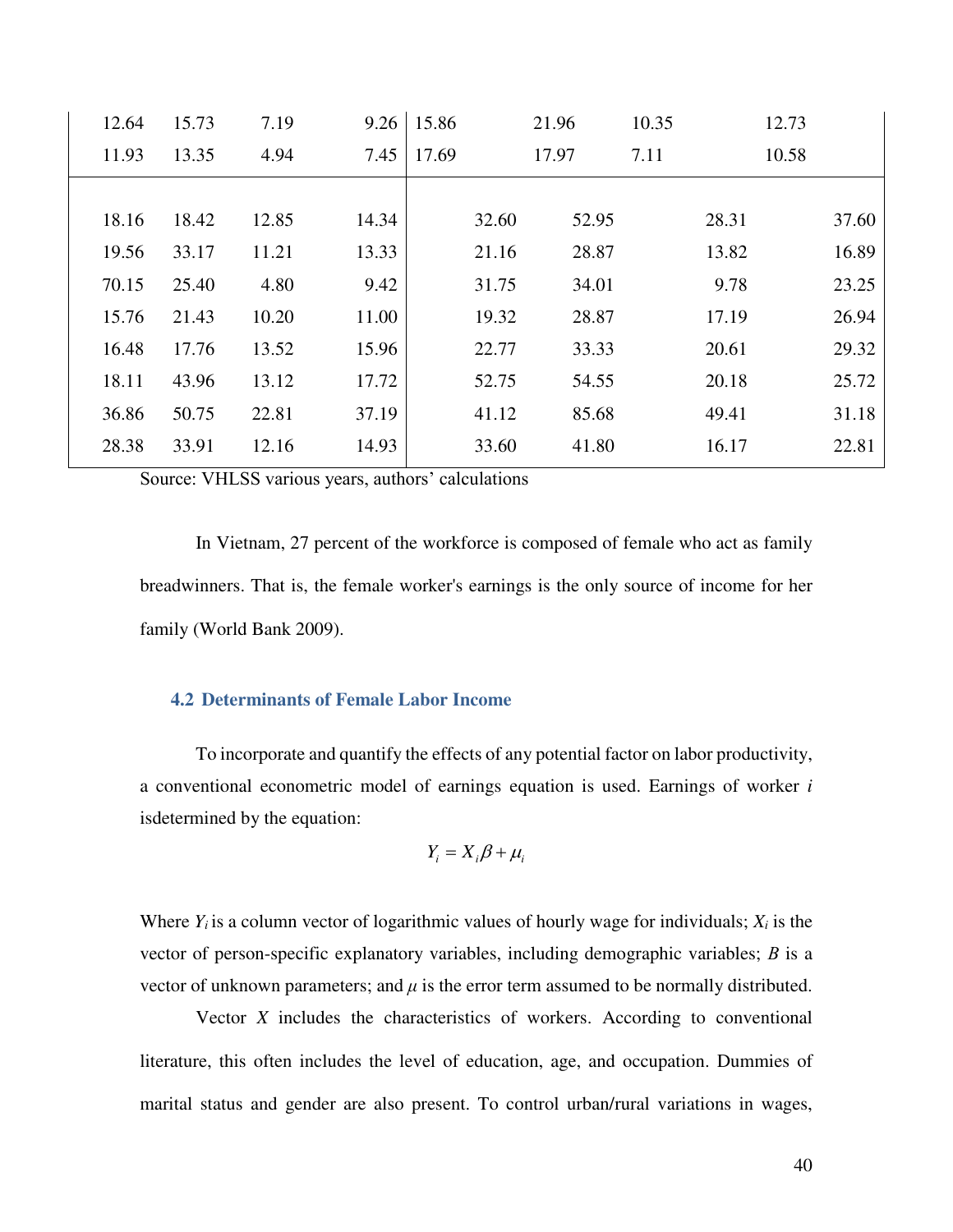| | | | | | | | |
|---|---|---|---|---|---|---|---|
| 12.64 | 15.73 | 7.19 | 9.26 | 15.86 | 21.96 | 10.35 | 12.73 |
| 11.93 | 13.35 | 4.94 | 7.45 | 17.69 | 17.97 | 7.11 | 10.58 |
| | | | | | | | |
| 18.16 | 18.42 | 12.85 | 14.34 | 32.60 | 52.95 | 28.31 | 37.60 |
| 19.56 | 33.17 | 11.21 | 13.33 | 21.16 | 28.87 | 13.82 | 16.89 |
| 70.15 | 25.40 | 4.80 | 9.42 | 31.75 | 34.01 | 9.78 | 23.25 |
| 15.76 | 21.43 | 10.20 | 11.00 | 19.32 | 28.87 | 17.19 | 26.94 |
| 16.48 | 17.76 | 13.52 | 15.96 | 22.77 | 33.33 | 20.61 | 29.32 |
| 18.11 | 43.96 | 13.12 | 17.72 | 52.75 | 54.55 | 20.18 | 25.72 |
| 36.86 | 50.75 | 22.81 | 37.19 | 41.12 | 85.68 | 49.41 | 31.18 |
| 28.38 | 33.91 | 12.16 | 14.93 | 33.60 | 41.80 | 16.17 | 22.81 |

Source: VHLSS various years, authors' calculations

In Vietnam, 27 percent of the workforce is composed of female who act as family breadwinners. That is, the female worker's earnings is the only source of income for her family (World Bank 2009).

### 4.2 Determinants of Female Labor Income

To incorporate and quantify the effects of any potential factor on labor productivity, a conventional econometric model of earnings equation is used. Earnings of worker *i* isdetermined by the equation:

$$Y_i = X_i\beta + \mu_i$$

Where $Y_i$ is a column vector of logarithmic values of hourly wage for individuals; $X_i$ is the vector of person-specific explanatory variables, including demographic variables; $B$ is a vector of unknown parameters; and $\mu$ is the error term assumed to be normally distributed.

Vector $X$ includes the characteristics of workers. According to conventional literature, this often includes the level of education, age, and occupation. Dummies of marital status and gender are also present. To control urban/rural variations in wages,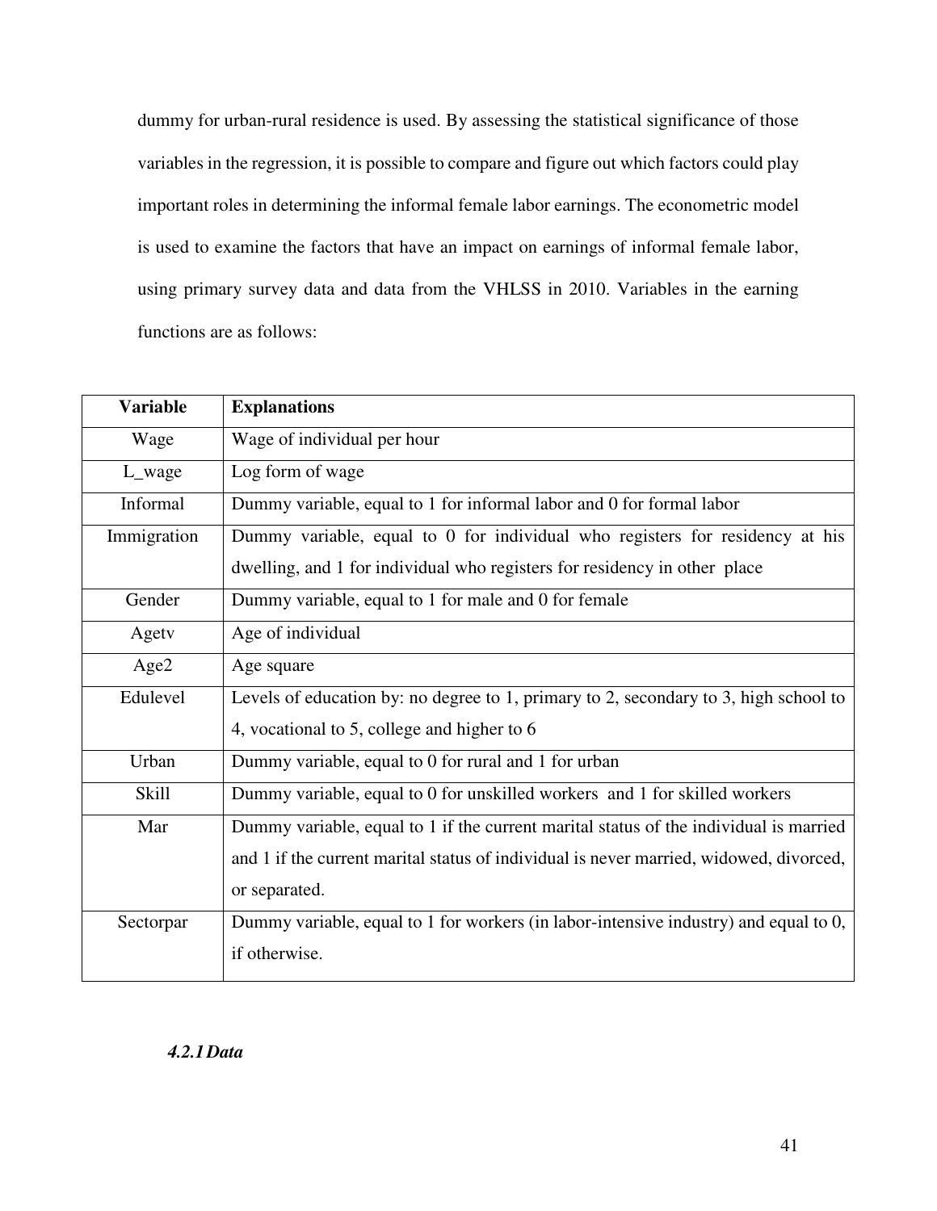dummy for urban-rural residence is used. By assessing the statistical significance of those variables in the regression, it is possible to compare and figure out which factors could play important roles in determining the informal female labor earnings. The econometric model is used to examine the factors that have an impact on earnings of informal female labor, using primary survey data and data from the VHLSS in 2010. Variables in the earning functions are as follows:

| Variable | Explanations |
|---|---|
| Wage | Wage of individual per hour |
| L_wage | Log form of wage |
| Informal | Dummy variable, equal to 1 for informal labor and 0 for formal labor |
| Immigration | Dummy variable, equal to 0 for individual who registers for residency at his dwelling, and 1 for individual who registers for residency in other place |
| Gender | Dummy variable, equal to 1 for male and 0 for female |
| Agetv | Age of individual |
| Age2 | Age square |
| Edulevel | Levels of education by: no degree to 1, primary to 2, secondary to 3, high school to 4, vocational to 5, college and higher to 6 |
| Urban | Dummy variable, equal to 0 for rural and 1 for urban |
| Skill | Dummy variable, equal to 0 for unskilled workers and 1 for skilled workers |
| Mar | Dummy variable, equal to 1 if the current marital status of the individual is married and 1 if the current marital status of individual is never married, widowed, divorced, or separated. |
| Sectorpar | Dummy variable, equal to 1 for workers (in labor-intensive industry) and equal to 0, if otherwise. |

### *4.2.1 Data*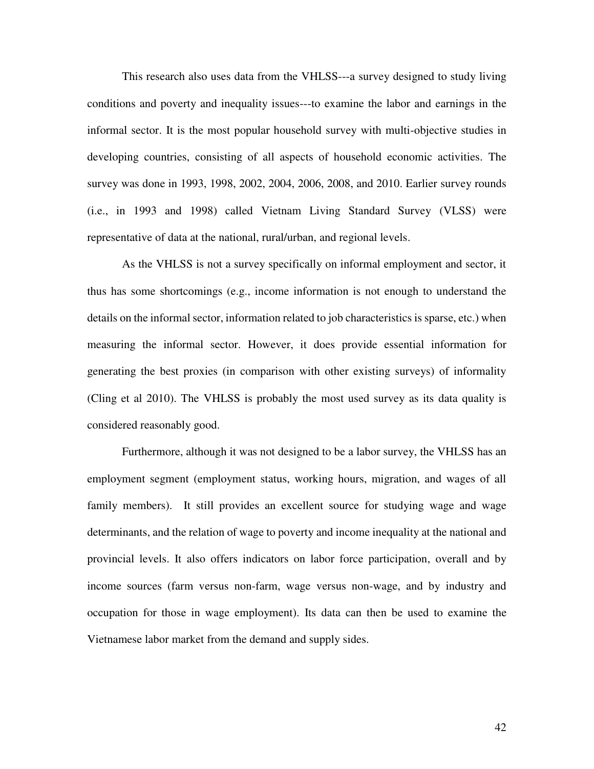This research also uses data from the VHLSS---a survey designed to study living conditions and poverty and inequality issues---to examine the labor and earnings in the informal sector. It is the most popular household survey with multi-objective studies in developing countries, consisting of all aspects of household economic activities. The survey was done in 1993, 1998, 2002, 2004, 2006, 2008, and 2010. Earlier survey rounds (i.e., in 1993 and 1998) called Vietnam Living Standard Survey (VLSS) were representative of data at the national, rural/urban, and regional levels.

As the VHLSS is not a survey specifically on informal employment and sector, it thus has some shortcomings (e.g., income information is not enough to understand the details on the informal sector, information related to job characteristics is sparse, etc.) when measuring the informal sector. However, it does provide essential information for generating the best proxies (in comparison with other existing surveys) of informality (Cling et al 2010). The VHLSS is probably the most used survey as its data quality is considered reasonably good.

Furthermore, although it was not designed to be a labor survey, the VHLSS has an employment segment (employment status, working hours, migration, and wages of all family members). It still provides an excellent source for studying wage and wage determinants, and the relation of wage to poverty and income inequality at the national and provincial levels. It also offers indicators on labor force participation, overall and by income sources (farm versus non-farm, wage versus non-wage, and by industry and occupation for those in wage employment). Its data can then be used to examine the Vietnamese labor market from the demand and supply sides.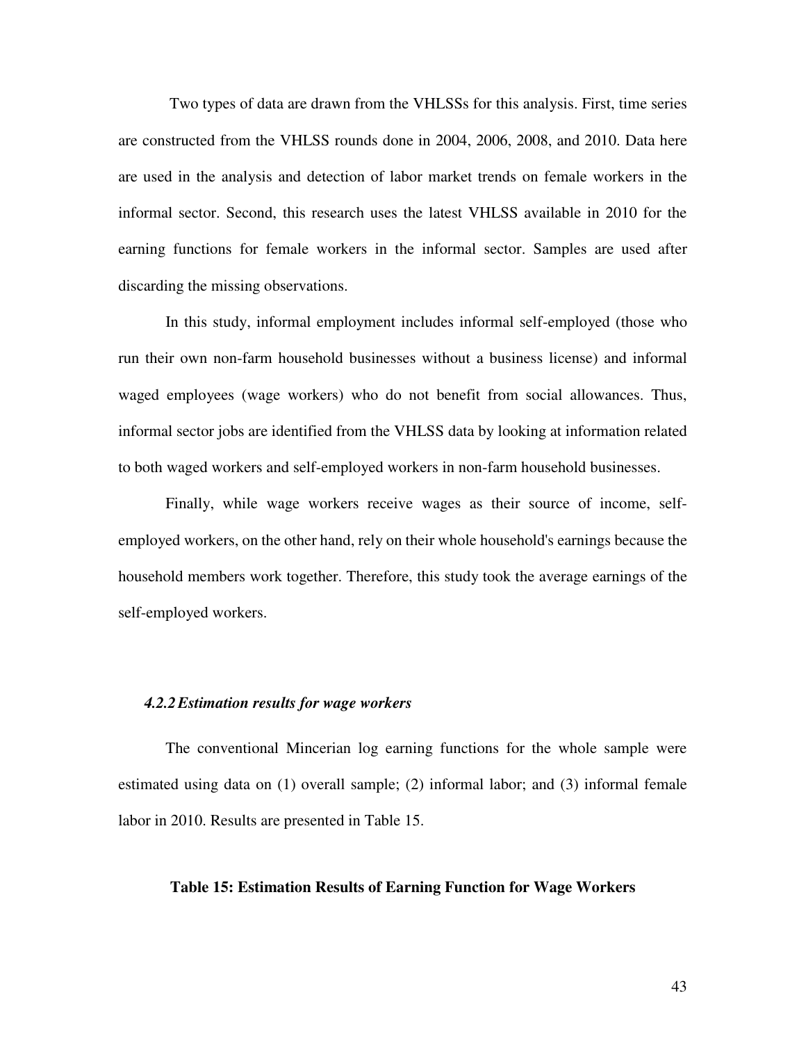Two types of data are drawn from the VHLSSs for this analysis. First, time series are constructed from the VHLSS rounds done in 2004, 2006, 2008, and 2010. Data here are used in the analysis and detection of labor market trends on female workers in the informal sector. Second, this research uses the latest VHLSS available in 2010 for the earning functions for female workers in the informal sector. Samples are used after discarding the missing observations.

In this study, informal employment includes informal self-employed (those who run their own non-farm household businesses without a business license) and informal waged employees (wage workers) who do not benefit from social allowances. Thus, informal sector jobs are identified from the VHLSS data by looking at information related to both waged workers and self-employed workers in non-farm household businesses.

Finally, while wage workers receive wages as their source of income, self-employed workers, on the other hand, rely on their whole household's earnings because the household members work together. Therefore, this study took the average earnings of the self-employed workers.

### *4.2.2 Estimation results for wage workers*

The conventional Mincerian log earning functions for the whole sample were estimated using data on (1) overall sample; (2) informal labor; and (3) informal female labor in 2010. Results are presented in Table 15.

**Table 15: Estimation Results of Earning Function for Wage Workers**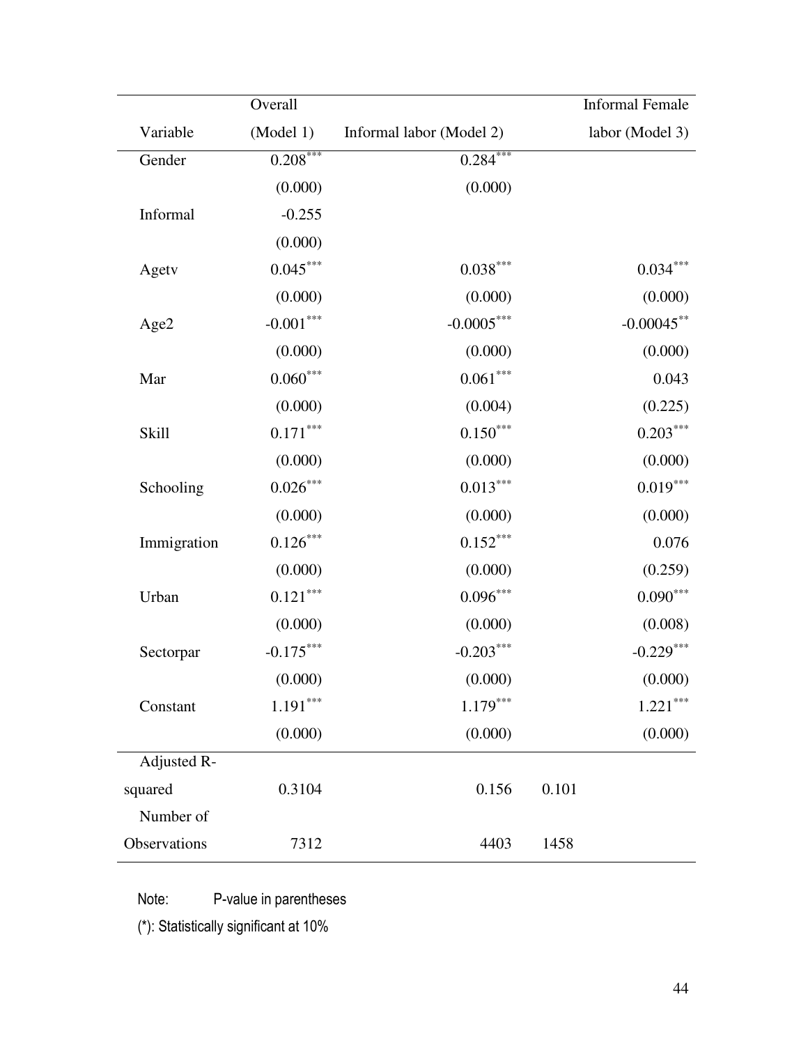| Variable | Overall (Model 1) | Informal labor (Model 2) | Informal Female labor (Model 3) |
|---|---|---|---|
| Gender | 0.208*** | 0.284*** | |
| | (0.000) | (0.000) | |
| Informal | -0.255 | | |
| | (0.000) | | |
| Agetv | 0.045*** | 0.038*** | 0.034*** |
| | (0.000) | (0.000) | (0.000) |
| Age2 | -0.001*** | -0.0005*** | -0.00045** |
| | (0.000) | (0.000) | (0.000) |
| Mar | 0.060*** | 0.061*** | 0.043 |
| | (0.000) | (0.004) | (0.225) |
| Skill | 0.171*** | 0.150*** | 0.203*** |
| | (0.000) | (0.000) | (0.000) |
| Schooling | 0.026*** | 0.013*** | 0.019*** |
| | (0.000) | (0.000) | (0.000) |
| Immigration | 0.126*** | 0.152*** | 0.076 |
| | (0.000) | (0.000) | (0.259) |
| Urban | 0.121*** | 0.096*** | 0.090*** |
| | (0.000) | (0.000) | (0.008) |
| Sectorpar | -0.175*** | -0.203*** | -0.229*** |
| | (0.000) | (0.000) | (0.000) |
| Constant | 1.191*** | 1.179*** | 1.221*** |
| | (0.000) | (0.000) | (0.000) |
| Adjusted R-squared | 0.3104 | 0.156 | 0.101 |
| Number of Observations | 7312 | 4403 | 1458 |

Note: P-value in parentheses

(*): Statistically significant at 10%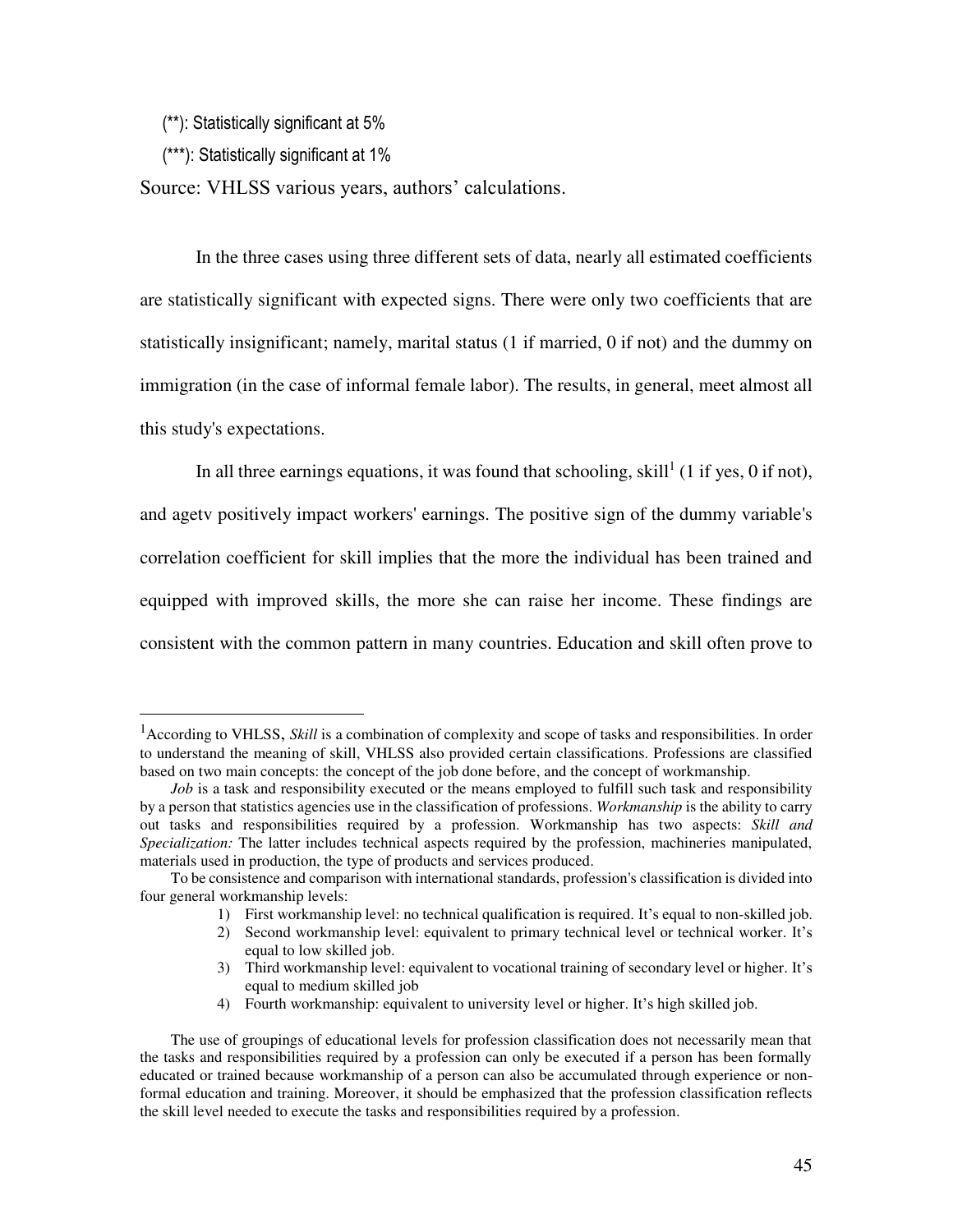(**): Statistically significant at 5%

(***): Statistically significant at 1%

Source: VHLSS various years, authors' calculations.

In the three cases using three different sets of data, nearly all estimated coefficients are statistically significant with expected signs. There were only two coefficients that are statistically insignificant; namely, marital status (1 if married, 0 if not) and the dummy on immigration (in the case of informal female labor). The results, in general, meet almost all this study's expectations.

In all three earnings equations, it was found that schooling, skill[1] (1 if yes, 0 if not), and agetv positively impact workers' earnings. The positive sign of the dummy variable's correlation coefficient for skill implies that the more the individual has been trained and equipped with improved skills, the more she can raise her income. These findings are consistent with the common pattern in many countries. Education and skill often prove to

---

[1]According to VHLSS, *Skill* is a combination of complexity and scope of tasks and responsibilities. In order to understand the meaning of skill, VHLSS also provided certain classifications. Professions are classified based on two main concepts: the concept of the job done before, and the concept of workmanship.

*Job* is a task and responsibility executed or the means employed to fulfill such task and responsibility by a person that statistics agencies use in the classification of professions. *Workmanship* is the ability to carry out tasks and responsibilities required by a profession. Workmanship has two aspects: *Skill and Specialization:* The latter includes technical aspects required by the profession, machineries manipulated, materials used in production, the type of products and services produced.

To be consistence and comparison with international standards, profession's classification is divided into four general workmanship levels:

1) First workmanship level: no technical qualification is required. It's equal to non-skilled job.
2) Second workmanship level: equivalent to primary technical level or technical worker. It's equal to low skilled job.
3) Third workmanship level: equivalent to vocational training of secondary level or higher. It's equal to medium skilled job
4) Fourth workmanship: equivalent to university level or higher. It's high skilled job.

The use of groupings of educational levels for profession classification does not necessarily mean that the tasks and responsibilities required by a profession can only be executed if a person has been formally educated or trained because workmanship of a person can also be accumulated through experience or non-formal education and training. Moreover, it should be emphasized that the profession classification reflects the skill level needed to execute the tasks and responsibilities required by a profession.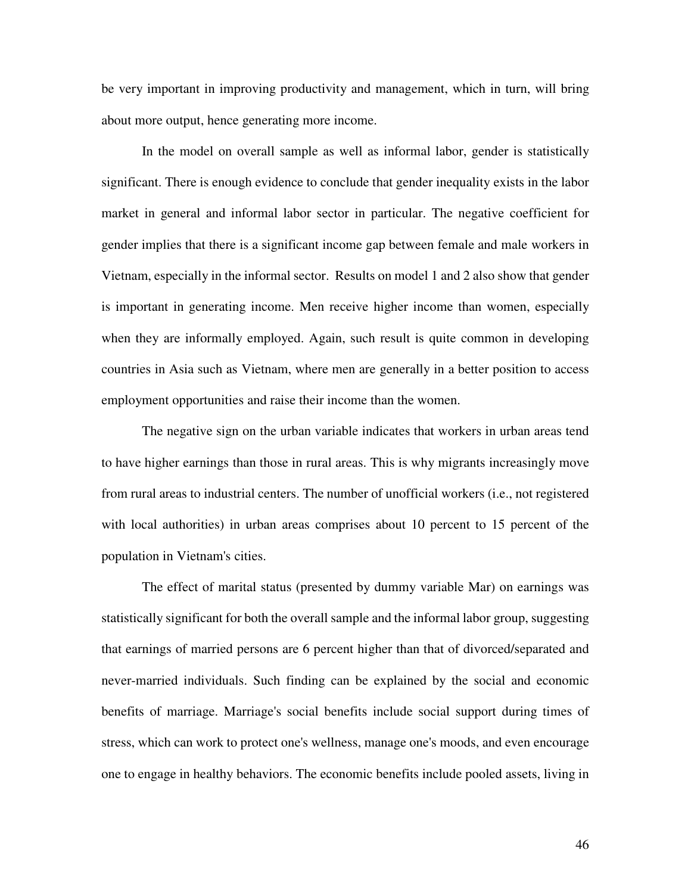be very important in improving productivity and management, which in turn, will bring about more output, hence generating more income.

In the model on overall sample as well as informal labor, gender is statistically significant. There is enough evidence to conclude that gender inequality exists in the labor market in general and informal labor sector in particular. The negative coefficient for gender implies that there is a significant income gap between female and male workers in Vietnam, especially in the informal sector.  Results on model 1 and 2 also show that gender is important in generating income. Men receive higher income than women, especially when they are informally employed. Again, such result is quite common in developing countries in Asia such as Vietnam, where men are generally in a better position to access employment opportunities and raise their income than the women.

The negative sign on the urban variable indicates that workers in urban areas tend to have higher earnings than those in rural areas. This is why migrants increasingly move from rural areas to industrial centers. The number of unofficial workers (i.e., not registered with local authorities) in urban areas comprises about 10 percent to 15 percent of the population in Vietnam's cities.

The effect of marital status (presented by dummy variable Mar) on earnings was statistically significant for both the overall sample and the informal labor group, suggesting that earnings of married persons are 6 percent higher than that of divorced/separated and never-married individuals. Such finding can be explained by the social and economic benefits of marriage. Marriage's social benefits include social support during times of stress, which can work to protect one's wellness, manage one's moods, and even encourage one to engage in healthy behaviors. The economic benefits include pooled assets, living in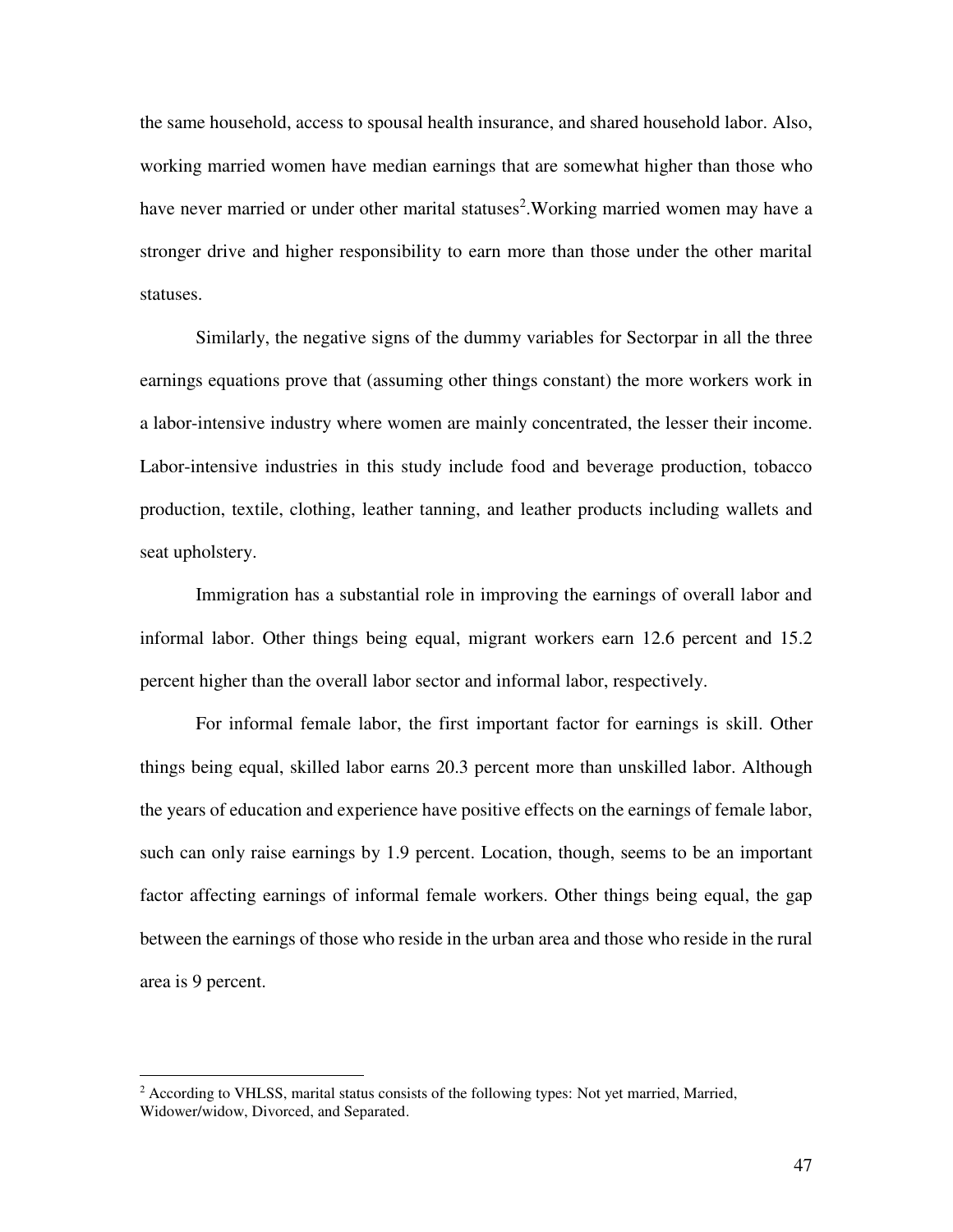the same household, access to spousal health insurance, and shared household labor. Also, working married women have median earnings that are somewhat higher than those who have never married or under other marital statuses[2].Working married women may have a stronger drive and higher responsibility to earn more than those under the other marital statuses.

Similarly, the negative signs of the dummy variables for Sectorpar in all the three earnings equations prove that (assuming other things constant) the more workers work in a labor-intensive industry where women are mainly concentrated, the lesser their income. Labor-intensive industries in this study include food and beverage production, tobacco production, textile, clothing, leather tanning, and leather products including wallets and seat upholstery.

Immigration has a substantial role in improving the earnings of overall labor and informal labor. Other things being equal, migrant workers earn 12.6 percent and 15.2 percent higher than the overall labor sector and informal labor, respectively.

For informal female labor, the first important factor for earnings is skill. Other things being equal, skilled labor earns 20.3 percent more than unskilled labor. Although the years of education and experience have positive effects on the earnings of female labor, such can only raise earnings by 1.9 percent. Location, though, seems to be an important factor affecting earnings of informal female workers. Other things being equal, the gap between the earnings of those who reside in the urban area and those who reside in the rural area is 9 percent.

---

[2] According to VHLSS, marital status consists of the following types: Not yet married, Married, Widower/widow, Divorced, and Separated.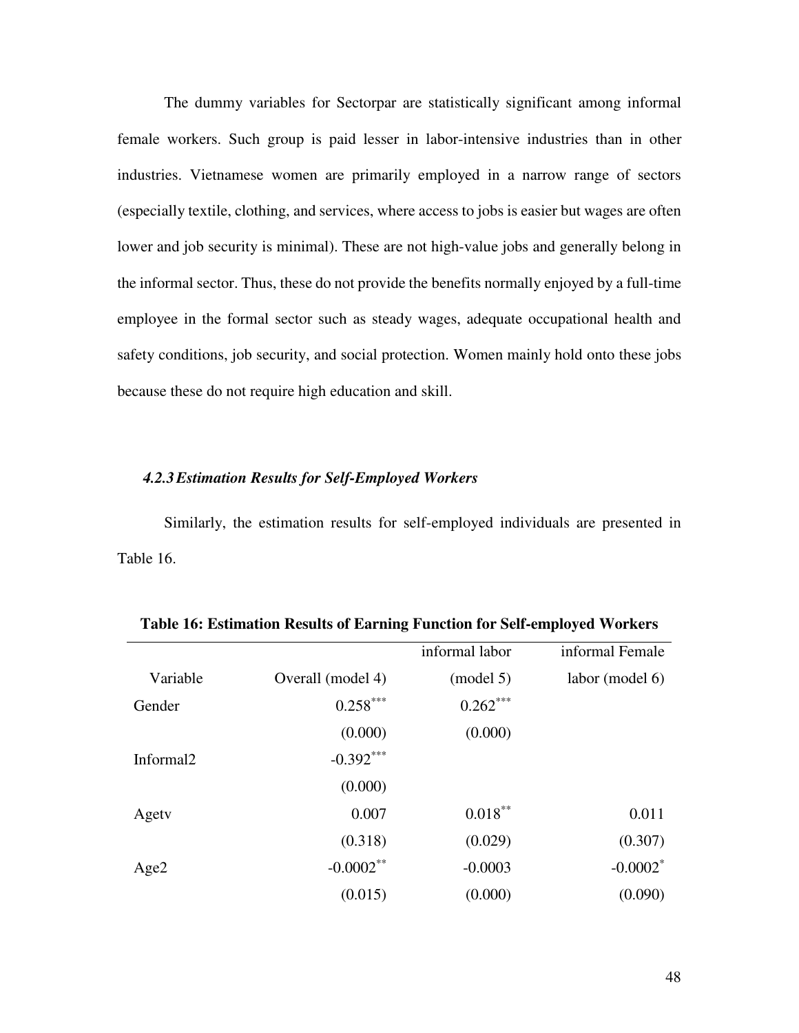The dummy variables for Sectorpar are statistically significant among informal female workers. Such group is paid lesser in labor-intensive industries than in other industries. Vietnamese women are primarily employed in a narrow range of sectors (especially textile, clothing, and services, where access to jobs is easier but wages are often lower and job security is minimal). These are not high-value jobs and generally belong in the informal sector. Thus, these do not provide the benefits normally enjoyed by a full-time employee in the formal sector such as steady wages, adequate occupational health and safety conditions, job security, and social protection. Women mainly hold onto these jobs because these do not require high education and skill.

### *4.2.3 Estimation Results for Self-Employed Workers*

Similarly, the estimation results for self-employed individuals are presented in Table 16.

**Table 16: Estimation Results of Earning Function for Self-employed Workers**

| Variable | Overall (model 4) | informal labor (model 5) | informal Female labor (model 6) |
|---|---|---|---|
| Gender | $0.258^{***}$ | $0.262^{***}$ | |
| | (0.000) | (0.000) | |
| Informal2 | $-0.392^{***}$ | | |
| | (0.000) | | |
| Agetv | 0.007 | $0.018^{**}$ | 0.011 |
| | (0.318) | (0.029) | (0.307) |
| Age2 | $-0.0002^{**}$ | -0.0003 | $-0.0002^{*}$ |
| | (0.015) | (0.000) | (0.090) |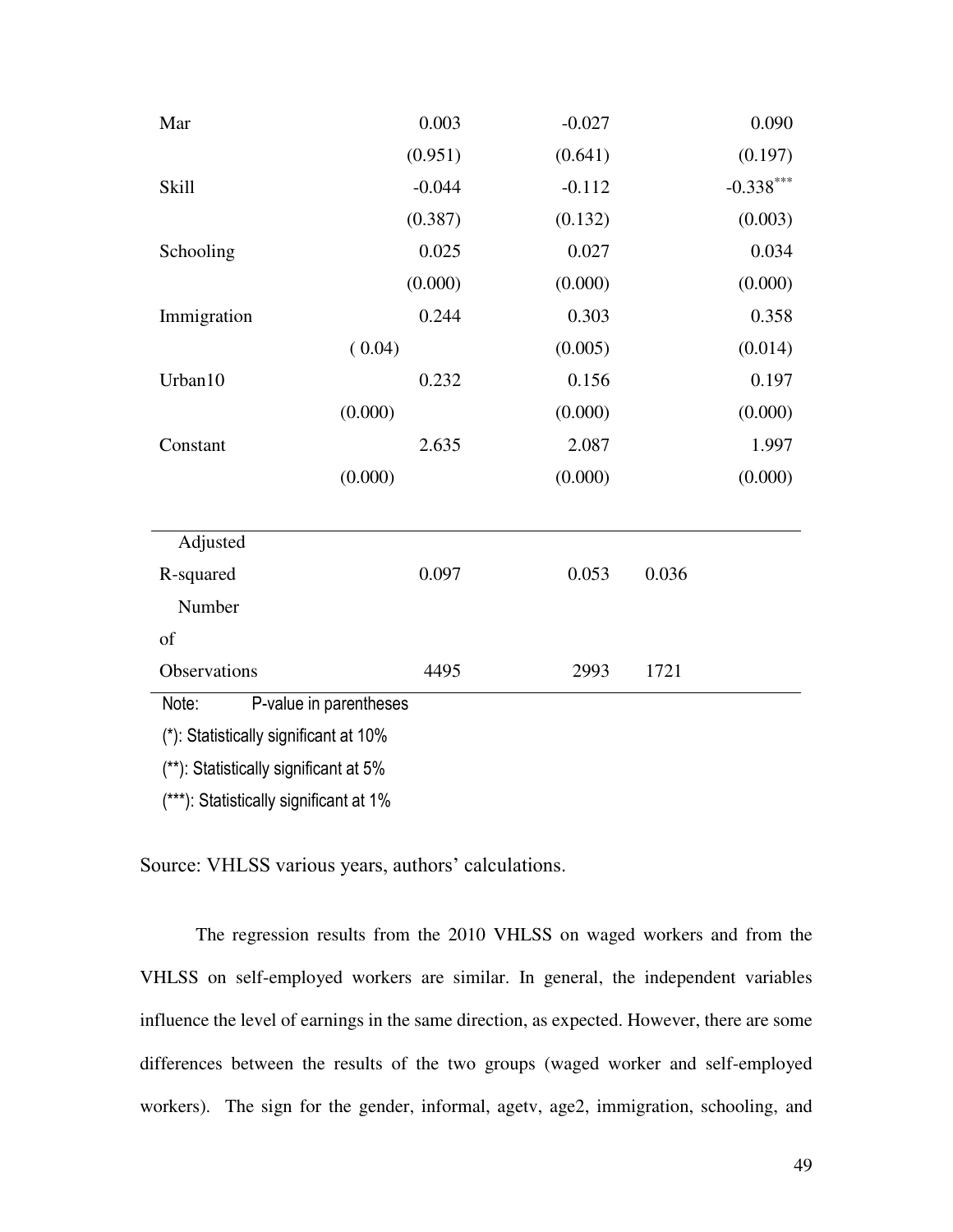| | | | |
|---|---|---|---|
| Mar | 0.003 | -0.027 | 0.090 |
| | (0.951) | (0.641) | (0.197) |
| Skill | -0.044 | -0.112 | -0.338*** |
| | (0.387) | (0.132) | (0.003) |
| Schooling | 0.025 | 0.027 | 0.034 |
| | (0.000) | (0.000) | (0.000) |
| Immigration | 0.244 | 0.303 | 0.358 |
| | ( 0.04) | (0.005) | (0.014) |
| Urban10 | 0.232 | 0.156 | 0.197 |
| | (0.000) | (0.000) | (0.000) |
| Constant | 2.635 | 2.087 | 1.997 |
| | (0.000) | (0.000) | (0.000) |
| Adjusted R-squared | 0.097 | 0.053 | 0.036 |
| Number of Observations | 4495 | 2993 | 1721 |

Note: P-value in parentheses

(*): Statistically significant at 10%

(**): Statistically significant at 5%

(***): Statistically significant at 1%

Source: VHLSS various years, authors' calculations.

The regression results from the 2010 VHLSS on waged workers and from the VHLSS on self-employed workers are similar. In general, the independent variables influence the level of earnings in the same direction, as expected. However, there are some differences between the results of the two groups (waged worker and self-employed workers). The sign for the gender, informal, agetv, age2, immigration, schooling, and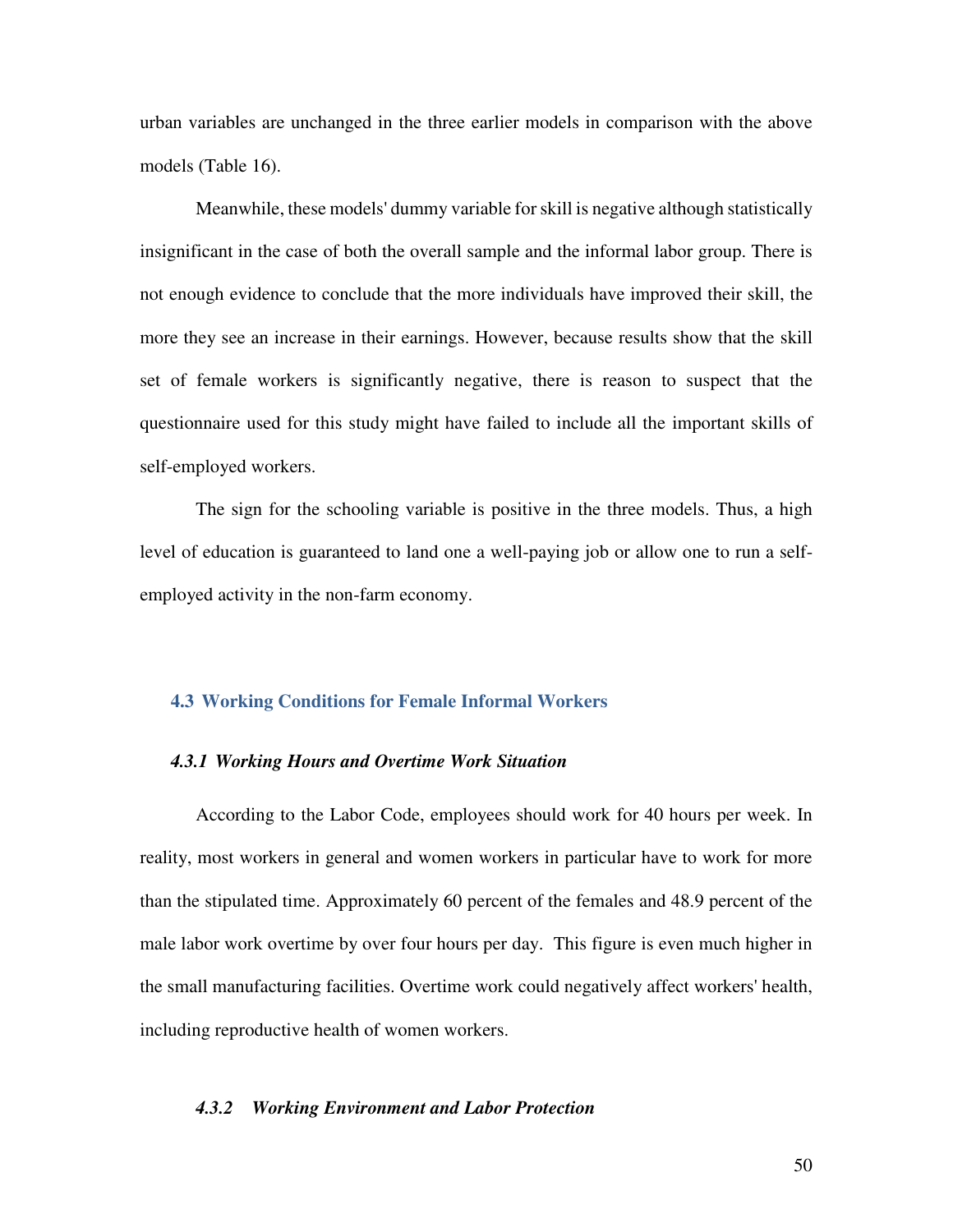urban variables are unchanged in the three earlier models in comparison with the above models (Table 16).

Meanwhile, these models' dummy variable for skill is negative although statistically insignificant in the case of both the overall sample and the informal labor group. There is not enough evidence to conclude that the more individuals have improved their skill, the more they see an increase in their earnings. However, because results show that the skill set of female workers is significantly negative, there is reason to suspect that the questionnaire used for this study might have failed to include all the important skills of self-employed workers.

The sign for the schooling variable is positive in the three models. Thus, a high level of education is guaranteed to land one a well-paying job or allow one to run a self-employed activity in the non-farm economy.

## 4.3 Working Conditions for Female Informal Workers

### *4.3.1 Working Hours and Overtime Work Situation*

According to the Labor Code, employees should work for 40 hours per week. In reality, most workers in general and women workers in particular have to work for more than the stipulated time. Approximately 60 percent of the females and 48.9 percent of the male labor work overtime by over four hours per day. This figure is even much higher in the small manufacturing facilities. Overtime work could negatively affect workers' health, including reproductive health of women workers.

### *4.3.2 Working Environment and Labor Protection*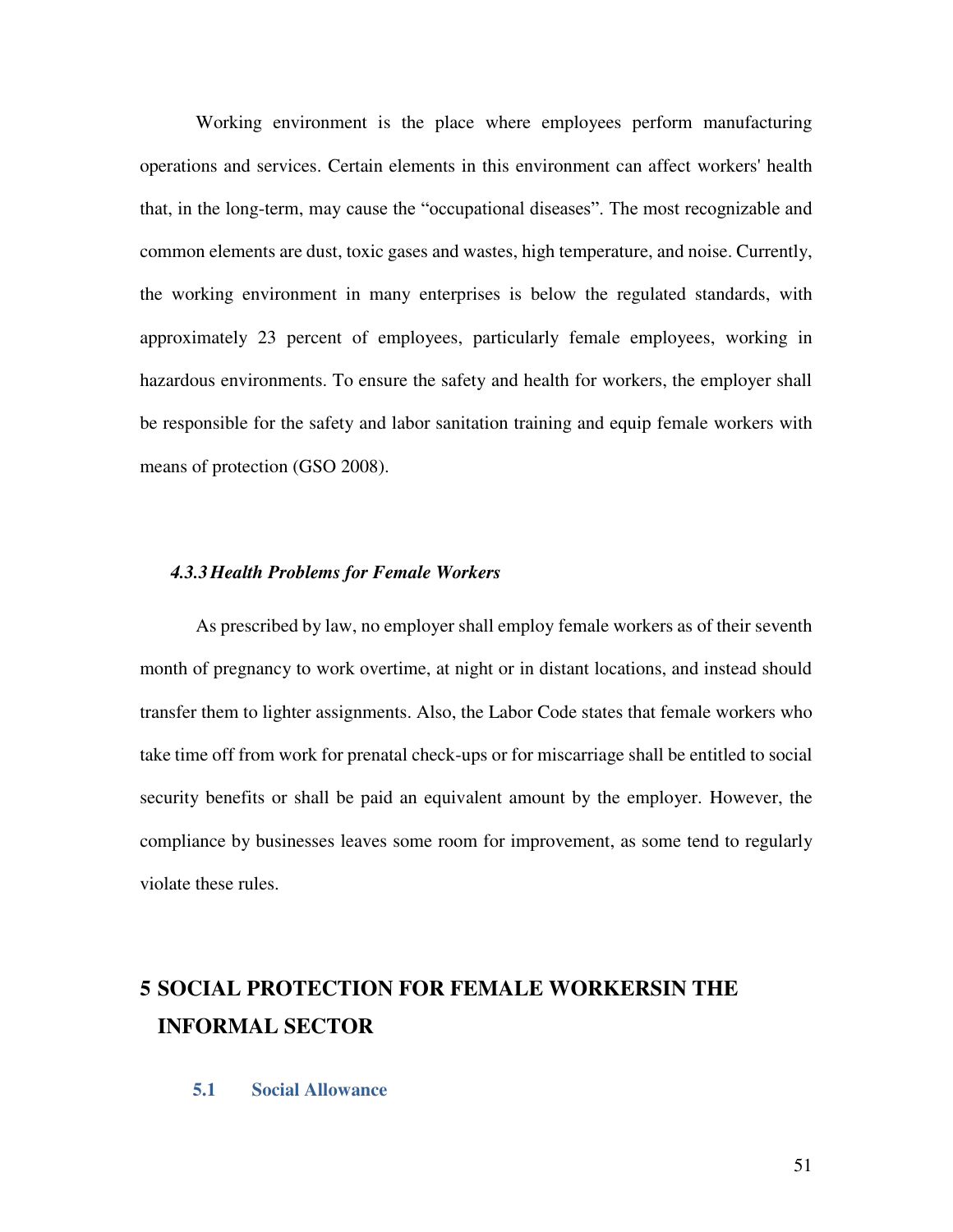Working environment is the place where employees perform manufacturing operations and services. Certain elements in this environment can affect workers' health that, in the long-term, may cause the "occupational diseases". The most recognizable and common elements are dust, toxic gases and wastes, high temperature, and noise. Currently, the working environment in many enterprises is below the regulated standards, with approximately 23 percent of employees, particularly female employees, working in hazardous environments. To ensure the safety and health for workers, the employer shall be responsible for the safety and labor sanitation training and equip female workers with means of protection (GSO 2008).

#### *4.3.3 Health Problems for Female Workers*

As prescribed by law, no employer shall employ female workers as of their seventh month of pregnancy to work overtime, at night or in distant locations, and instead should transfer them to lighter assignments. Also, the Labor Code states that female workers who take time off from work for prenatal check-ups or for miscarriage shall be entitled to social security benefits or shall be paid an equivalent amount by the employer. However, the compliance by businesses leaves some room for improvement, as some tend to regularly violate these rules.

# 5 SOCIAL PROTECTION FOR FEMALE WORKERSIN THE INFORMAL SECTOR

## 5.1 Social Allowance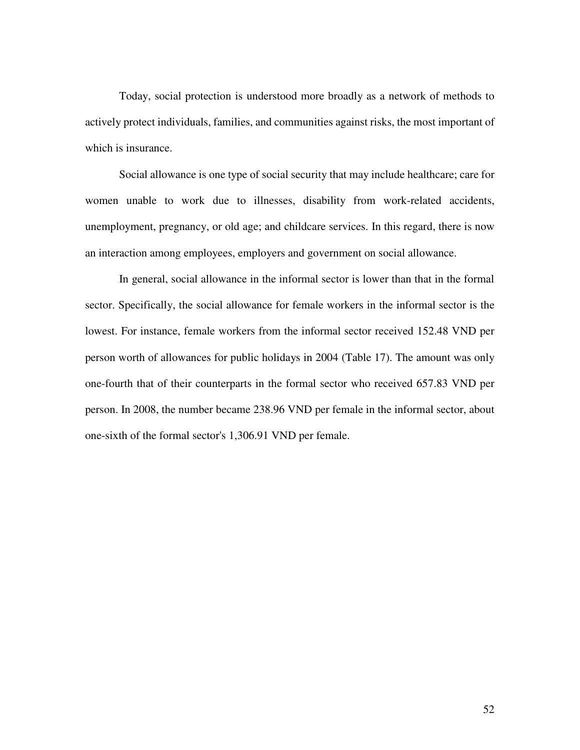Today, social protection is understood more broadly as a network of methods to actively protect individuals, families, and communities against risks, the most important of which is insurance.

Social allowance is one type of social security that may include healthcare; care for women unable to work due to illnesses, disability from work-related accidents, unemployment, pregnancy, or old age; and childcare services. In this regard, there is now an interaction among employees, employers and government on social allowance.

In general, social allowance in the informal sector is lower than that in the formal sector. Specifically, the social allowance for female workers in the informal sector is the lowest. For instance, female workers from the informal sector received 152.48 VND per person worth of allowances for public holidays in 2004 (Table 17). The amount was only one-fourth that of their counterparts in the formal sector who received 657.83 VND per person. In 2008, the number became 238.96 VND per female in the informal sector, about one-sixth of the formal sector's 1,306.91 VND per female.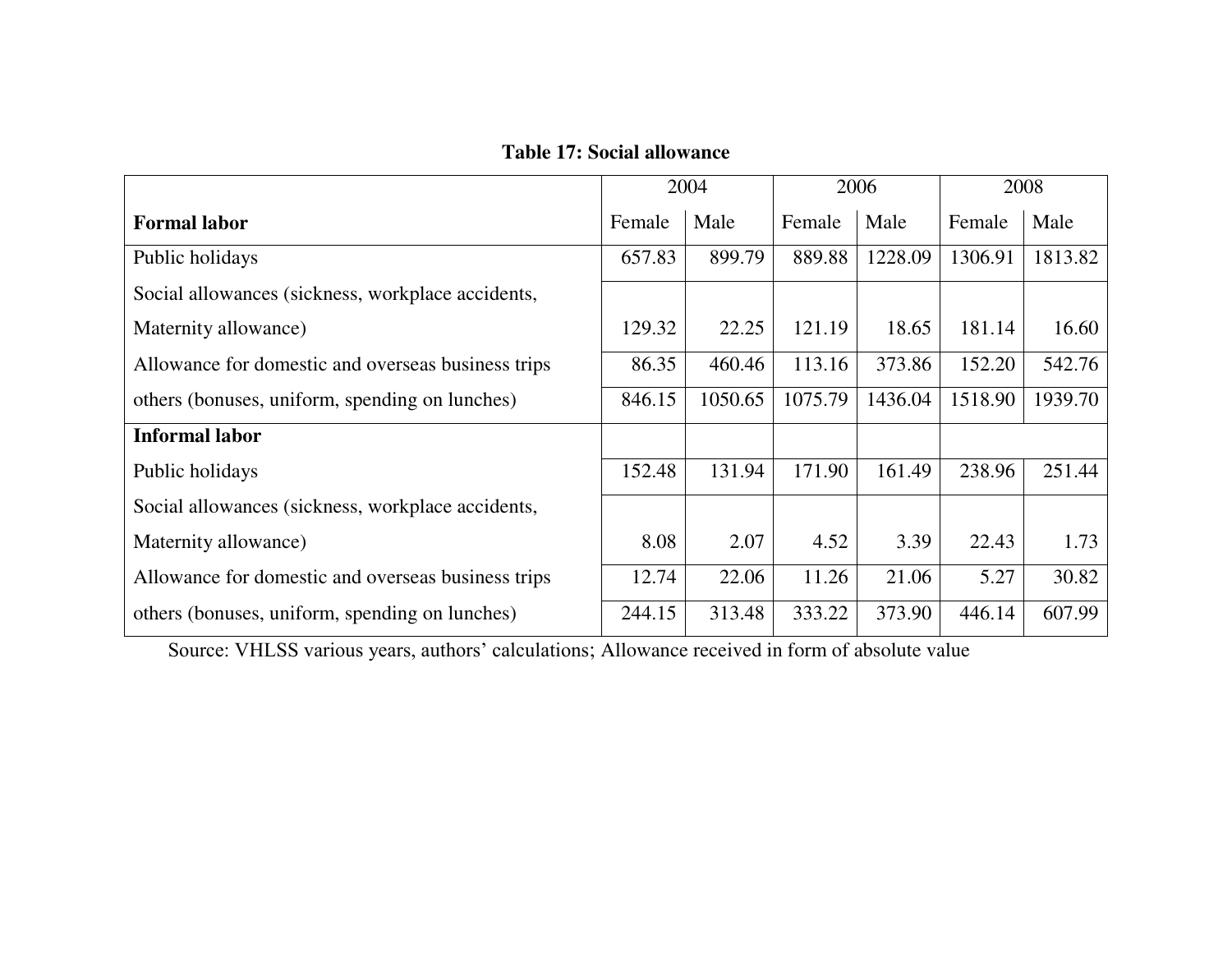**Table 17: Social allowance**

| | 2004 | | 2006 | | 2008 | |
|---|---|---|---|---|---|---|
| **Formal labor** | Female | Male | Female | Male | Female | Male |
| Public holidays | 657.83 | 899.79 | 889.88 | 1228.09 | 1306.91 | 1813.82 |
| Social allowances (sickness, workplace accidents, Maternity allowance) | 129.32 | 22.25 | 121.19 | 18.65 | 181.14 | 16.60 |
| Allowance for domestic and overseas business trips | 86.35 | 460.46 | 113.16 | 373.86 | 152.20 | 542.76 |
| others (bonuses, uniform, spending on lunches) | 846.15 | 1050.65 | 1075.79 | 1436.04 | 1518.90 | 1939.70 |
| **Informal labor** | | | | | | |
| Public holidays | 152.48 | 131.94 | 171.90 | 161.49 | 238.96 | 251.44 |
| Social allowances (sickness, workplace accidents, Maternity allowance) | 8.08 | 2.07 | 4.52 | 3.39 | 22.43 | 1.73 |
| Allowance for domestic and overseas business trips | 12.74 | 22.06 | 11.26 | 21.06 | 5.27 | 30.82 |
| others (bonuses, uniform, spending on lunches) | 244.15 | 313.48 | 333.22 | 373.90 | 446.14 | 607.99 |

Source: VHLSS various years, authors' calculations; Allowance received in form of absolute value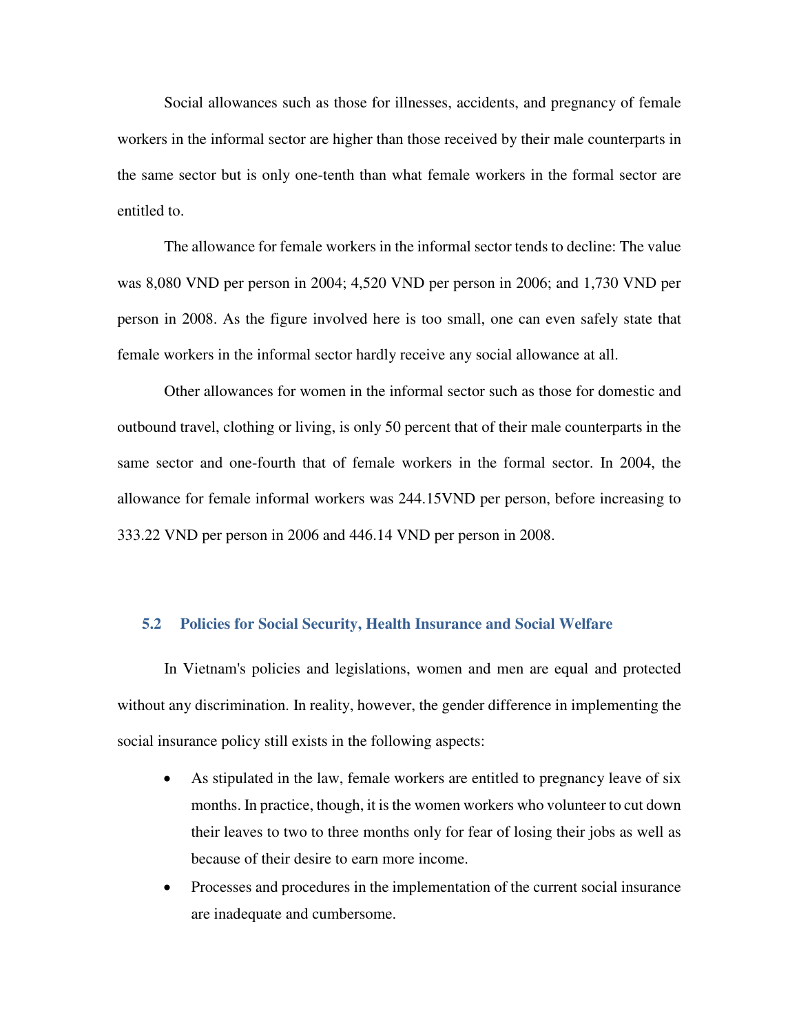Social allowances such as those for illnesses, accidents, and pregnancy of female workers in the informal sector are higher than those received by their male counterparts in the same sector but is only one-tenth than what female workers in the formal sector are entitled to.

The allowance for female workers in the informal sector tends to decline: The value was 8,080 VND per person in 2004; 4,520 VND per person in 2006; and 1,730 VND per person in 2008. As the figure involved here is too small, one can even safely state that female workers in the informal sector hardly receive any social allowance at all.

Other allowances for women in the informal sector such as those for domestic and outbound travel, clothing or living, is only 50 percent that of their male counterparts in the same sector and one-fourth that of female workers in the formal sector. In 2004, the allowance for female informal workers was 244.15VND per person, before increasing to 333.22 VND per person in 2006 and 446.14 VND per person in 2008.

### 5.2 Policies for Social Security, Health Insurance and Social Welfare

In Vietnam's policies and legislations, women and men are equal and protected without any discrimination. In reality, however, the gender difference in implementing the social insurance policy still exists in the following aspects:

- As stipulated in the law, female workers are entitled to pregnancy leave of six months. In practice, though, it is the women workers who volunteer to cut down their leaves to two to three months only for fear of losing their jobs as well as because of their desire to earn more income.
- Processes and procedures in the implementation of the current social insurance are inadequate and cumbersome.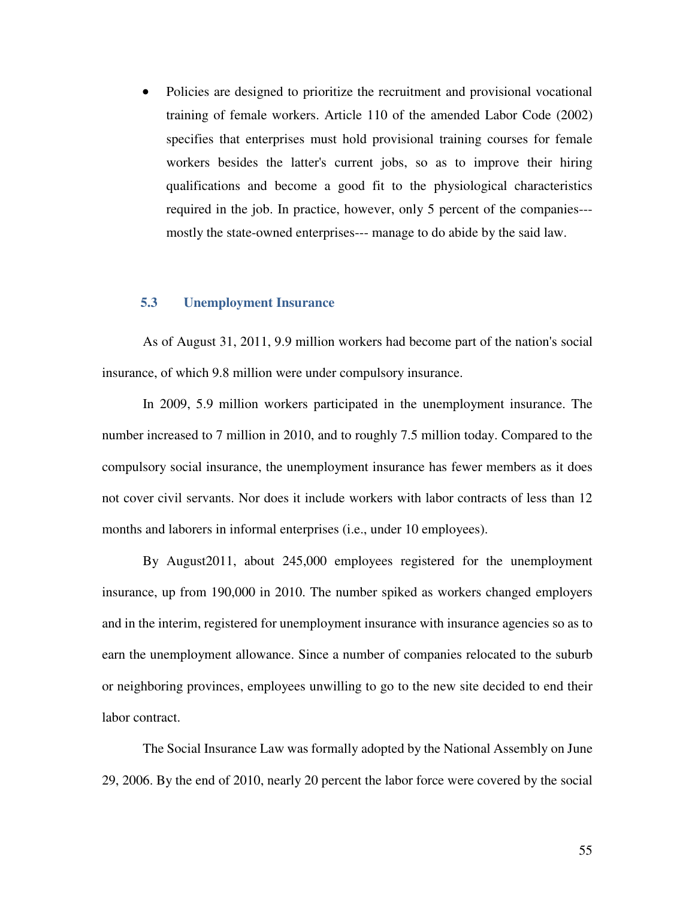- Policies are designed to prioritize the recruitment and provisional vocational training of female workers. Article 110 of the amended Labor Code (2002) specifies that enterprises must hold provisional training courses for female workers besides the latter's current jobs, so as to improve their hiring qualifications and become a good fit to the physiological characteristics required in the job. In practice, however, only 5 percent of the companies---mostly the state-owned enterprises--- manage to do abide by the said law.

### 5.3 Unemployment Insurance

As of August 31, 2011, 9.9 million workers had become part of the nation's social insurance, of which 9.8 million were under compulsory insurance.

In 2009, 5.9 million workers participated in the unemployment insurance. The number increased to 7 million in 2010, and to roughly 7.5 million today. Compared to the compulsory social insurance, the unemployment insurance has fewer members as it does not cover civil servants. Nor does it include workers with labor contracts of less than 12 months and laborers in informal enterprises (i.e., under 10 employees).

By August2011, about 245,000 employees registered for the unemployment insurance, up from 190,000 in 2010. The number spiked as workers changed employers and in the interim, registered for unemployment insurance with insurance agencies so as to earn the unemployment allowance. Since a number of companies relocated to the suburb or neighboring provinces, employees unwilling to go to the new site decided to end their labor contract.

The Social Insurance Law was formally adopted by the National Assembly on June 29, 2006. By the end of 2010, nearly 20 percent the labor force were covered by the social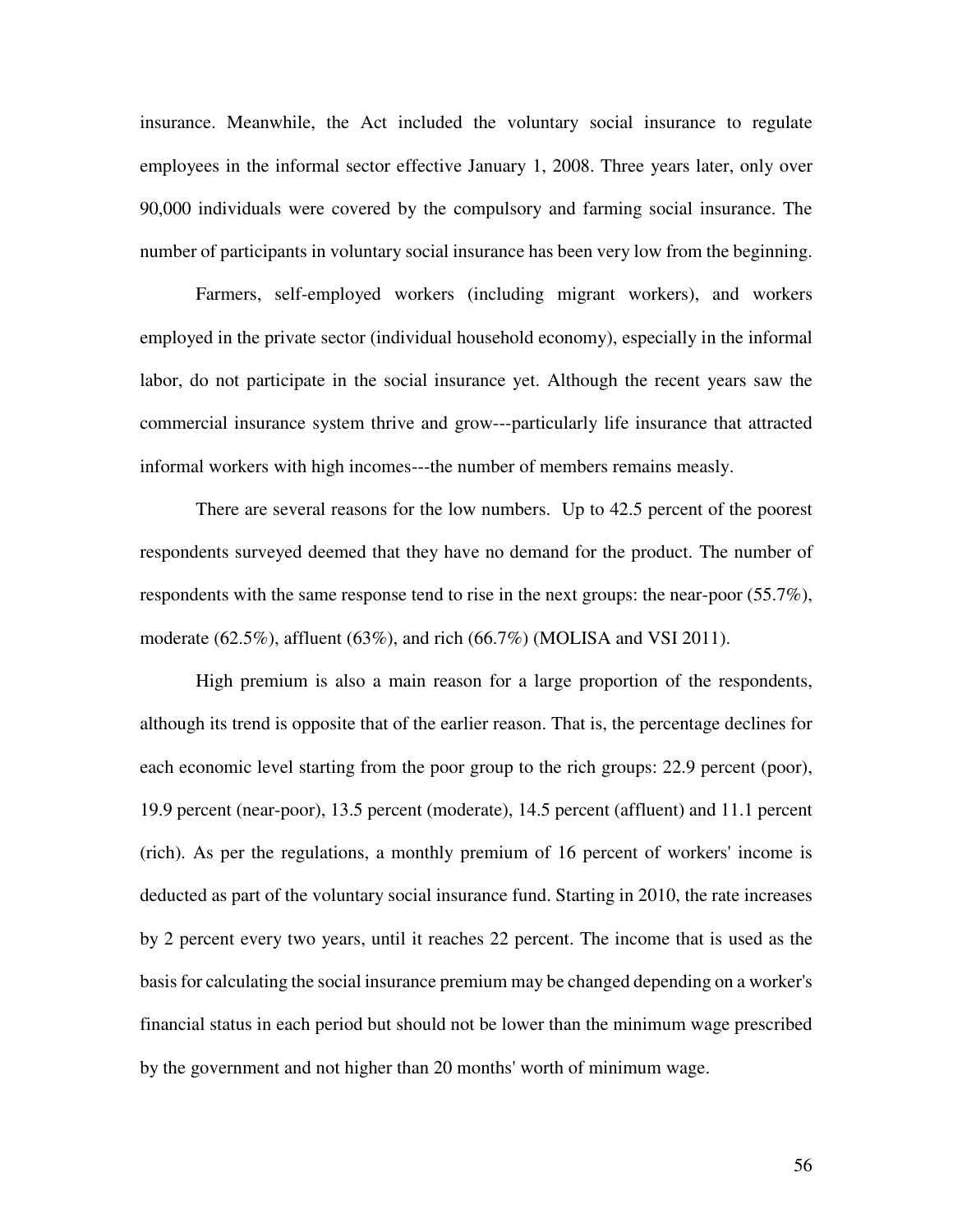insurance. Meanwhile, the Act included the voluntary social insurance to regulate employees in the informal sector effective January 1, 2008. Three years later, only over 90,000 individuals were covered by the compulsory and farming social insurance. The number of participants in voluntary social insurance has been very low from the beginning.

Farmers, self-employed workers (including migrant workers), and workers employed in the private sector (individual household economy), especially in the informal labor, do not participate in the social insurance yet. Although the recent years saw the commercial insurance system thrive and grow---particularly life insurance that attracted informal workers with high incomes---the number of members remains measly.

There are several reasons for the low numbers. Up to 42.5 percent of the poorest respondents surveyed deemed that they have no demand for the product. The number of respondents with the same response tend to rise in the next groups: the near-poor (55.7%), moderate (62.5%), affluent (63%), and rich (66.7%) (MOLISA and VSI 2011).

High premium is also a main reason for a large proportion of the respondents, although its trend is opposite that of the earlier reason. That is, the percentage declines for each economic level starting from the poor group to the rich groups: 22.9 percent (poor), 19.9 percent (near-poor), 13.5 percent (moderate), 14.5 percent (affluent) and 11.1 percent (rich). As per the regulations, a monthly premium of 16 percent of workers' income is deducted as part of the voluntary social insurance fund. Starting in 2010, the rate increases by 2 percent every two years, until it reaches 22 percent. The income that is used as the basis for calculating the social insurance premium may be changed depending on a worker's financial status in each period but should not be lower than the minimum wage prescribed by the government and not higher than 20 months' worth of minimum wage.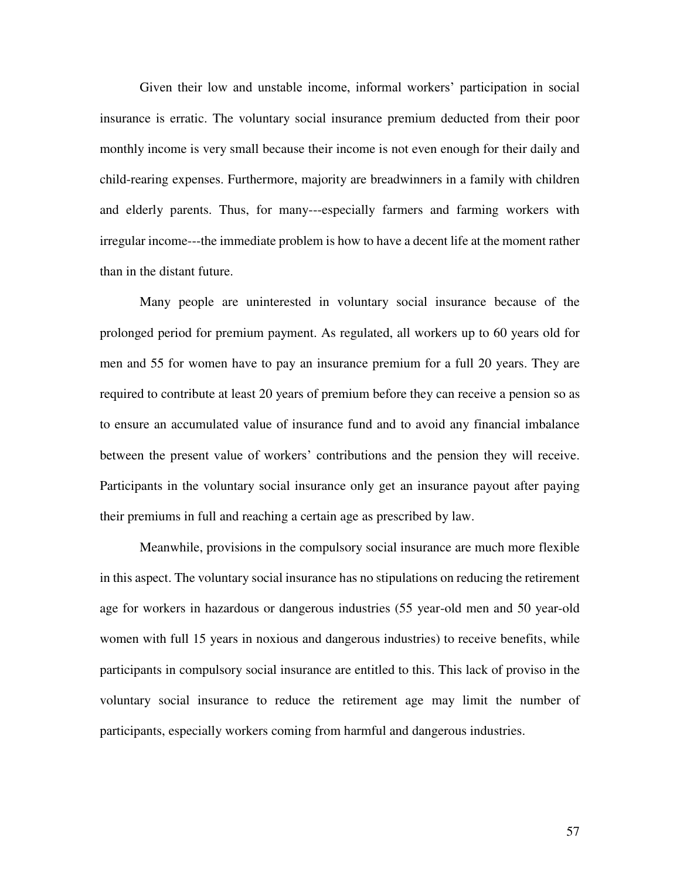Given their low and unstable income, informal workers' participation in social insurance is erratic. The voluntary social insurance premium deducted from their poor monthly income is very small because their income is not even enough for their daily and child-rearing expenses. Furthermore, majority are breadwinners in a family with children and elderly parents. Thus, for many---especially farmers and farming workers with irregular income---the immediate problem is how to have a decent life at the moment rather than in the distant future.

Many people are uninterested in voluntary social insurance because of the prolonged period for premium payment. As regulated, all workers up to 60 years old for men and 55 for women have to pay an insurance premium for a full 20 years. They are required to contribute at least 20 years of premium before they can receive a pension so as to ensure an accumulated value of insurance fund and to avoid any financial imbalance between the present value of workers' contributions and the pension they will receive. Participants in the voluntary social insurance only get an insurance payout after paying their premiums in full and reaching a certain age as prescribed by law.

Meanwhile, provisions in the compulsory social insurance are much more flexible in this aspect. The voluntary social insurance has no stipulations on reducing the retirement age for workers in hazardous or dangerous industries (55 year-old men and 50 year-old women with full 15 years in noxious and dangerous industries) to receive benefits, while participants in compulsory social insurance are entitled to this. This lack of proviso in the voluntary social insurance to reduce the retirement age may limit the number of participants, especially workers coming from harmful and dangerous industries.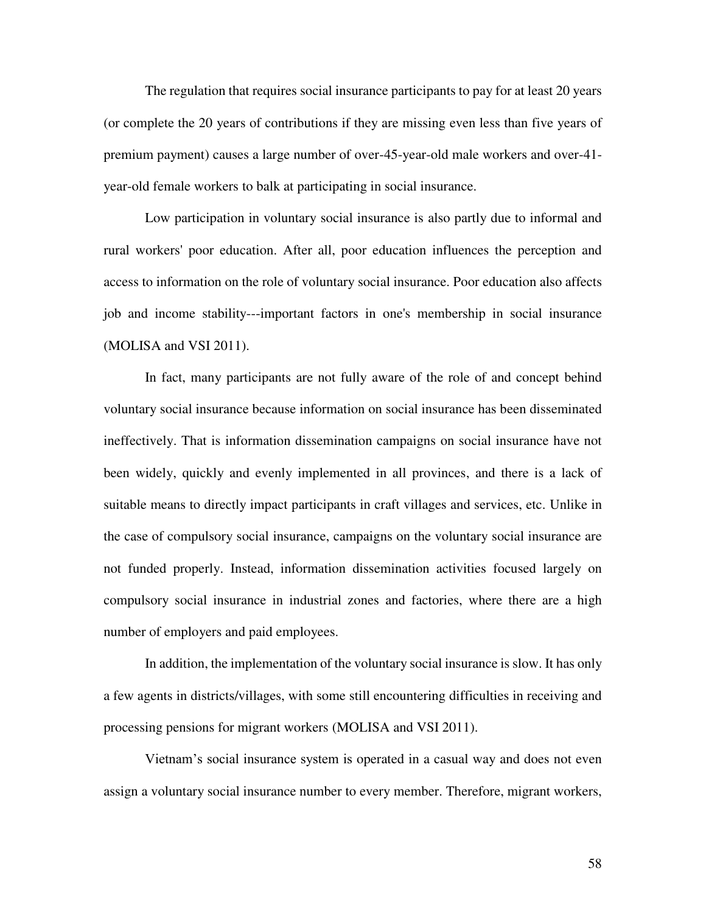The regulation that requires social insurance participants to pay for at least 20 years (or complete the 20 years of contributions if they are missing even less than five years of premium payment) causes a large number of over-45-year-old male workers and over-41-year-old female workers to balk at participating in social insurance.

Low participation in voluntary social insurance is also partly due to informal and rural workers' poor education. After all, poor education influences the perception and access to information on the role of voluntary social insurance. Poor education also affects job and income stability---important factors in one's membership in social insurance (MOLISA and VSI 2011).

In fact, many participants are not fully aware of the role of and concept behind voluntary social insurance because information on social insurance has been disseminated ineffectively. That is information dissemination campaigns on social insurance have not been widely, quickly and evenly implemented in all provinces, and there is a lack of suitable means to directly impact participants in craft villages and services, etc. Unlike in the case of compulsory social insurance, campaigns on the voluntary social insurance are not funded properly. Instead, information dissemination activities focused largely on compulsory social insurance in industrial zones and factories, where there are a high number of employers and paid employees.

In addition, the implementation of the voluntary social insurance is slow. It has only a few agents in districts/villages, with some still encountering difficulties in receiving and processing pensions for migrant workers (MOLISA and VSI 2011).

Vietnam's social insurance system is operated in a casual way and does not even assign a voluntary social insurance number to every member. Therefore, migrant workers,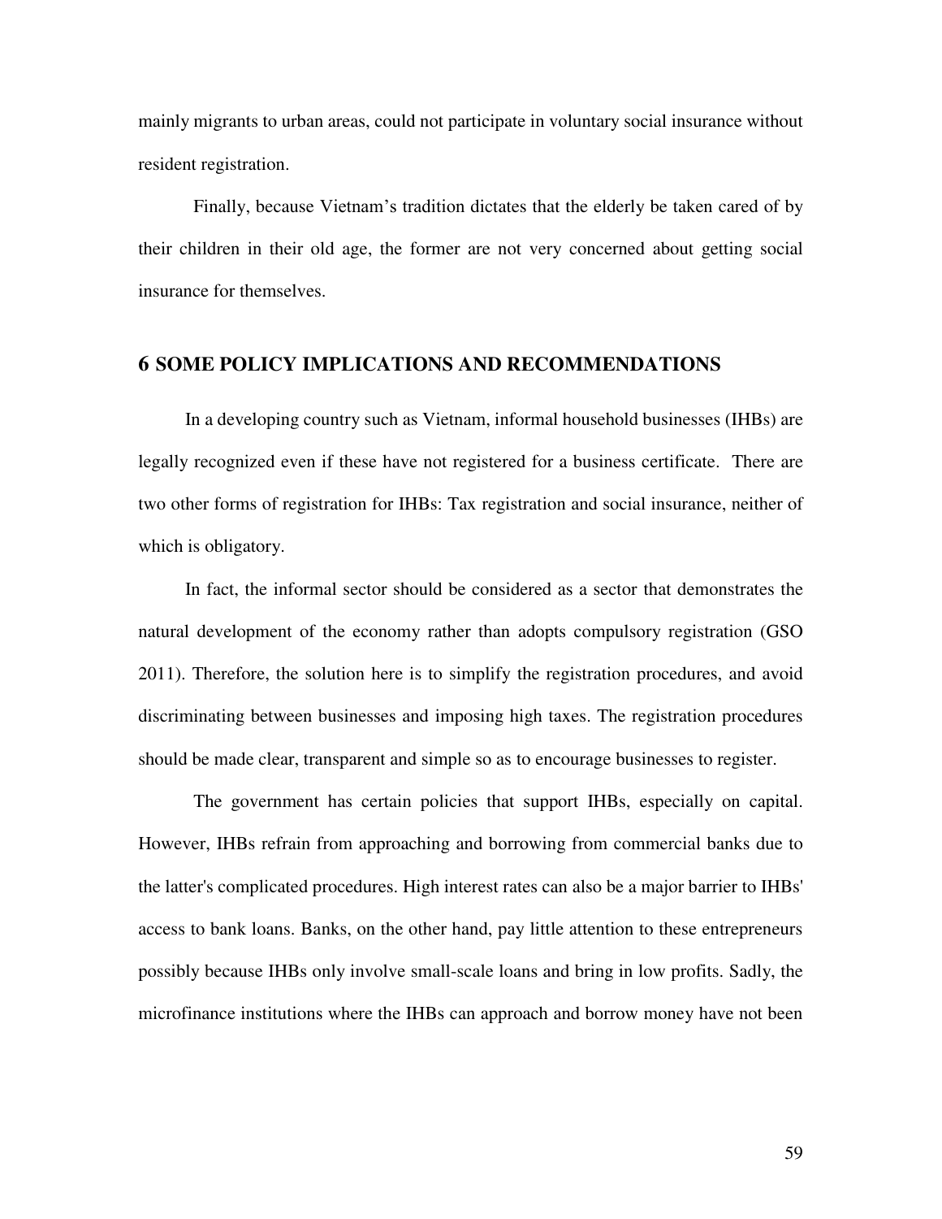mainly migrants to urban areas, could not participate in voluntary social insurance without resident registration.

Finally, because Vietnam's tradition dictates that the elderly be taken cared of by their children in their old age, the former are not very concerned about getting social insurance for themselves.

## 6 SOME POLICY IMPLICATIONS AND RECOMMENDATIONS

In a developing country such as Vietnam, informal household businesses (IHBs) are legally recognized even if these have not registered for a business certificate. There are two other forms of registration for IHBs: Tax registration and social insurance, neither of which is obligatory.

In fact, the informal sector should be considered as a sector that demonstrates the natural development of the economy rather than adopts compulsory registration (GSO 2011). Therefore, the solution here is to simplify the registration procedures, and avoid discriminating between businesses and imposing high taxes. The registration procedures should be made clear, transparent and simple so as to encourage businesses to register.

The government has certain policies that support IHBs, especially on capital. However, IHBs refrain from approaching and borrowing from commercial banks due to the latter's complicated procedures. High interest rates can also be a major barrier to IHBs' access to bank loans. Banks, on the other hand, pay little attention to these entrepreneurs possibly because IHBs only involve small-scale loans and bring in low profits. Sadly, the microfinance institutions where the IHBs can approach and borrow money have not been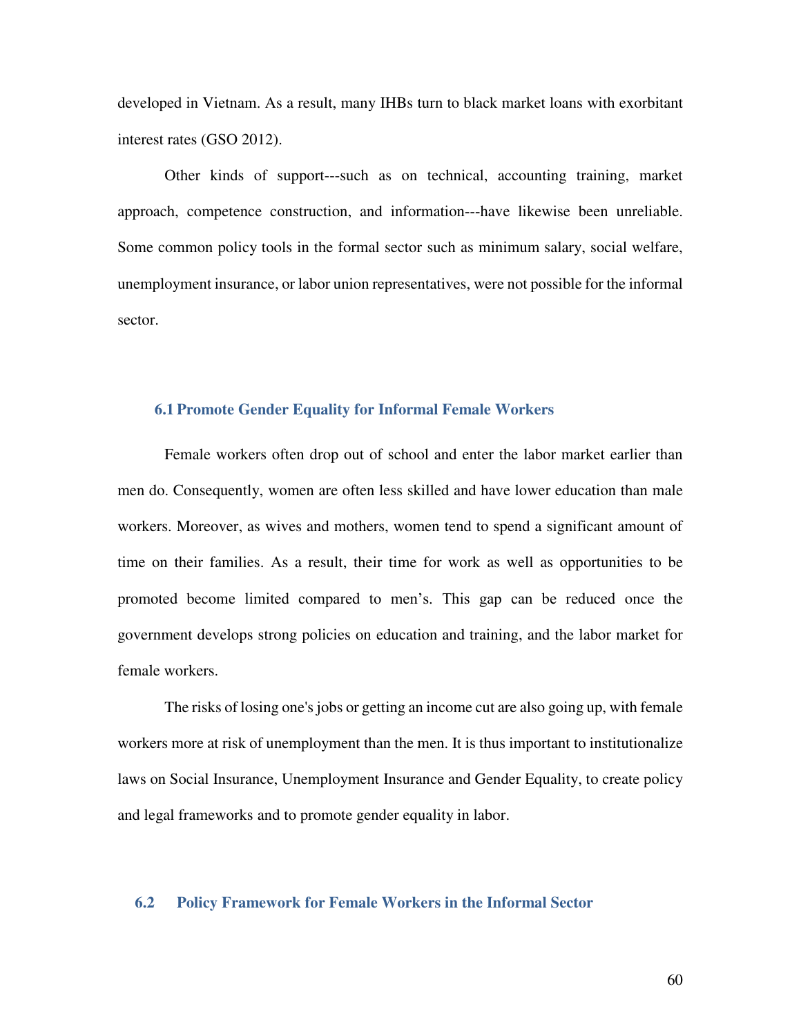developed in Vietnam. As a result, many IHBs turn to black market loans with exorbitant interest rates (GSO 2012).

Other kinds of support---such as on technical, accounting training, market approach, competence construction, and information---have likewise been unreliable. Some common policy tools in the formal sector such as minimum salary, social welfare, unemployment insurance, or labor union representatives, were not possible for the informal sector.

### 6.1 Promote Gender Equality for Informal Female Workers

Female workers often drop out of school and enter the labor market earlier than men do. Consequently, women are often less skilled and have lower education than male workers. Moreover, as wives and mothers, women tend to spend a significant amount of time on their families. As a result, their time for work as well as opportunities to be promoted become limited compared to men's. This gap can be reduced once the government develops strong policies on education and training, and the labor market for female workers.

The risks of losing one's jobs or getting an income cut are also going up, with female workers more at risk of unemployment than the men. It is thus important to institutionalize laws on Social Insurance, Unemployment Insurance and Gender Equality, to create policy and legal frameworks and to promote gender equality in labor.

### 6.2 Policy Framework for Female Workers in the Informal Sector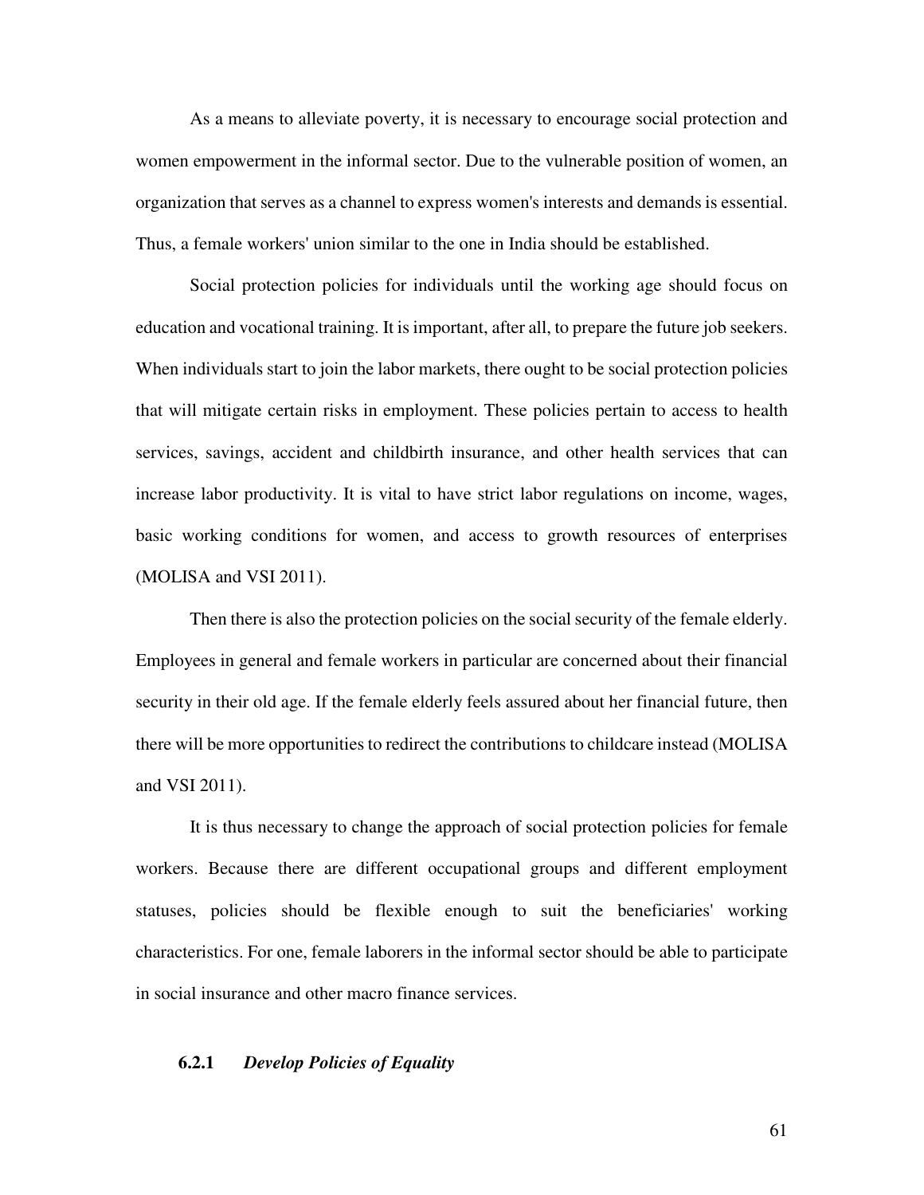As a means to alleviate poverty, it is necessary to encourage social protection and women empowerment in the informal sector. Due to the vulnerable position of women, an organization that serves as a channel to express women's interests and demands is essential. Thus, a female workers' union similar to the one in India should be established.

Social protection policies for individuals until the working age should focus on education and vocational training. It is important, after all, to prepare the future job seekers. When individuals start to join the labor markets, there ought to be social protection policies that will mitigate certain risks in employment. These policies pertain to access to health services, savings, accident and childbirth insurance, and other health services that can increase labor productivity. It is vital to have strict labor regulations on income, wages, basic working conditions for women, and access to growth resources of enterprises (MOLISA and VSI 2011).

Then there is also the protection policies on the social security of the female elderly. Employees in general and female workers in particular are concerned about their financial security in their old age. If the female elderly feels assured about her financial future, then there will be more opportunities to redirect the contributions to childcare instead (MOLISA and VSI 2011).

It is thus necessary to change the approach of social protection policies for female workers. Because there are different occupational groups and different employment statuses, policies should be flexible enough to suit the beneficiaries' working characteristics. For one, female laborers in the informal sector should be able to participate in social insurance and other macro finance services.

### 6.2.1 *Develop Policies of Equality*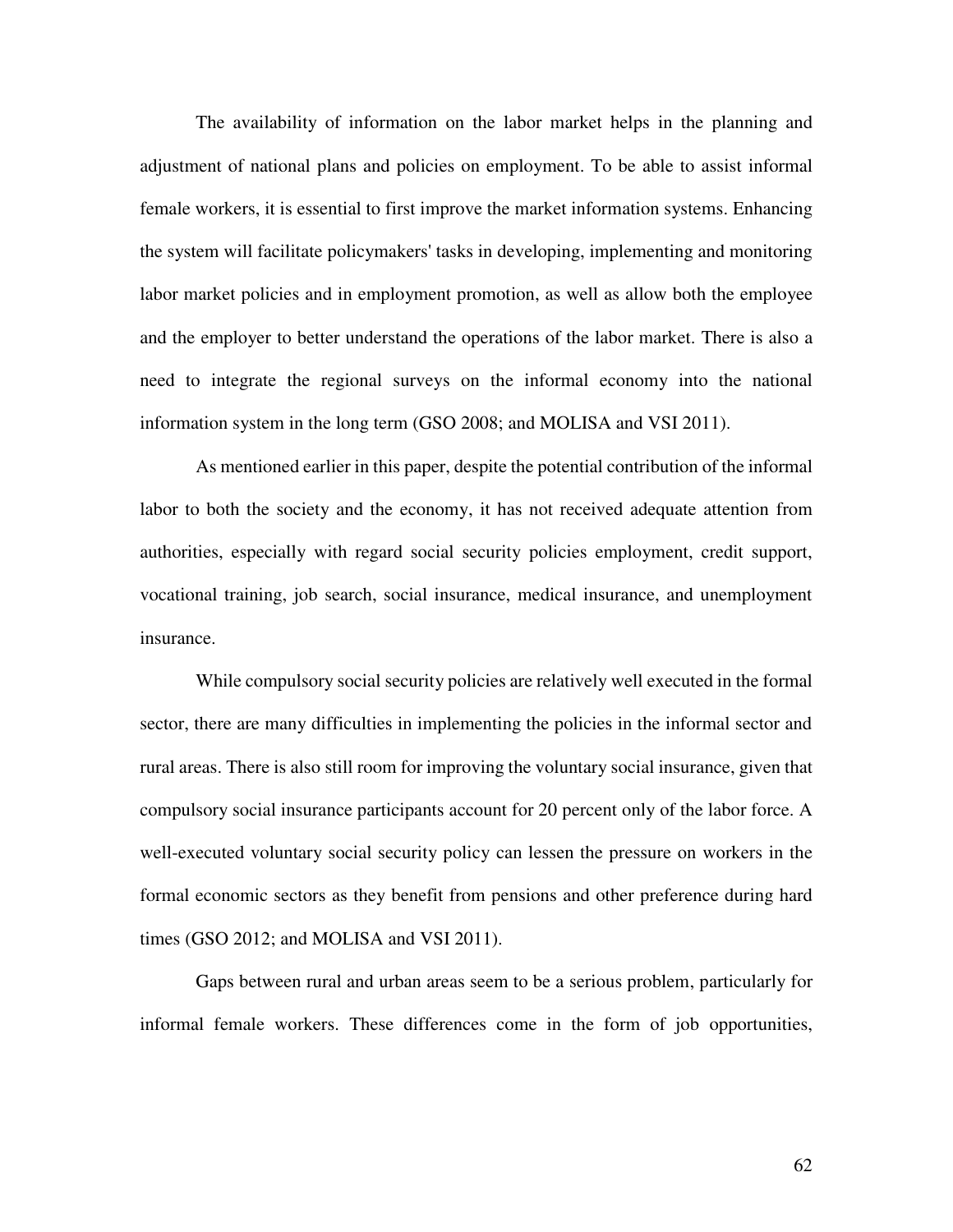The availability of information on the labor market helps in the planning and adjustment of national plans and policies on employment. To be able to assist informal female workers, it is essential to first improve the market information systems. Enhancing the system will facilitate policymakers' tasks in developing, implementing and monitoring labor market policies and in employment promotion, as well as allow both the employee and the employer to better understand the operations of the labor market. There is also a need to integrate the regional surveys on the informal economy into the national information system in the long term (GSO 2008; and MOLISA and VSI 2011).

As mentioned earlier in this paper, despite the potential contribution of the informal labor to both the society and the economy, it has not received adequate attention from authorities, especially with regard social security policies employment, credit support, vocational training, job search, social insurance, medical insurance, and unemployment insurance.

While compulsory social security policies are relatively well executed in the formal sector, there are many difficulties in implementing the policies in the informal sector and rural areas. There is also still room for improving the voluntary social insurance, given that compulsory social insurance participants account for 20 percent only of the labor force. A well-executed voluntary social security policy can lessen the pressure on workers in the formal economic sectors as they benefit from pensions and other preference during hard times (GSO 2012; and MOLISA and VSI 2011).

Gaps between rural and urban areas seem to be a serious problem, particularly for informal female workers. These differences come in the form of job opportunities,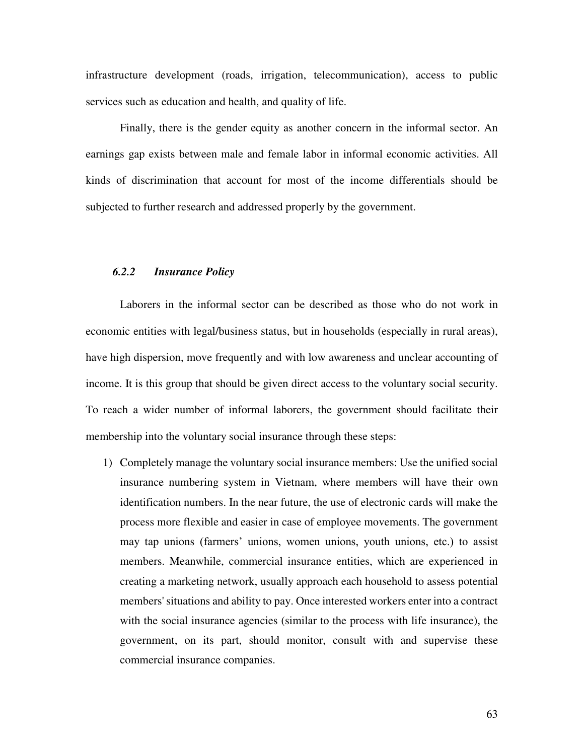infrastructure development (roads, irrigation, telecommunication), access to public services such as education and health, and quality of life.

Finally, there is the gender equity as another concern in the informal sector. An earnings gap exists between male and female labor in informal economic activities. All kinds of discrimination that account for most of the income differentials should be subjected to further research and addressed properly by the government.

### *6.2.2 Insurance Policy*

Laborers in the informal sector can be described as those who do not work in economic entities with legal/business status, but in households (especially in rural areas), have high dispersion, move frequently and with low awareness and unclear accounting of income. It is this group that should be given direct access to the voluntary social security. To reach a wider number of informal laborers, the government should facilitate their membership into the voluntary social insurance through these steps:

1) Completely manage the voluntary social insurance members: Use the unified social insurance numbering system in Vietnam, where members will have their own identification numbers. In the near future, the use of electronic cards will make the process more flexible and easier in case of employee movements. The government may tap unions (farmers' unions, women unions, youth unions, etc.) to assist members. Meanwhile, commercial insurance entities, which are experienced in creating a marketing network, usually approach each household to assess potential members' situations and ability to pay. Once interested workers enter into a contract with the social insurance agencies (similar to the process with life insurance), the government, on its part, should monitor, consult with and supervise these commercial insurance companies.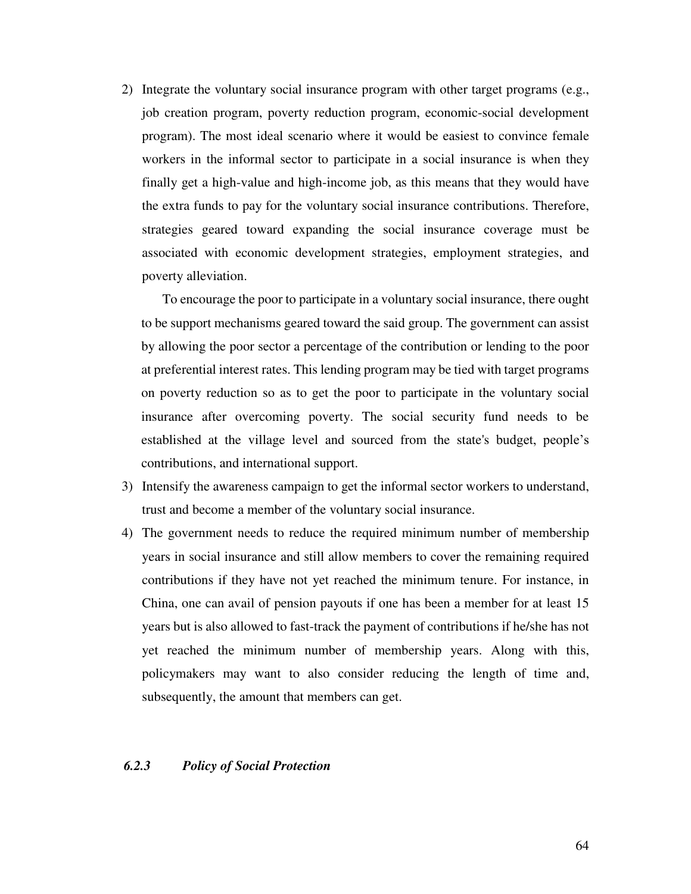2) Integrate the voluntary social insurance program with other target programs (e.g., job creation program, poverty reduction program, economic-social development program). The most ideal scenario where it would be easiest to convince female workers in the informal sector to participate in a social insurance is when they finally get a high-value and high-income job, as this means that they would have the extra funds to pay for the voluntary social insurance contributions. Therefore, strategies geared toward expanding the social insurance coverage must be associated with economic development strategies, employment strategies, and poverty alleviation.

   To encourage the poor to participate in a voluntary social insurance, there ought to be support mechanisms geared toward the said group. The government can assist by allowing the poor sector a percentage of the contribution or lending to the poor at preferential interest rates. This lending program may be tied with target programs on poverty reduction so as to get the poor to participate in the voluntary social insurance after overcoming poverty. The social security fund needs to be established at the village level and sourced from the state's budget, people's contributions, and international support.

3) Intensify the awareness campaign to get the informal sector workers to understand, trust and become a member of the voluntary social insurance.

4) The government needs to reduce the required minimum number of membership years in social insurance and still allow members to cover the remaining required contributions if they have not yet reached the minimum tenure. For instance, in China, one can avail of pension payouts if one has been a member for at least 15 years but is also allowed to fast-track the payment of contributions if he/she has not yet reached the minimum number of membership years. Along with this, policymakers may want to also consider reducing the length of time and, subsequently, the amount that members can get.

### *6.2.3 Policy of Social Protection*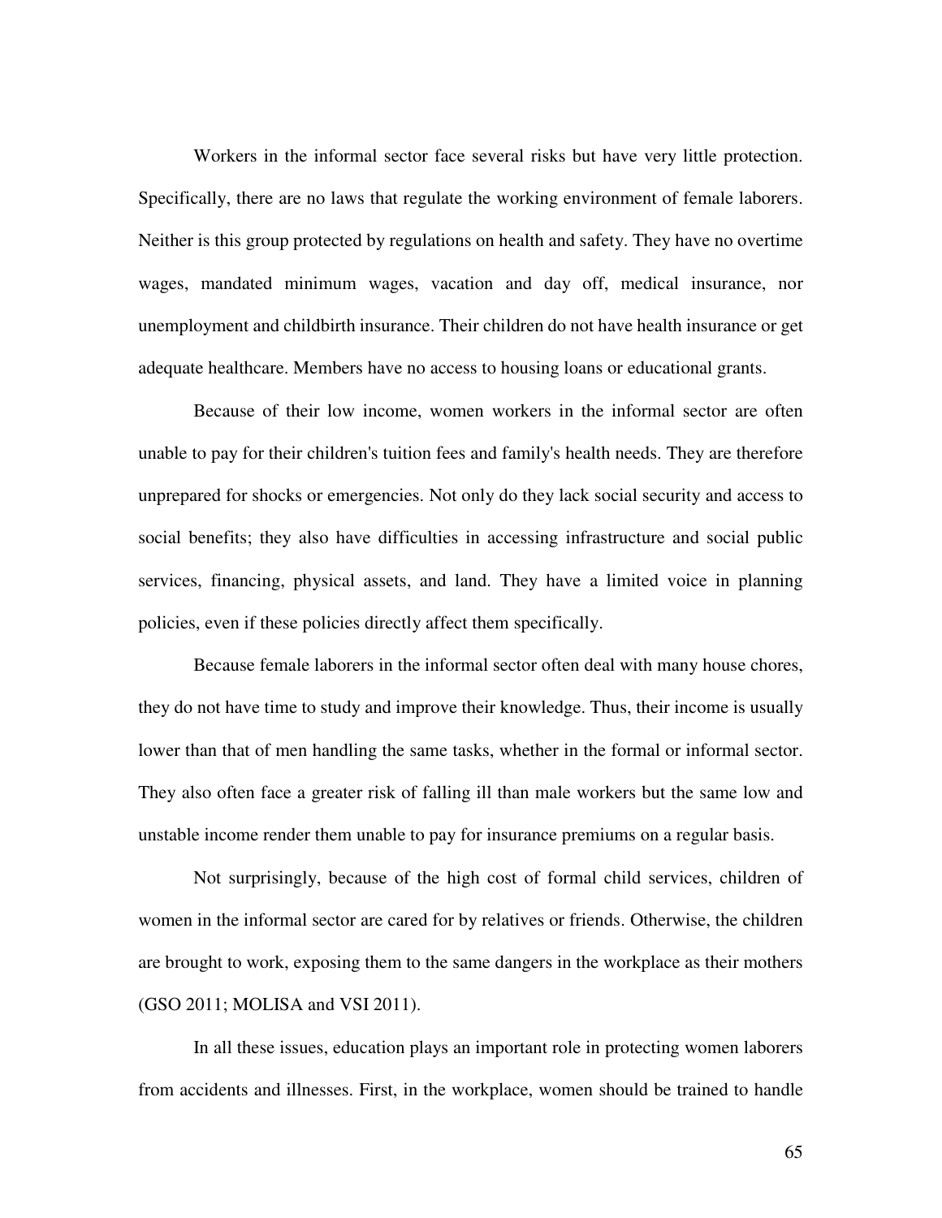Workers in the informal sector face several risks but have very little protection. Specifically, there are no laws that regulate the working environment of female laborers. Neither is this group protected by regulations on health and safety. They have no overtime wages, mandated minimum wages, vacation and day off, medical insurance, nor unemployment and childbirth insurance. Their children do not have health insurance or get adequate healthcare. Members have no access to housing loans or educational grants.

Because of their low income, women workers in the informal sector are often unable to pay for their children's tuition fees and family's health needs. They are therefore unprepared for shocks or emergencies. Not only do they lack social security and access to social benefits; they also have difficulties in accessing infrastructure and social public services, financing, physical assets, and land. They have a limited voice in planning policies, even if these policies directly affect them specifically.

Because female laborers in the informal sector often deal with many house chores, they do not have time to study and improve their knowledge. Thus, their income is usually lower than that of men handling the same tasks, whether in the formal or informal sector. They also often face a greater risk of falling ill than male workers but the same low and unstable income render them unable to pay for insurance premiums on a regular basis.

Not surprisingly, because of the high cost of formal child services, children of women in the informal sector are cared for by relatives or friends. Otherwise, the children are brought to work, exposing them to the same dangers in the workplace as their mothers (GSO 2011; MOLISA and VSI 2011).

In all these issues, education plays an important role in protecting women laborers from accidents and illnesses. First, in the workplace, women should be trained to handle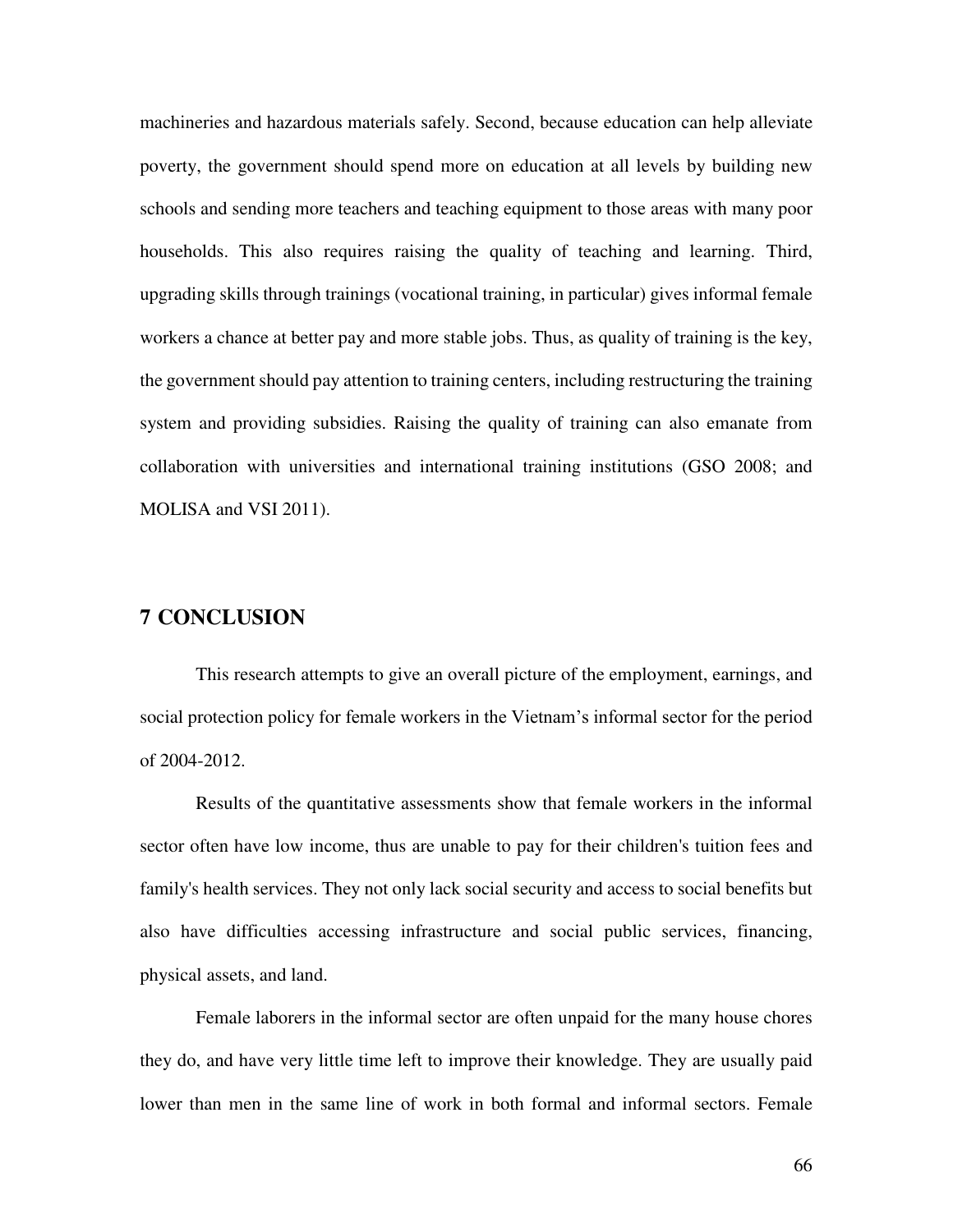machineries and hazardous materials safely. Second, because education can help alleviate poverty, the government should spend more on education at all levels by building new schools and sending more teachers and teaching equipment to those areas with many poor households. This also requires raising the quality of teaching and learning. Third, upgrading skills through trainings (vocational training, in particular) gives informal female workers a chance at better pay and more stable jobs. Thus, as quality of training is the key, the government should pay attention to training centers, including restructuring the training system and providing subsidies. Raising the quality of training can also emanate from collaboration with universities and international training institutions (GSO 2008; and MOLISA and VSI 2011).

# 7 CONCLUSION

This research attempts to give an overall picture of the employment, earnings, and social protection policy for female workers in the Vietnam's informal sector for the period of 2004-2012.

Results of the quantitative assessments show that female workers in the informal sector often have low income, thus are unable to pay for their children's tuition fees and family's health services. They not only lack social security and access to social benefits but also have difficulties accessing infrastructure and social public services, financing, physical assets, and land.

Female laborers in the informal sector are often unpaid for the many house chores they do, and have very little time left to improve their knowledge. They are usually paid lower than men in the same line of work in both formal and informal sectors. Female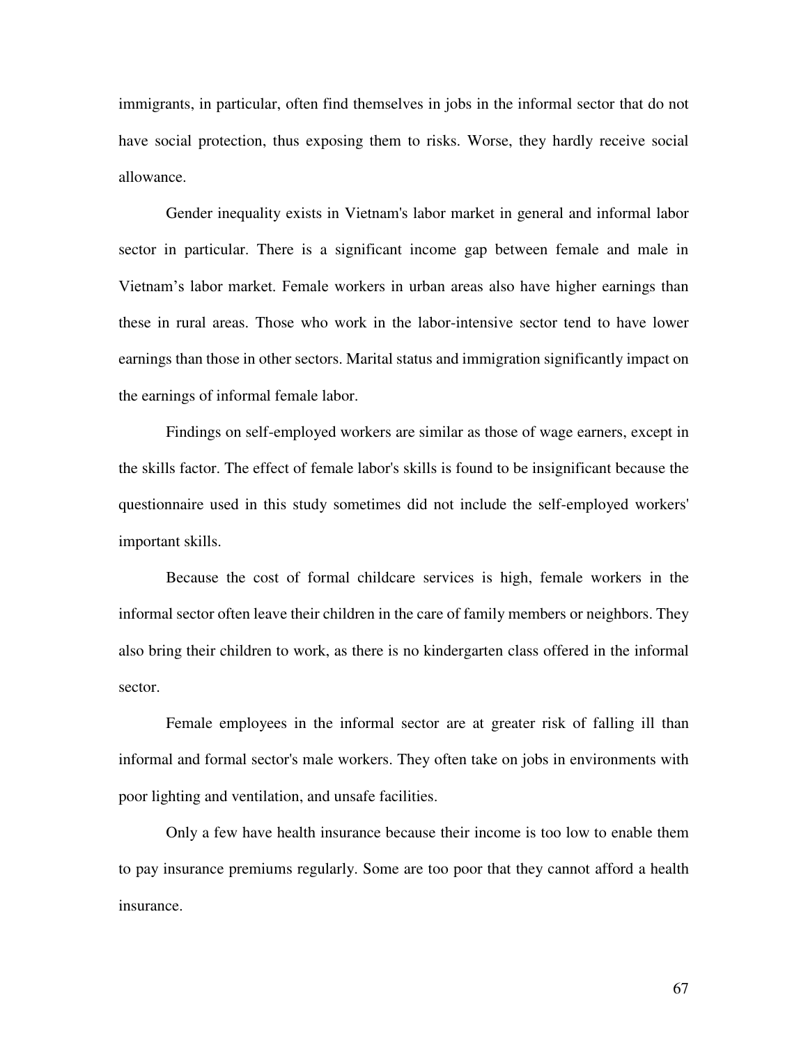immigrants, in particular, often find themselves in jobs in the informal sector that do not have social protection, thus exposing them to risks. Worse, they hardly receive social allowance.

Gender inequality exists in Vietnam's labor market in general and informal labor sector in particular. There is a significant income gap between female and male in Vietnam's labor market. Female workers in urban areas also have higher earnings than these in rural areas. Those who work in the labor-intensive sector tend to have lower earnings than those in other sectors. Marital status and immigration significantly impact on the earnings of informal female labor.

Findings on self-employed workers are similar as those of wage earners, except in the skills factor. The effect of female labor's skills is found to be insignificant because the questionnaire used in this study sometimes did not include the self-employed workers' important skills.

Because the cost of formal childcare services is high, female workers in the informal sector often leave their children in the care of family members or neighbors. They also bring their children to work, as there is no kindergarten class offered in the informal sector.

Female employees in the informal sector are at greater risk of falling ill than informal and formal sector's male workers. They often take on jobs in environments with poor lighting and ventilation, and unsafe facilities.

Only a few have health insurance because their income is too low to enable them to pay insurance premiums regularly. Some are too poor that they cannot afford a health insurance.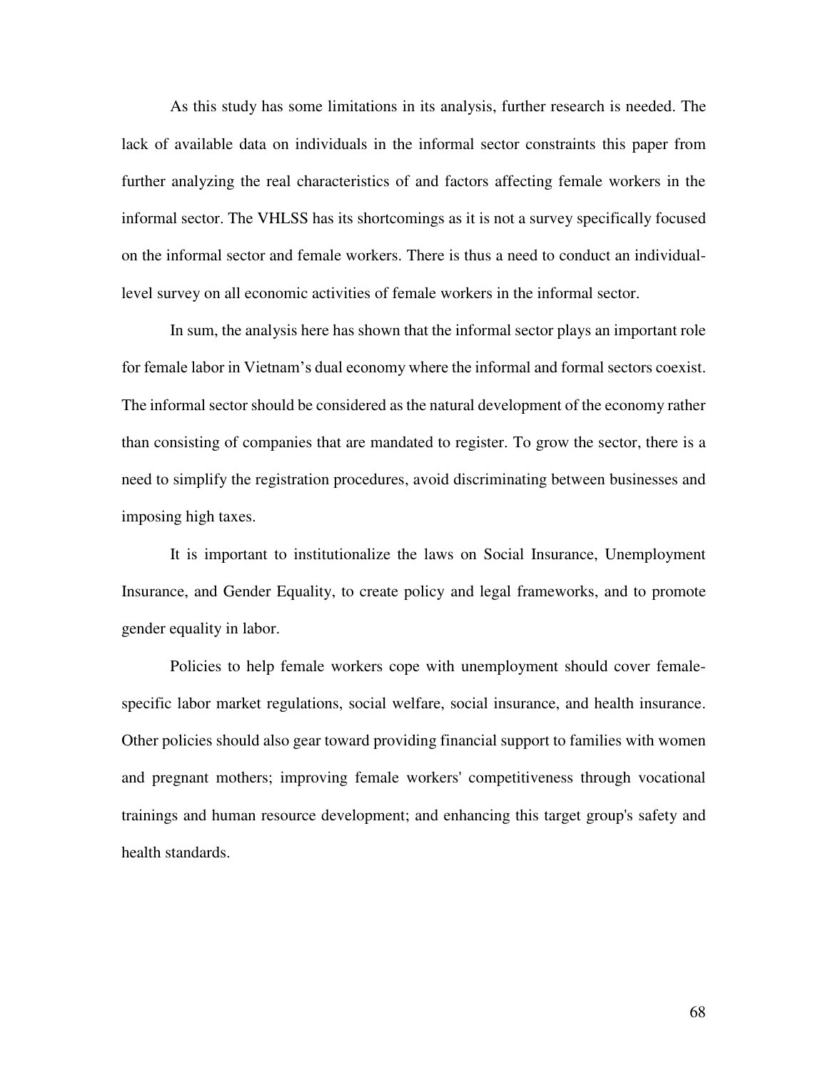As this study has some limitations in its analysis, further research is needed. The lack of available data on individuals in the informal sector constraints this paper from further analyzing the real characteristics of and factors affecting female workers in the informal sector. The VHLSS has its shortcomings as it is not a survey specifically focused on the informal sector and female workers. There is thus a need to conduct an individual-level survey on all economic activities of female workers in the informal sector.

In sum, the analysis here has shown that the informal sector plays an important role for female labor in Vietnam's dual economy where the informal and formal sectors coexist. The informal sector should be considered as the natural development of the economy rather than consisting of companies that are mandated to register. To grow the sector, there is a need to simplify the registration procedures, avoid discriminating between businesses and imposing high taxes.

It is important to institutionalize the laws on Social Insurance, Unemployment Insurance, and Gender Equality, to create policy and legal frameworks, and to promote gender equality in labor.

Policies to help female workers cope with unemployment should cover female-specific labor market regulations, social welfare, social insurance, and health insurance. Other policies should also gear toward providing financial support to families with women and pregnant mothers; improving female workers' competitiveness through vocational trainings and human resource development; and enhancing this target group's safety and health standards.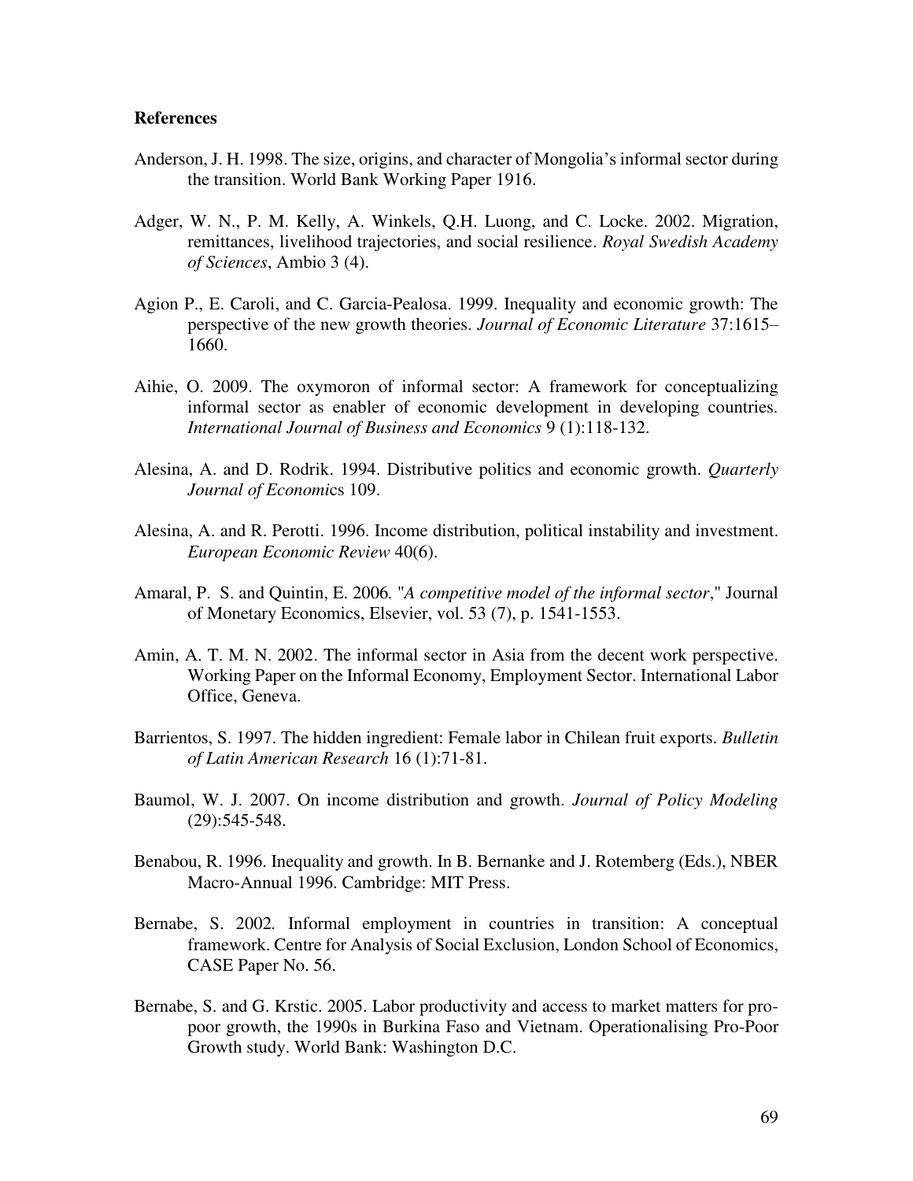**References**

Anderson, J. H. 1998. The size, origins, and character of Mongolia's informal sector during the transition. World Bank Working Paper 1916.

Adger, W. N., P. M. Kelly, A. Winkels, Q.H. Luong, and C. Locke. 2002. Migration, remittances, livelihood trajectories, and social resilience. *Royal Swedish Academy of Sciences*, Ambio 3 (4).

Agion P., E. Caroli, and C. Garcia-Pealosa. 1999. Inequality and economic growth: The perspective of the new growth theories. *Journal of Economic Literature* 37:1615–1660.

Aihie, O. 2009. The oxymoron of informal sector: A framework for conceptualizing informal sector as enabler of economic development in developing countries. *International Journal of Business and Economics* 9 (1):118-132.

Alesina, A. and D. Rodrik. 1994. Distributive politics and economic growth. *Quarterly Journal of Economics* 109.

Alesina, A. and R. Perotti. 1996. Income distribution, political instability and investment. *European Economic Review* 40(6).

Amaral, P. S. and Quintin, E. 2006. "*A competitive model of the informal sector*," Journal of Monetary Economics, Elsevier, vol. 53 (7), p. 1541-1553.

Amin, A. T. M. N. 2002. The informal sector in Asia from the decent work perspective. Working Paper on the Informal Economy, Employment Sector. International Labor Office, Geneva.

Barrientos, S. 1997. The hidden ingredient: Female labor in Chilean fruit exports. *Bulletin of Latin American Research* 16 (1):71-81.

Baumol, W. J. 2007. On income distribution and growth. *Journal of Policy Modeling* (29):545-548.

Benabou, R. 1996. Inequality and growth. In B. Bernanke and J. Rotemberg (Eds.), NBER Macro-Annual 1996. Cambridge: MIT Press.

Bernabe, S. 2002. Informal employment in countries in transition: A conceptual framework. Centre for Analysis of Social Exclusion, London School of Economics, CASE Paper No. 56.

Bernabe, S. and G. Krstic. 2005. Labor productivity and access to market matters for pro-poor growth, the 1990s in Burkina Faso and Vietnam. Operationalising Pro-Poor Growth study. World Bank: Washington D.C.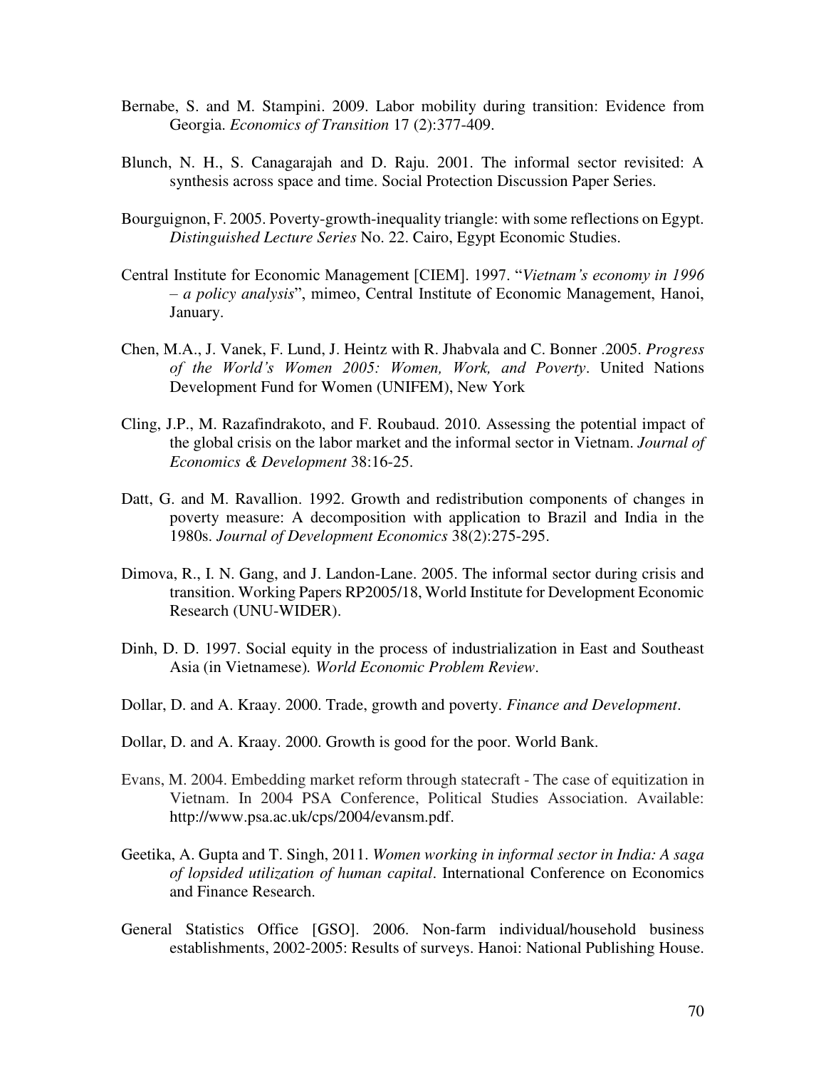Bernabe, S. and M. Stampini. 2009. Labor mobility during transition: Evidence from Georgia. *Economics of Transition* 17 (2):377-409.

Blunch, N. H., S. Canagarajah and D. Raju. 2001. The informal sector revisited: A synthesis across space and time. Social Protection Discussion Paper Series.

Bourguignon, F. 2005. Poverty-growth-inequality triangle: with some reflections on Egypt. *Distinguished Lecture Series* No. 22. Cairo, Egypt Economic Studies.

Central Institute for Economic Management [CIEM]. 1997. "*Vietnam's economy in 1996 – a policy analysis*", mimeo, Central Institute of Economic Management, Hanoi, January.

Chen, M.A., J. Vanek, F. Lund, J. Heintz with R. Jhabvala and C. Bonner .2005. *Progress of the World's Women 2005: Women, Work, and Poverty*. United Nations Development Fund for Women (UNIFEM), New York

Cling, J.P., M. Razafindrakoto, and F. Roubaud. 2010. Assessing the potential impact of the global crisis on the labor market and the informal sector in Vietnam. *Journal of Economics & Development* 38:16-25.

Datt, G. and M. Ravallion. 1992. Growth and redistribution components of changes in poverty measure: A decomposition with application to Brazil and India in the 1980s. *Journal of Development Economics* 38(2):275-295.

Dimova, R., I. N. Gang, and J. Landon-Lane. 2005. The informal sector during crisis and transition. Working Papers RP2005/18, World Institute for Development Economic Research (UNU-WIDER).

Dinh, D. D. 1997. Social equity in the process of industrialization in East and Southeast Asia (in Vietnamese). *World Economic Problem Review*.

Dollar, D. and A. Kraay. 2000. Trade, growth and poverty. *Finance and Development*.

Dollar, D. and A. Kraay. 2000. Growth is good for the poor. World Bank.

Evans, M. 2004. Embedding market reform through statecraft - The case of equitization in Vietnam. In 2004 PSA Conference, Political Studies Association. Available: http://www.psa.ac.uk/cps/2004/evansm.pdf.

Geetika, A. Gupta and T. Singh, 2011. *Women working in informal sector in India: A saga of lopsided utilization of human capital*. International Conference on Economics and Finance Research.

General Statistics Office [GSO]. 2006. Non-farm individual/household business establishments, 2002-2005: Results of surveys. Hanoi: National Publishing House.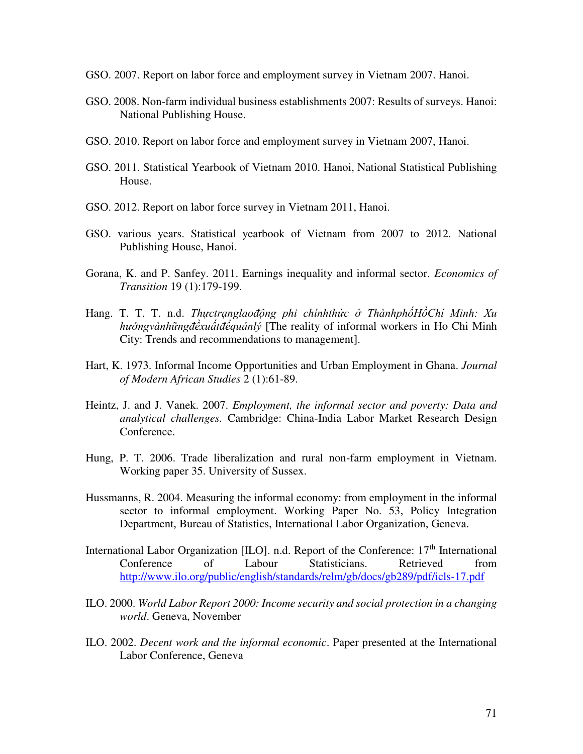GSO. 2007. Report on labor force and employment survey in Vietnam 2007. Hanoi.

GSO. 2008. Non-farm individual business establishments 2007: Results of surveys. Hanoi: National Publishing House.

GSO. 2010. Report on labor force and employment survey in Vietnam 2007, Hanoi.

GSO. 2011. Statistical Yearbook of Vietnam 2010. Hanoi, National Statistical Publishing House.

GSO. 2012. Report on labor force survey in Vietnam 2011, Hanoi.

GSO. various years. Statistical yearbook of Vietnam from 2007 to 2012. National Publishing House, Hanoi.

Gorana, K. and P. Sanfey. 2011. Earnings inequality and informal sector. *Economics of Transition* 19 (1):179-199.

Hang. T. T. T. n.d. *Thựctrạnglaođộng phi chínhthức ở ThànhphốHồChí Minh: Xu hướngvànhữngđềxuấtđểquảnlý* [The reality of informal workers in Ho Chi Minh City: Trends and recommendations to management].

Hart, K. 1973. Informal Income Opportunities and Urban Employment in Ghana. *Journal of Modern African Studies* 2 (1):61-89.

Heintz, J. and J. Vanek. 2007. *Employment, the informal sector and poverty: Data and analytical challenges.* Cambridge: China-India Labor Market Research Design Conference.

Hung, P. T. 2006. Trade liberalization and rural non-farm employment in Vietnam. Working paper 35. University of Sussex.

Hussmanns, R. 2004. Measuring the informal economy: from employment in the informal sector to informal employment. Working Paper No. 53, Policy Integration Department, Bureau of Statistics, International Labor Organization, Geneva.

International Labor Organization [ILO]. n.d. Report of the Conference: 17th International Conference of Labour Statisticians. Retrieved from http://www.ilo.org/public/english/standards/relm/gb/docs/gb289/pdf/icls-17.pdf

ILO. 2000. *World Labor Report 2000: Income security and social protection in a changing world*. Geneva, November

ILO. 2002. *Decent work and the informal economic*. Paper presented at the International Labor Conference, Geneva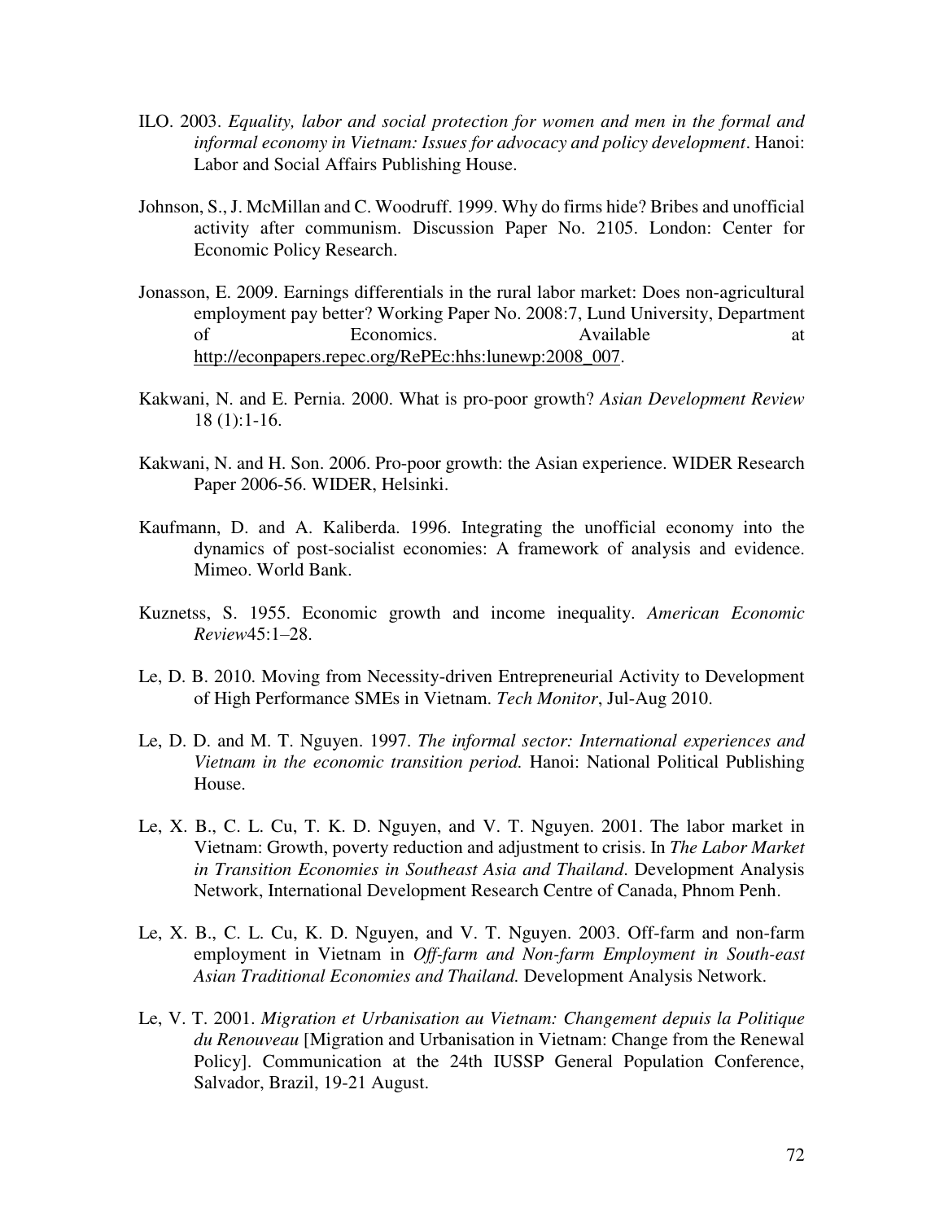ILO. 2003. *Equality, labor and social protection for women and men in the formal and informal economy in Vietnam: Issues for advocacy and policy development*. Hanoi: Labor and Social Affairs Publishing House.

Johnson, S., J. McMillan and C. Woodruff. 1999. Why do firms hide? Bribes and unofficial activity after communism. Discussion Paper No. 2105. London: Center for Economic Policy Research.

Jonasson, E. 2009. Earnings differentials in the rural labor market: Does non-agricultural employment pay better? Working Paper No. 2008:7, Lund University, Department of Economics. Available at http://econpapers.repec.org/RePEc:hhs:lunewp:2008_007.

Kakwani, N. and E. Pernia. 2000. What is pro-poor growth? *Asian Development Review* 18 (1):1-16.

Kakwani, N. and H. Son. 2006. Pro-poor growth: the Asian experience. WIDER Research Paper 2006-56. WIDER, Helsinki.

Kaufmann, D. and A. Kaliberda. 1996. Integrating the unofficial economy into the dynamics of post-socialist economies: A framework of analysis and evidence. Mimeo. World Bank.

Kuznetss, S. 1955. Economic growth and income inequality. *American Economic Review*45:1–28.

Le, D. B. 2010. Moving from Necessity-driven Entrepreneurial Activity to Development of High Performance SMEs in Vietnam. *Tech Monitor*, Jul-Aug 2010.

Le, D. D. and M. T. Nguyen. 1997. *The informal sector: International experiences and Vietnam in the economic transition period.* Hanoi: National Political Publishing House.

Le, X. B., C. L. Cu, T. K. D. Nguyen, and V. T. Nguyen. 2001. The labor market in Vietnam: Growth, poverty reduction and adjustment to crisis. In *The Labor Market in Transition Economies in Southeast Asia and Thailand*. Development Analysis Network, International Development Research Centre of Canada, Phnom Penh.

Le, X. B., C. L. Cu, K. D. Nguyen, and V. T. Nguyen. 2003. Off-farm and non-farm employment in Vietnam in *Off-farm and Non-farm Employment in South-east Asian Traditional Economies and Thailand.* Development Analysis Network.

Le, V. T. 2001. *Migration et Urbanisation au Vietnam: Changement depuis la Politique du Renouveau* [Migration and Urbanisation in Vietnam: Change from the Renewal Policy]. Communication at the 24th IUSSP General Population Conference, Salvador, Brazil, 19-21 August.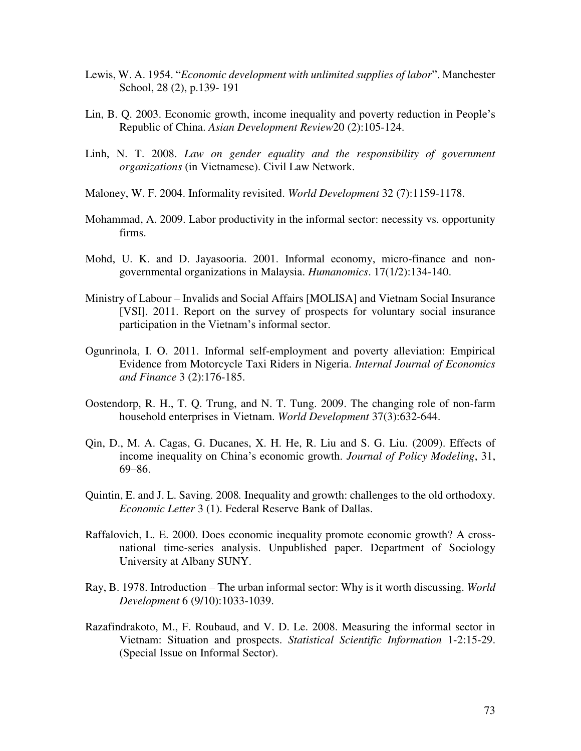Lewis, W. A. 1954. "*Economic development with unlimited supplies of labor*". Manchester School, 28 (2), p.139- 191

Lin, B. Q. 2003. Economic growth, income inequality and poverty reduction in People's Republic of China. *Asian Development Review*20 (2):105-124.

Linh, N. T. 2008. *Law on gender equality and the responsibility of government organizations* (in Vietnamese). Civil Law Network.

Maloney, W. F. 2004. Informality revisited. *World Development* 32 (7):1159-1178.

Mohammad, A. 2009. Labor productivity in the informal sector: necessity vs. opportunity firms.

Mohd, U. K. and D. Jayasooria. 2001. Informal economy, micro-finance and non-governmental organizations in Malaysia. *Humanomics*. 17(1/2):134-140.

Ministry of Labour – Invalids and Social Affairs [MOLISA] and Vietnam Social Insurance [VSI]. 2011. Report on the survey of prospects for voluntary social insurance participation in the Vietnam's informal sector.

Ogunrinola, I. O. 2011. Informal self-employment and poverty alleviation: Empirical Evidence from Motorcycle Taxi Riders in Nigeria. *Internal Journal of Economics and Finance* 3 (2):176-185.

Oostendorp, R. H., T. Q. Trung, and N. T. Tung. 2009. The changing role of non-farm household enterprises in Vietnam. *World Development* 37(3):632-644.

Qin, D., M. A. Cagas, G. Ducanes, X. H. He, R. Liu and S. G. Liu. (2009). Effects of income inequality on China's economic growth. *Journal of Policy Modeling*, 31, 69–86.

Quintin, E. and J. L. Saving. 2008*.* Inequality and growth: challenges to the old orthodoxy. *Economic Letter* 3 (1). Federal Reserve Bank of Dallas.

Raffalovich, L. E. 2000. Does economic inequality promote economic growth? A cross-national time-series analysis. Unpublished paper. Department of Sociology University at Albany SUNY.

Ray, B. 1978. Introduction – The urban informal sector: Why is it worth discussing. *World Development* 6 (9/10):1033-1039.

Razafindrakoto, M., F. Roubaud, and V. D. Le. 2008. Measuring the informal sector in Vietnam: Situation and prospects. *Statistical Scientific Information* 1-2:15-29. (Special Issue on Informal Sector).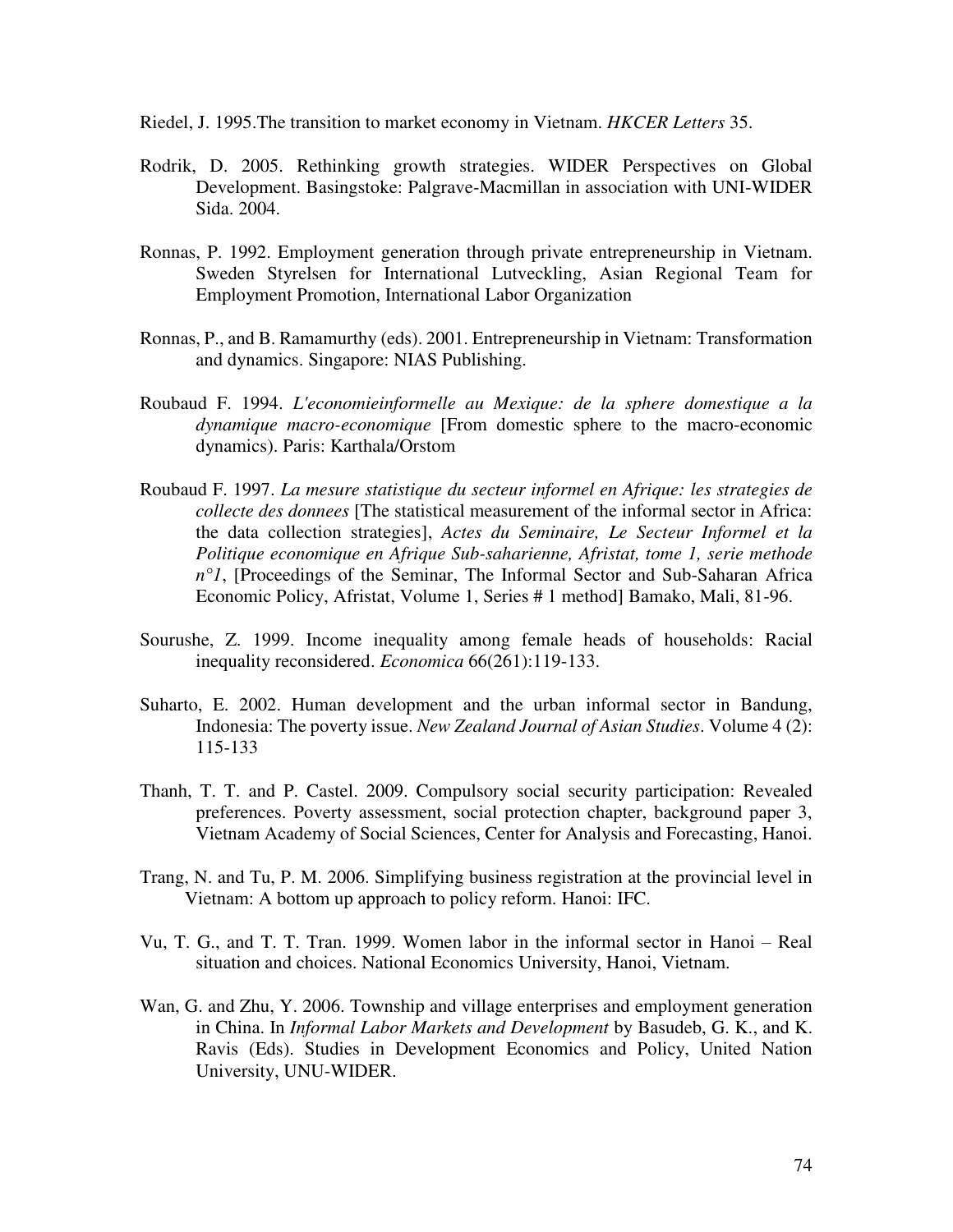Riedel, J. 1995.The transition to market economy in Vietnam. *HKCER Letters* 35.

Rodrik, D. 2005. Rethinking growth strategies. WIDER Perspectives on Global Development. Basingstoke: Palgrave-Macmillan in association with UNI-WIDER Sida. 2004.

Ronnas, P. 1992. Employment generation through private entrepreneurship in Vietnam. Sweden Styrelsen for International Lutveckling, Asian Regional Team for Employment Promotion, International Labor Organization

Ronnas, P., and B. Ramamurthy (eds). 2001. Entrepreneurship in Vietnam: Transformation and dynamics. Singapore: NIAS Publishing.

Roubaud F. 1994. *L'economieinformelle au Mexique: de la sphere domestique a la dynamique macro-economique* [From domestic sphere to the macro-economic dynamics). Paris: Karthala/Orstom

Roubaud F. 1997. *La mesure statistique du secteur informel en Afrique: les strategies de collecte des donnees* [The statistical measurement of the informal sector in Africa: the data collection strategies], *Actes du Seminaire, Le Secteur Informel et la Politique economique en Afrique Sub-saharienne, Afristat, tome 1, serie methode n°1*, [Proceedings of the Seminar, The Informal Sector and Sub-Saharan Africa Economic Policy, Afristat, Volume 1, Series # 1 method] Bamako, Mali, 81-96.

Sourushe, Z. 1999. Income inequality among female heads of households: Racial inequality reconsidered. *Economica* 66(261):119-133.

Suharto, E. 2002. Human development and the urban informal sector in Bandung, Indonesia: The poverty issue. *New Zealand Journal of Asian Studies*. Volume 4 (2): 115-133

Thanh, T. T. and P. Castel. 2009. Compulsory social security participation: Revealed preferences. Poverty assessment, social protection chapter, background paper 3, Vietnam Academy of Social Sciences, Center for Analysis and Forecasting, Hanoi.

Trang, N. and Tu, P. M. 2006. Simplifying business registration at the provincial level in Vietnam: A bottom up approach to policy reform. Hanoi: IFC.

Vu, T. G., and T. T. Tran. 1999. Women labor in the informal sector in Hanoi – Real situation and choices. National Economics University, Hanoi, Vietnam.

Wan, G. and Zhu, Y. 2006. Township and village enterprises and employment generation in China. In *Informal Labor Markets and Development* by Basudeb, G. K., and K. Ravis (Eds). Studies in Development Economics and Policy, United Nation University, UNU-WIDER.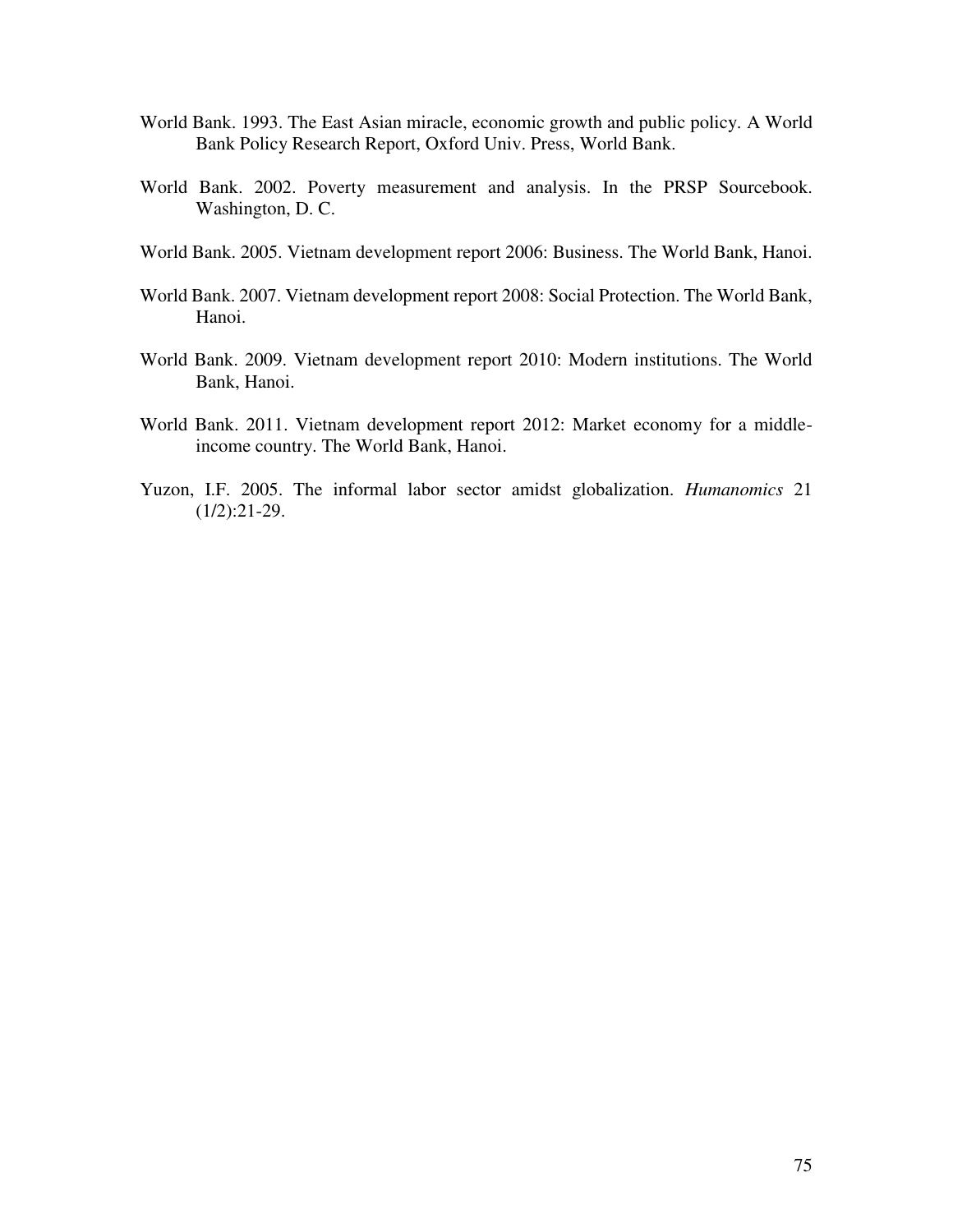World Bank. 1993. The East Asian miracle, economic growth and public policy. A World Bank Policy Research Report, Oxford Univ. Press, World Bank.

World Bank. 2002. Poverty measurement and analysis. In the PRSP Sourcebook. Washington, D. C.

World Bank. 2005. Vietnam development report 2006: Business. The World Bank, Hanoi.

World Bank. 2007. Vietnam development report 2008: Social Protection. The World Bank, Hanoi.

World Bank. 2009. Vietnam development report 2010: Modern institutions. The World Bank, Hanoi.

World Bank. 2011. Vietnam development report 2012: Market economy for a middle-income country. The World Bank, Hanoi.

Yuzon, I.F. 2005. The informal labor sector amidst globalization. *Humanomics* 21 (1/2):21-29.